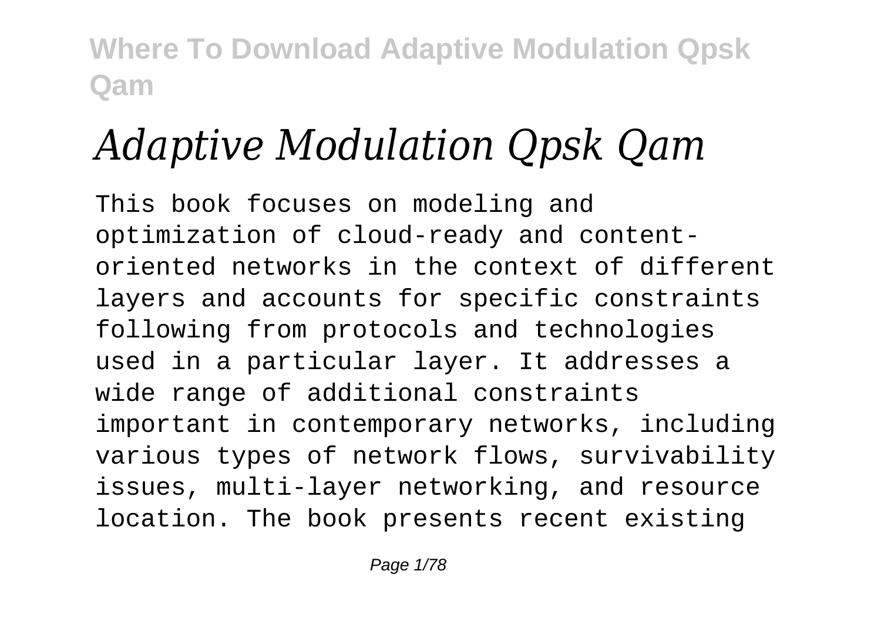# Adaptive Modulation Qpsk Qam

This book focuses on modeling and optimization of cloud-ready and content-oriented networks in the context of different layers and accounts for specific constraints following from protocols and technologies used in a particular layer. It addresses a wide range of additional constraints important in contemporary networks, including various types of network flows, survivability issues, multi-layer networking, and resource location. The book presents recent existing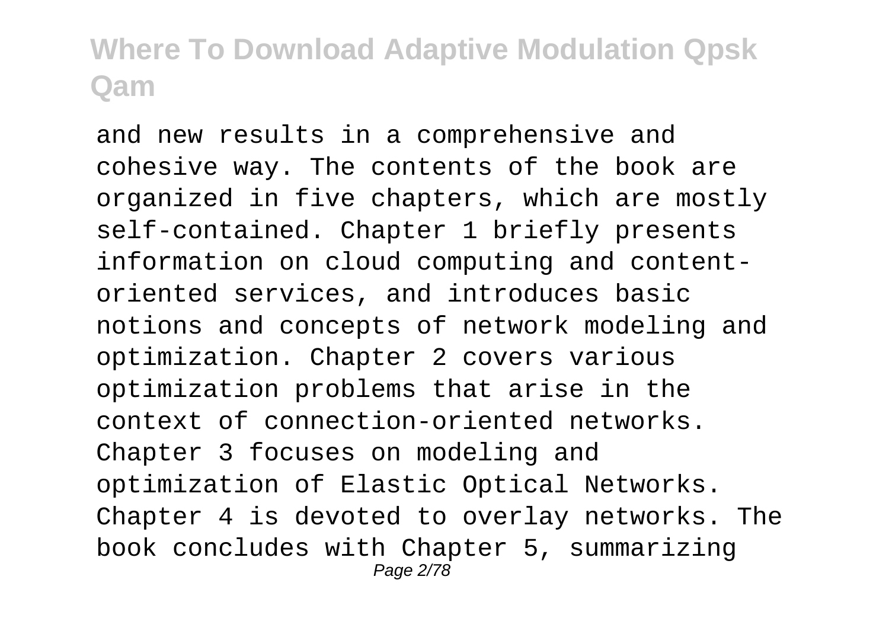and new results in a comprehensive and cohesive way. The contents of the book are organized in five chapters, which are mostly self-contained. Chapter 1 briefly presents information on cloud computing and content-oriented services, and introduces basic notions and concepts of network modeling and optimization. Chapter 2 covers various optimization problems that arise in the context of connection-oriented networks. Chapter 3 focuses on modeling and optimization of Elastic Optical Networks. Chapter 4 is devoted to overlay networks. The book concludes with Chapter 5, summarizing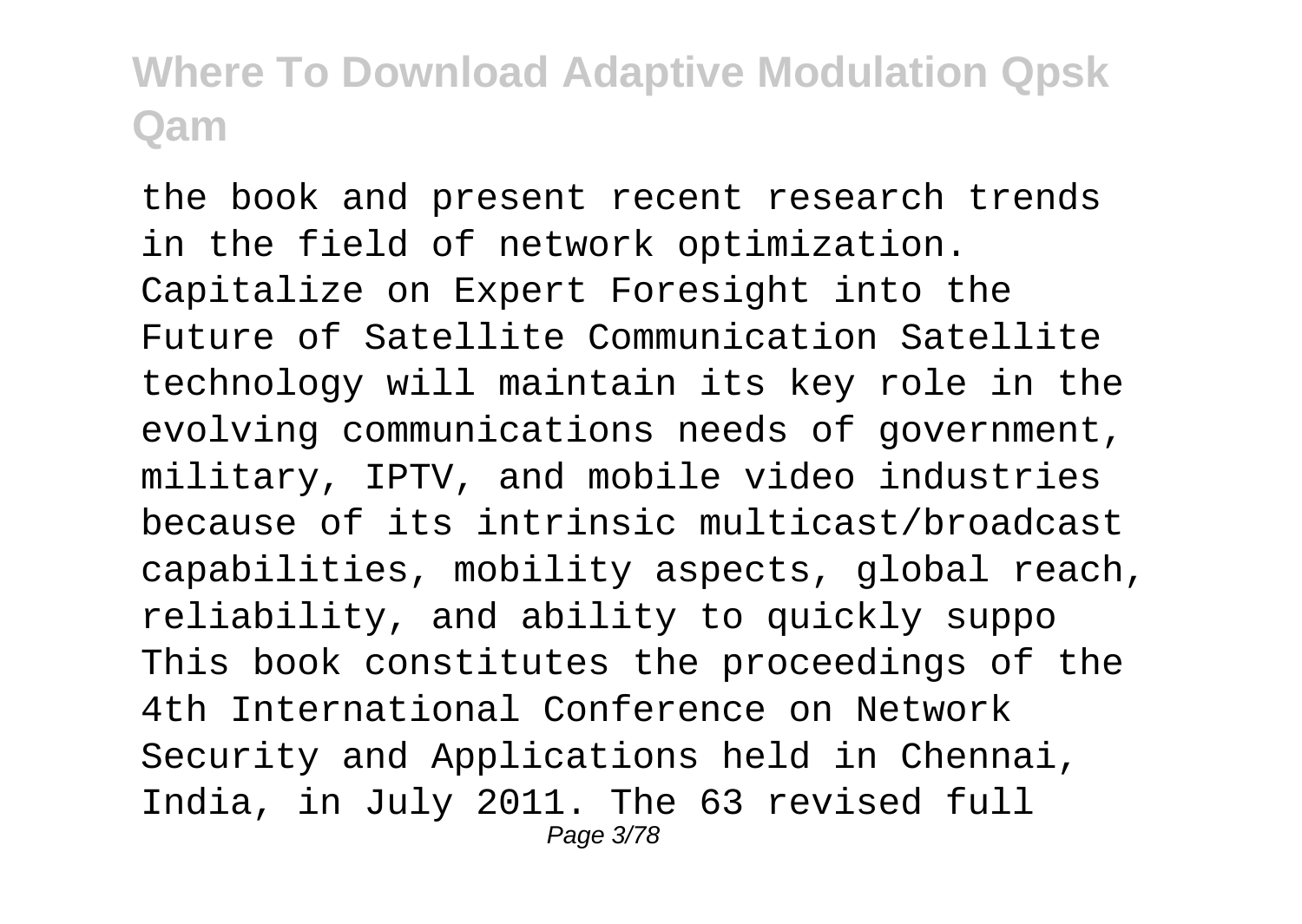the book and present recent research trends in the field of network optimization. Capitalize on Expert Foresight into the Future of Satellite Communication Satellite technology will maintain its key role in the evolving communications needs of government, military, IPTV, and mobile video industries because of its intrinsic multicast/broadcast capabilities, mobility aspects, global reach, reliability, and ability to quickly suppo This book constitutes the proceedings of the 4th International Conference on Network Security and Applications held in Chennai, India, in July 2011. The 63 revised full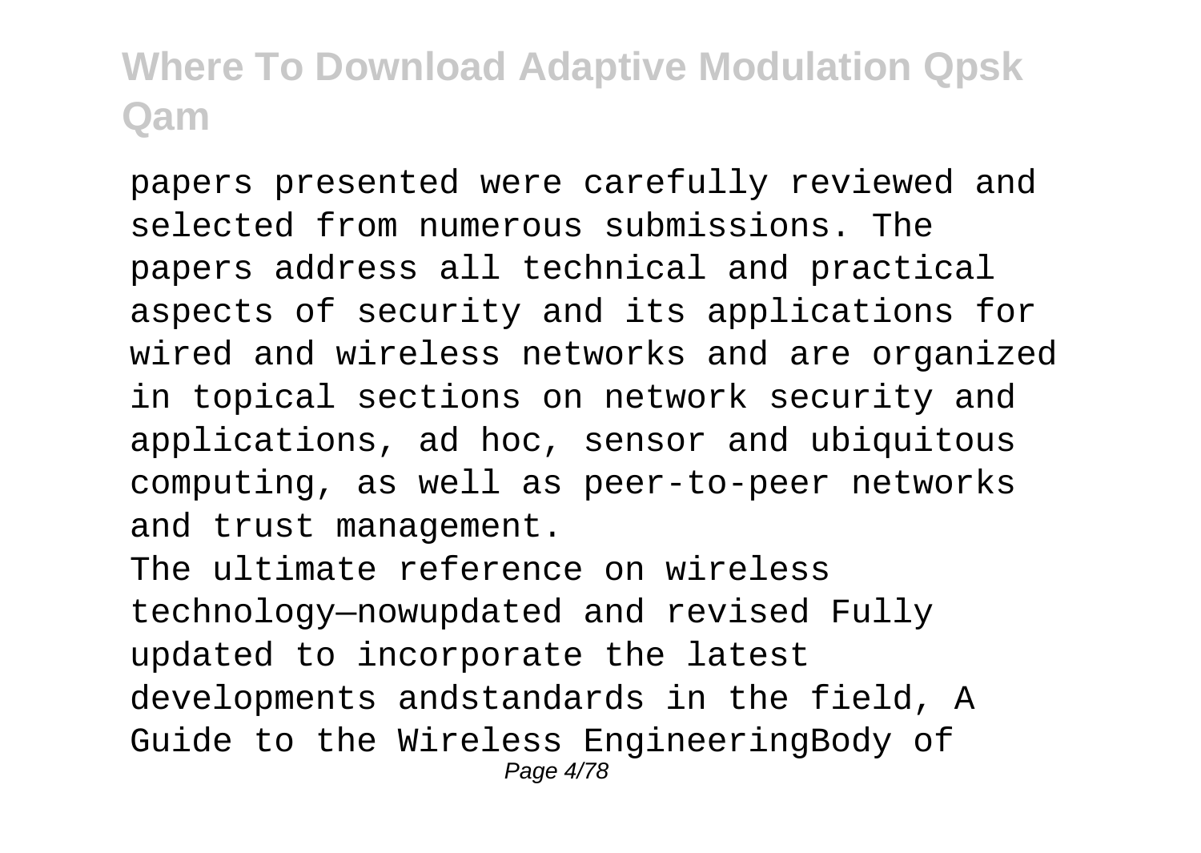papers presented were carefully reviewed and selected from numerous submissions. The papers address all technical and practical aspects of security and its applications for wired and wireless networks and are organized in topical sections on network security and applications, ad hoc, sensor and ubiquitous computing, as well as peer-to-peer networks and trust management.

The ultimate reference on wireless technology—nowupdated and revised Fully updated to incorporate the latest developments andstandards in the field, A Guide to the Wireless EngineeringBody of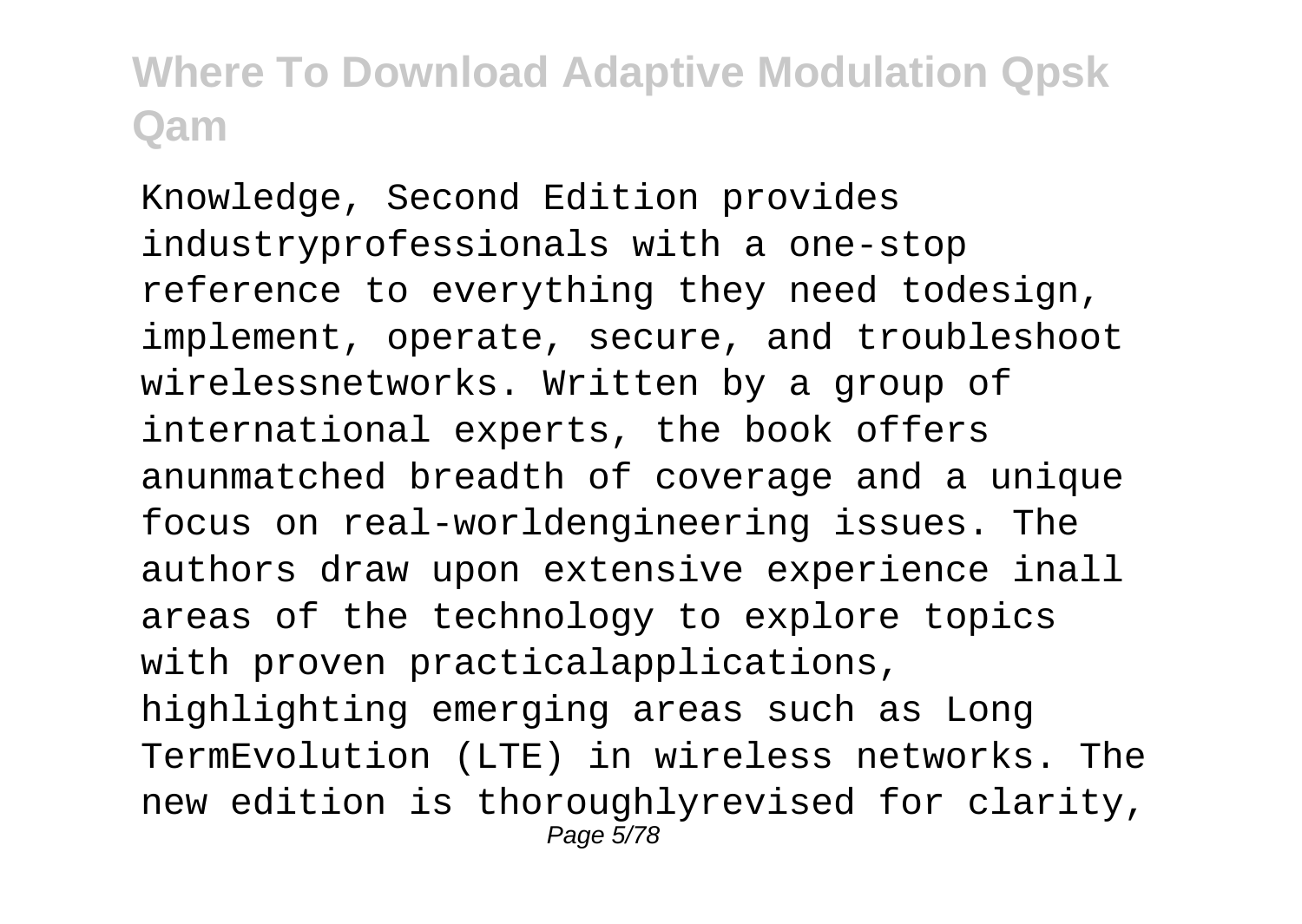Knowledge, Second Edition provides industryprofessionals with a one-stop reference to everything they need todesign, implement, operate, secure, and troubleshoot wirelessnetworks. Written by a group of international experts, the book offers anunmatched breadth of coverage and a unique focus on real-worldengineering issues. The authors draw upon extensive experience inall areas of the technology to explore topics with proven practicalapplications, highlighting emerging areas such as Long TermEvolution (LTE) in wireless networks. The new edition is thoroughlyrevised for clarity,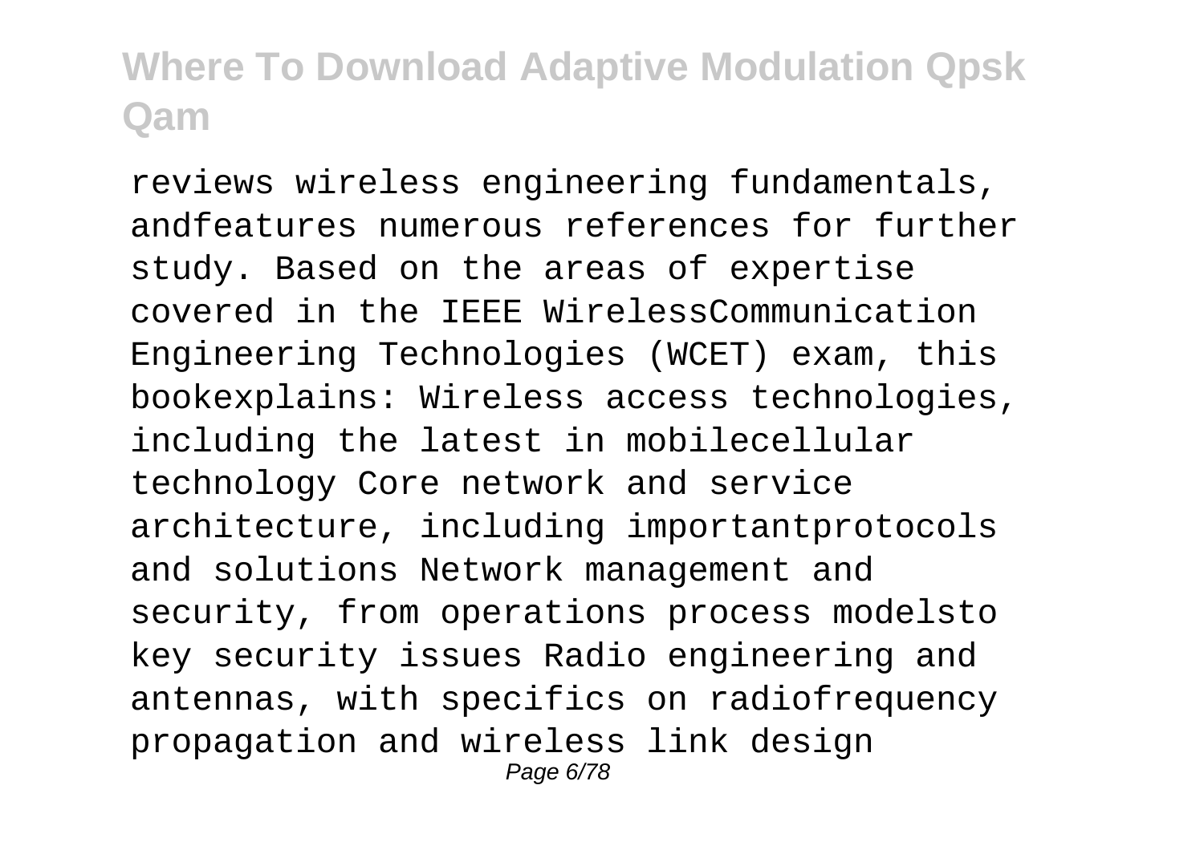reviews wireless engineering fundamentals, andfeatures numerous references for further study. Based on the areas of expertise covered in the IEEE WirelessCommunication Engineering Technologies (WCET) exam, this bookexplains: Wireless access technologies, including the latest in mobilecellular technology Core network and service architecture, including importantprotocols and solutions Network management and security, from operations process modelsto key security issues Radio engineering and antennas, with specifics on radiofrequency propagation and wireless link design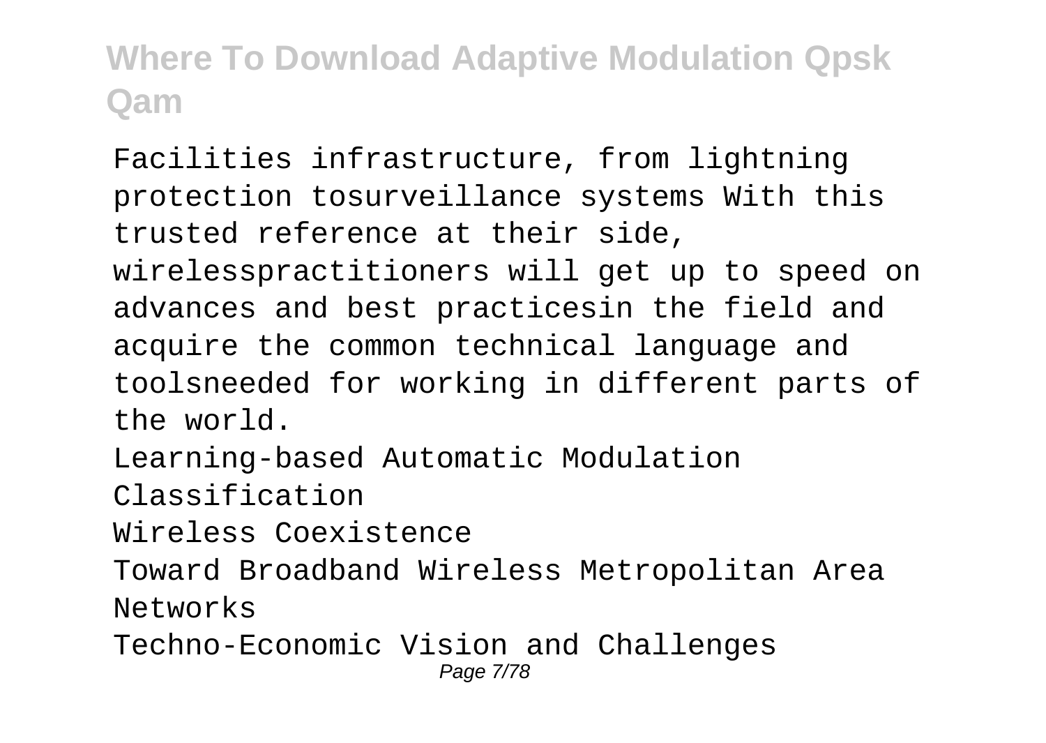Facilities infrastructure, from lightning protection tosurveillance systems With this trusted reference at their side, wirelesspractitioners will get up to speed on advances and best practicesin the field and acquire the common technical language and toolsneeded for working in different parts of the world.

Learning-based Automatic Modulation Classification

Wireless Coexistence

Toward Broadband Wireless Metropolitan Area Networks

Techno-Economic Vision and Challenges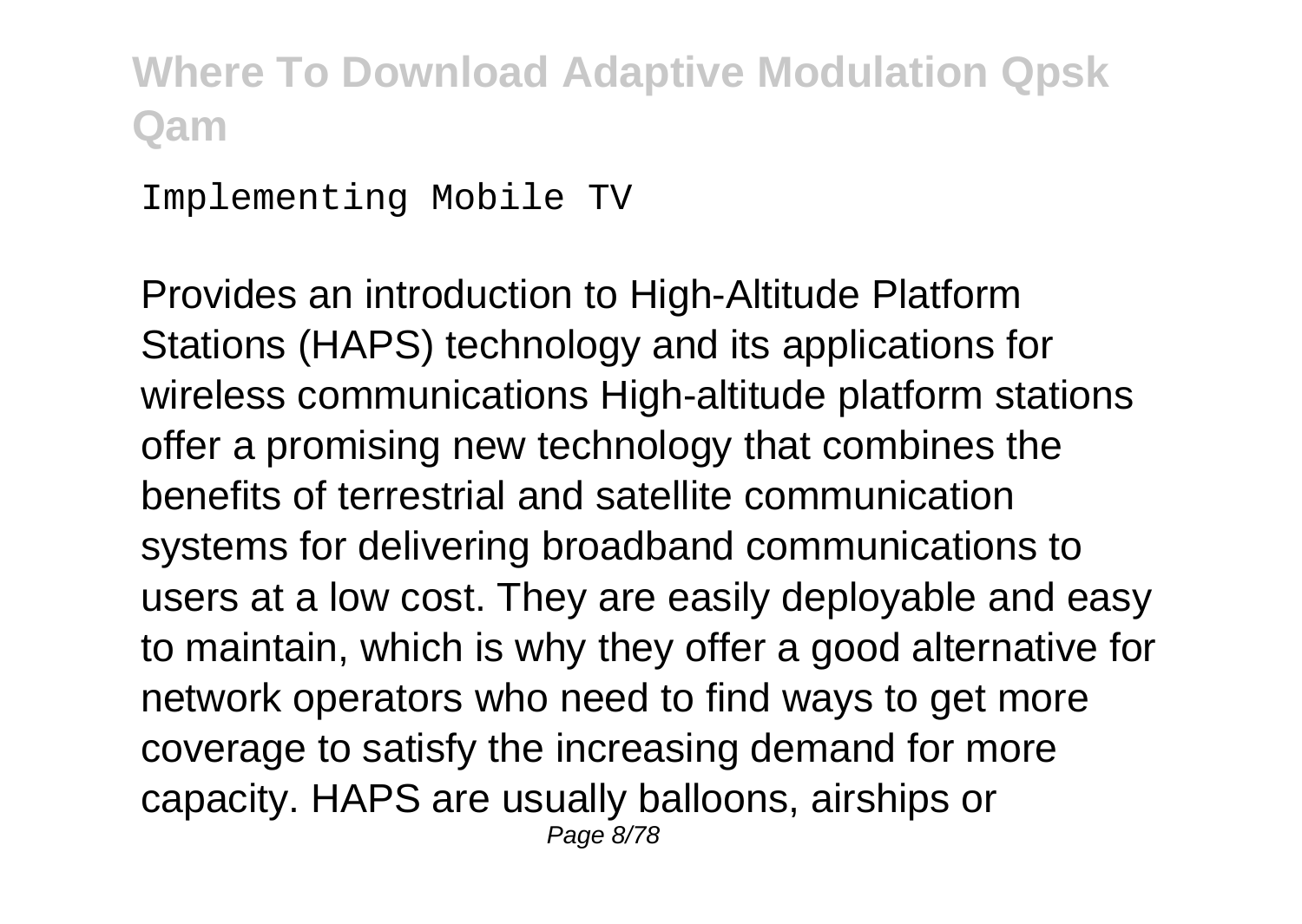Implementing Mobile TV

Provides an introduction to High-Altitude Platform Stations (HAPS) technology and its applications for wireless communications High-altitude platform stations offer a promising new technology that combines the benefits of terrestrial and satellite communication systems for delivering broadband communications to users at a low cost. They are easily deployable and easy to maintain, which is why they offer a good alternative for network operators who need to find ways to get more coverage to satisfy the increasing demand for more capacity. HAPS are usually balloons, airships or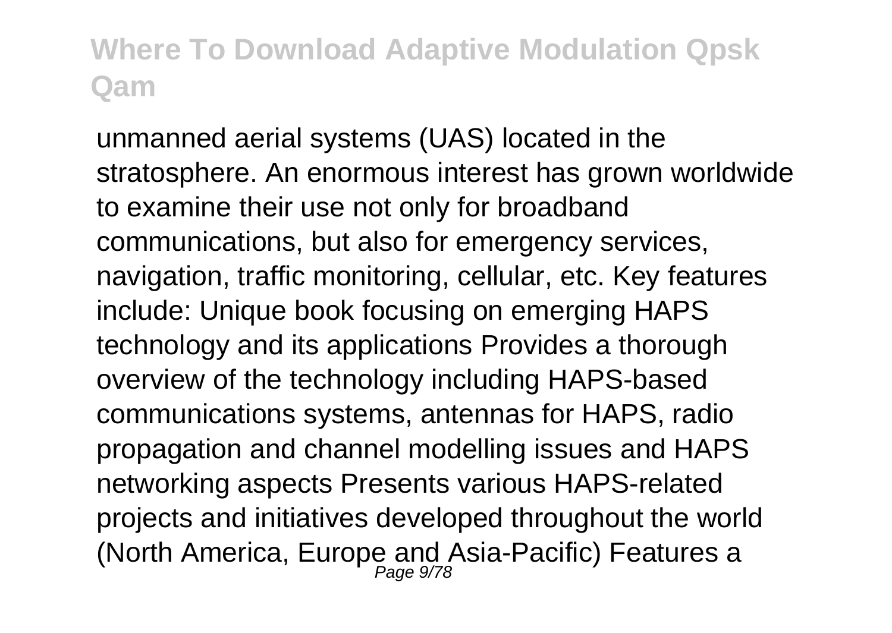unmanned aerial systems (UAS) located in the stratosphere. An enormous interest has grown worldwide to examine their use not only for broadband communications, but also for emergency services, navigation, traffic monitoring, cellular, etc. Key features include: Unique book focusing on emerging HAPS technology and its applications Provides a thorough overview of the technology including HAPS-based communications systems, antennas for HAPS, radio propagation and channel modelling issues and HAPS networking aspects Presents various HAPS-related projects and initiatives developed throughout the world (North America, Europe and Asia-Pacific) Features a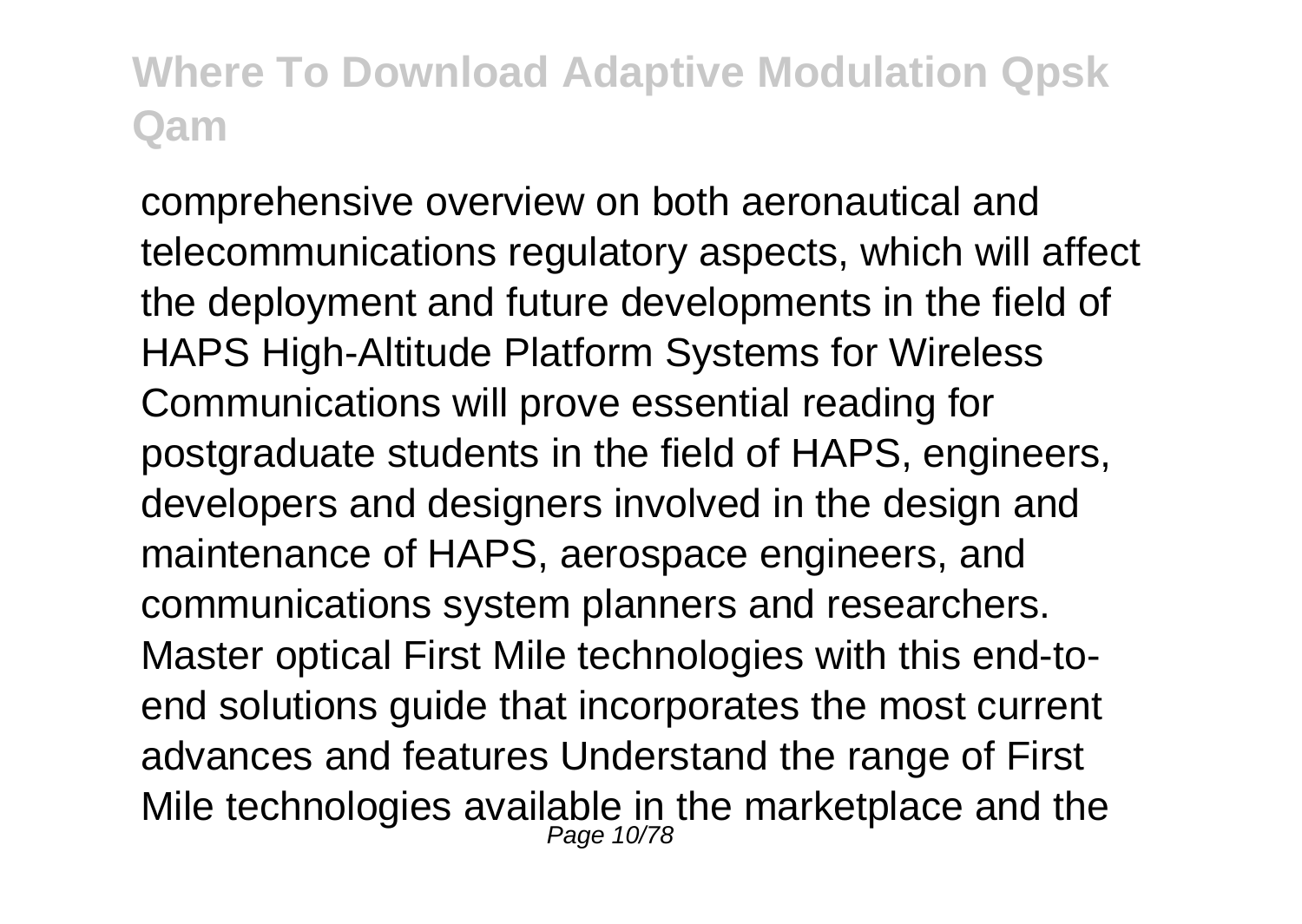comprehensive overview on both aeronautical and telecommunications regulatory aspects, which will affect the deployment and future developments in the field of HAPS High-Altitude Platform Systems for Wireless Communications will prove essential reading for postgraduate students in the field of HAPS, engineers, developers and designers involved in the design and maintenance of HAPS, aerospace engineers, and communications system planners and researchers. Master optical First Mile technologies with this end-to-end solutions guide that incorporates the most current advances and features Understand the range of First Mile technologies available in the marketplace and the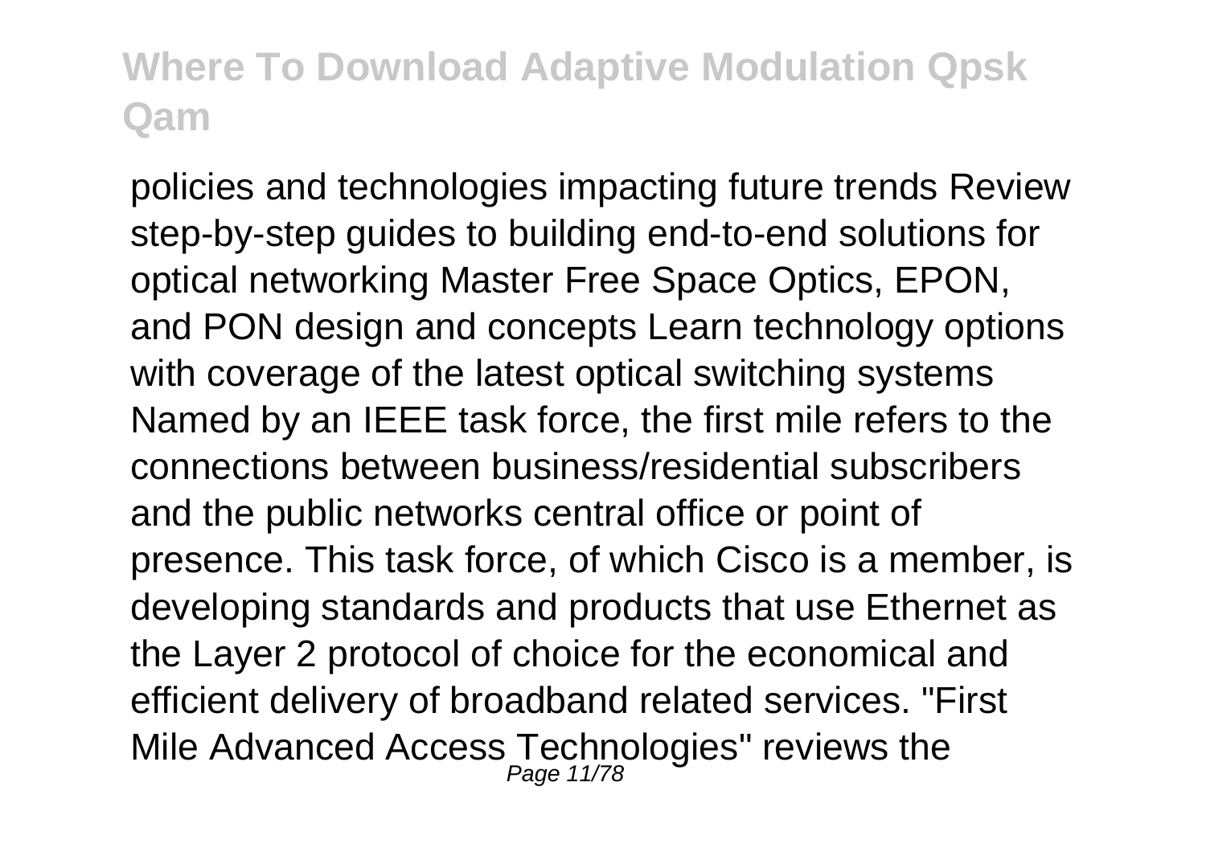policies and technologies impacting future trends Review step-by-step guides to building end-to-end solutions for optical networking Master Free Space Optics, EPON, and PON design and concepts Learn technology options with coverage of the latest optical switching systems Named by an IEEE task force, the first mile refers to the connections between business/residential subscribers and the public networks central office or point of presence. This task force, of which Cisco is a member, is developing standards and products that use Ethernet as the Layer 2 protocol of choice for the economical and efficient delivery of broadband related services. "First Mile Advanced Access Technologies" reviews the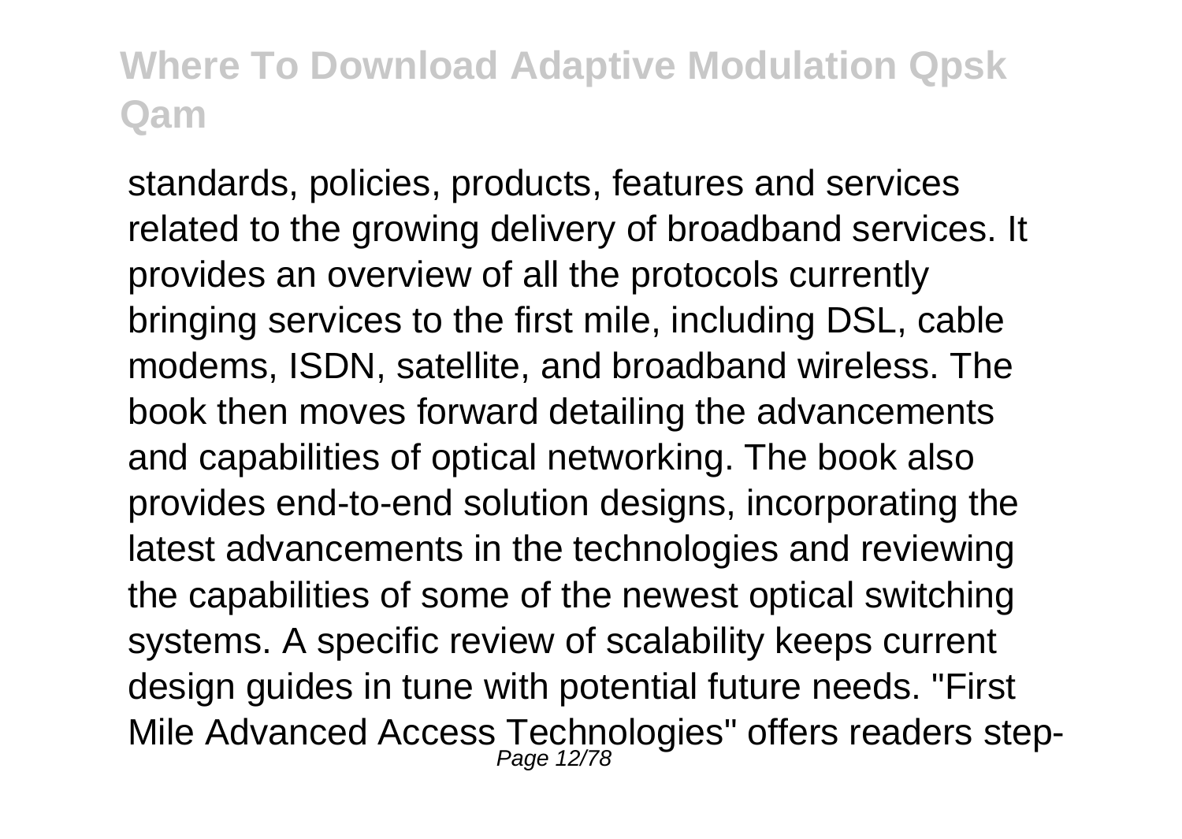standards, policies, products, features and services related to the growing delivery of broadband services. It provides an overview of all the protocols currently bringing services to the first mile, including DSL, cable modems, ISDN, satellite, and broadband wireless. The book then moves forward detailing the advancements and capabilities of optical networking. The book also provides end-to-end solution designs, incorporating the latest advancements in the technologies and reviewing the capabilities of some of the newest optical switching systems. A specific review of scalability keeps current design guides in tune with potential future needs. "First Mile Advanced Access Technologies" offers readers step-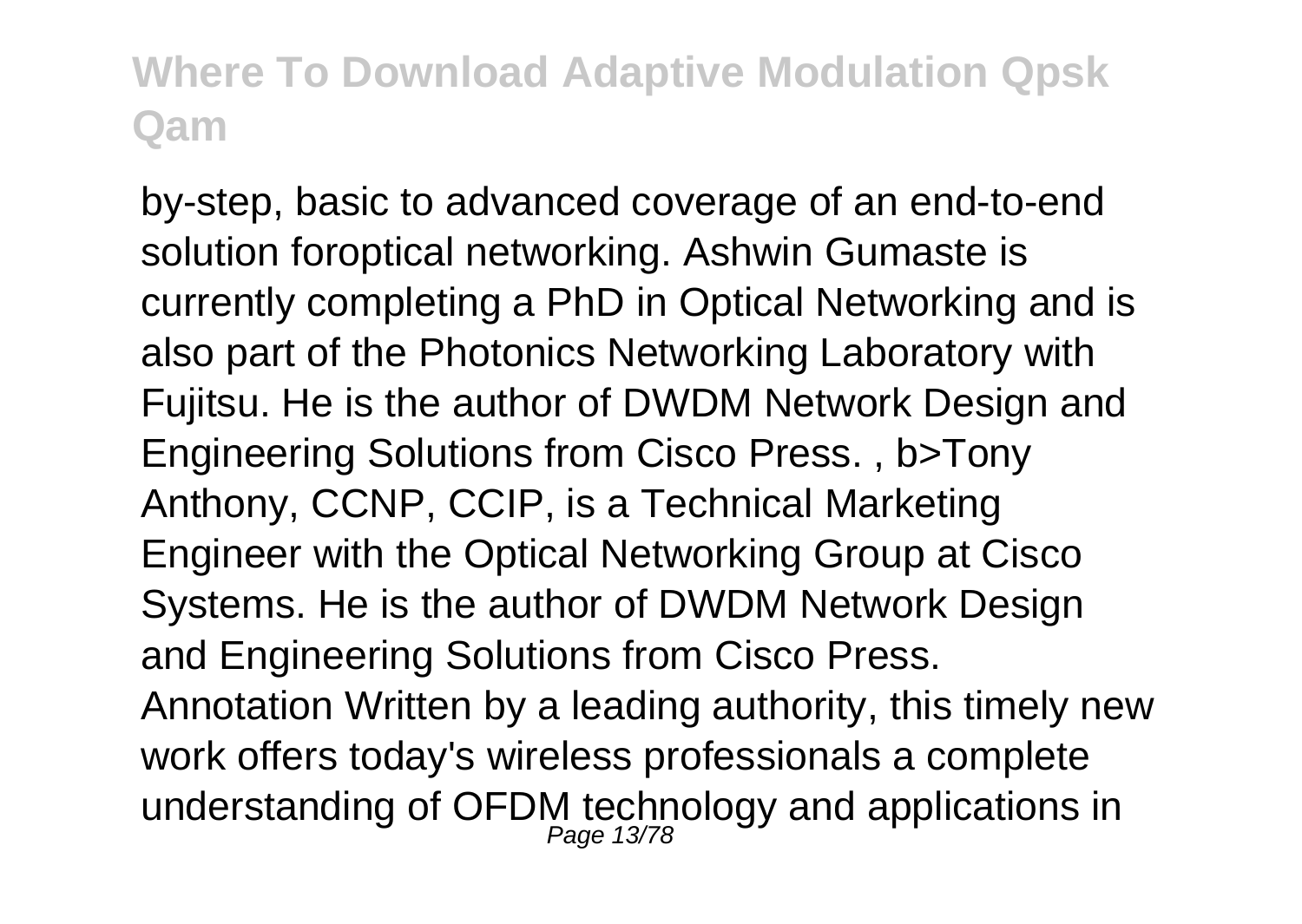by-step, basic to advanced coverage of an end-to-end solution foroptical networking. Ashwin Gumaste is currently completing a PhD in Optical Networking and is also part of the Photonics Networking Laboratory with Fujitsu. He is the author of DWDM Network Design and Engineering Solutions from Cisco Press. , b>Tony Anthony, CCNP, CCIP, is a Technical Marketing Engineer with the Optical Networking Group at Cisco Systems. He is the author of DWDM Network Design and Engineering Solutions from Cisco Press.

Annotation Written by a leading authority, this timely new work offers today's wireless professionals a complete understanding of OFDM technology and applications in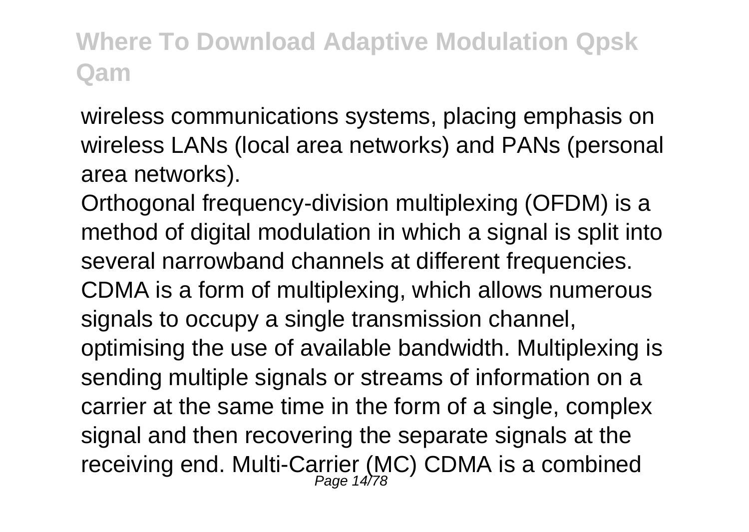wireless communications systems, placing emphasis on wireless LANs (local area networks) and PANs (personal area networks).

Orthogonal frequency-division multiplexing (OFDM) is a method of digital modulation in which a signal is split into several narrowband channels at different frequencies. CDMA is a form of multiplexing, which allows numerous signals to occupy a single transmission channel, optimising the use of available bandwidth. Multiplexing is sending multiple signals or streams of information on a carrier at the same time in the form of a single, complex signal and then recovering the separate signals at the receiving end. Multi-Carrier (MC) CDMA is a combined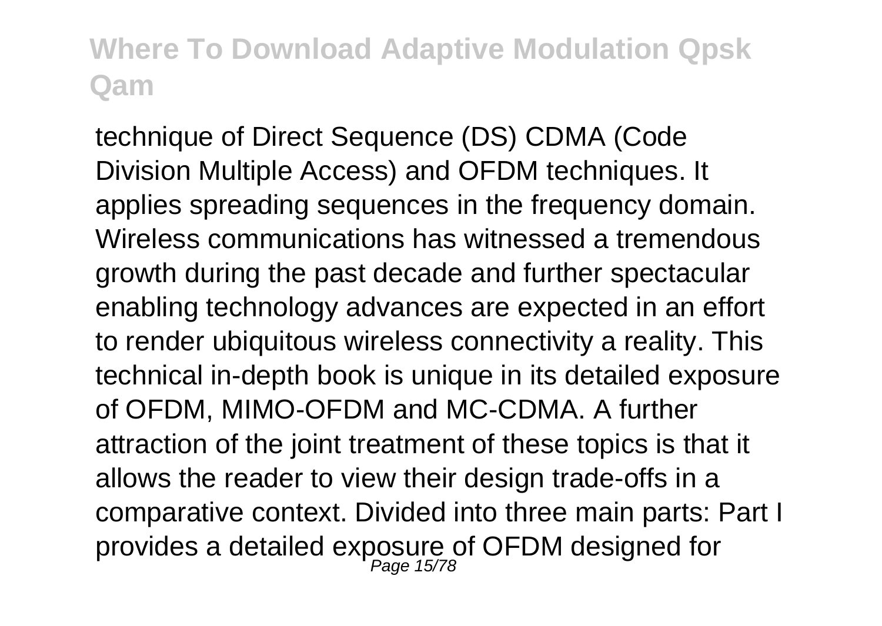technique of Direct Sequence (DS) CDMA (Code Division Multiple Access) and OFDM techniques. It applies spreading sequences in the frequency domain. Wireless communications has witnessed a tremendous growth during the past decade and further spectacular enabling technology advances are expected in an effort to render ubiquitous wireless connectivity a reality. This technical in-depth book is unique in its detailed exposure of OFDM, MIMO-OFDM and MC-CDMA. A further attraction of the joint treatment of these topics is that it allows the reader to view their design trade-offs in a comparative context. Divided into three main parts: Part I provides a detailed exposure of OFDM designed for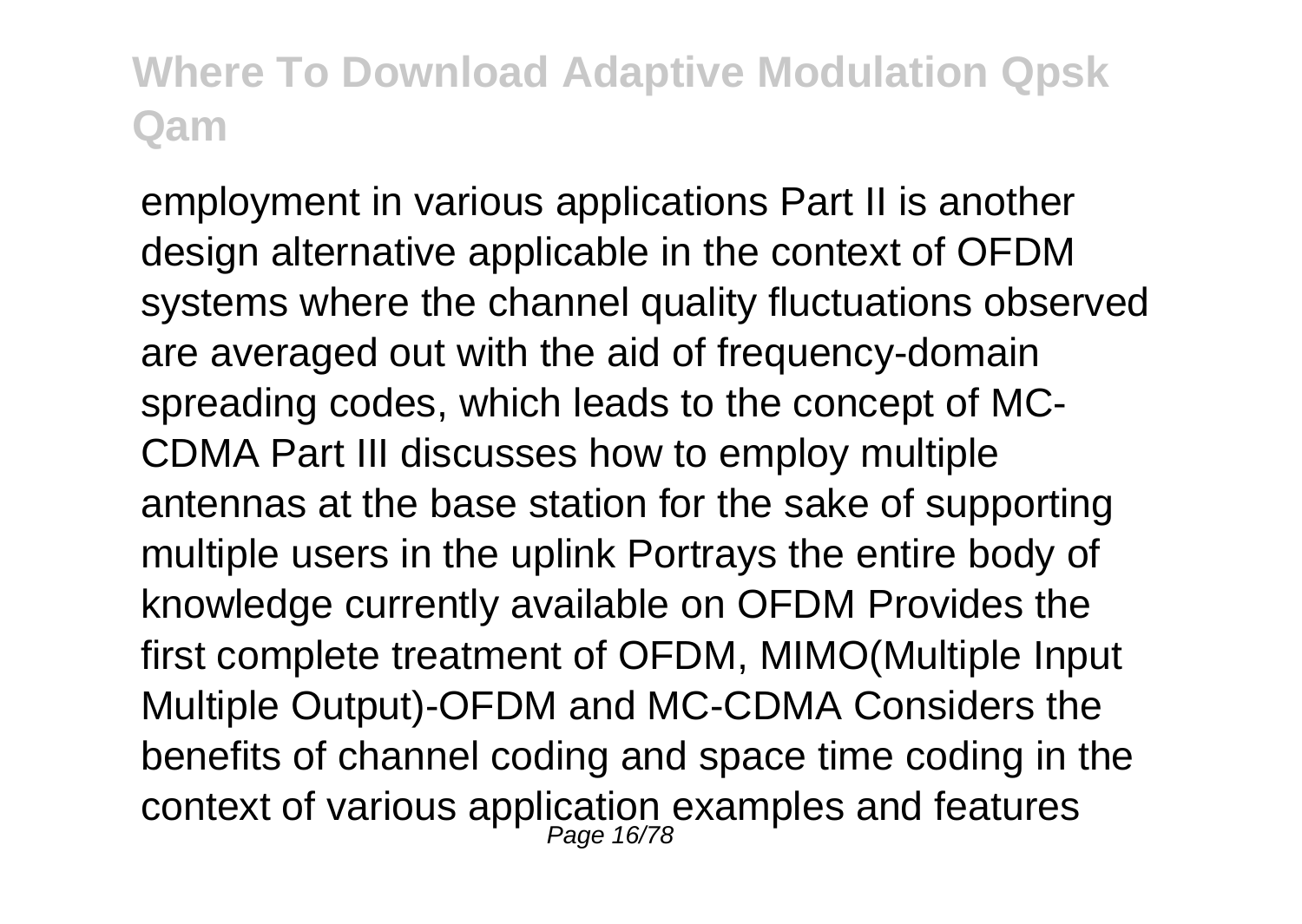employment in various applications Part II is another design alternative applicable in the context of OFDM systems where the channel quality fluctuations observed are averaged out with the aid of frequency-domain spreading codes, which leads to the concept of MC-CDMA Part III discusses how to employ multiple antennas at the base station for the sake of supporting multiple users in the uplink Portrays the entire body of knowledge currently available on OFDM Provides the first complete treatment of OFDM, MIMO(Multiple Input Multiple Output)-OFDM and MC-CDMA Considers the benefits of channel coding and space time coding in the context of various application examples and features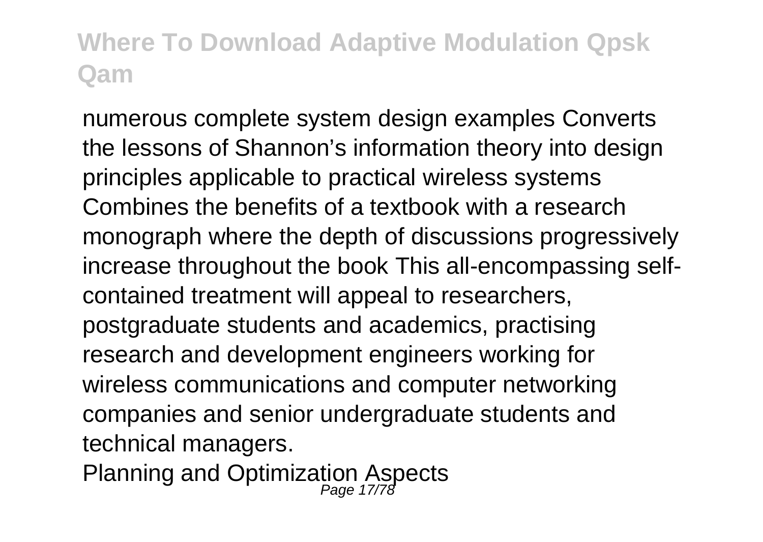numerous complete system design examples Converts the lessons of Shannon's information theory into design principles applicable to practical wireless systems Combines the benefits of a textbook with a research monograph where the depth of discussions progressively increase throughout the book This all-encompassing self-contained treatment will appeal to researchers, postgraduate students and academics, practising research and development engineers working for wireless communications and computer networking companies and senior undergraduate students and technical managers.

Planning and Optimization Aspects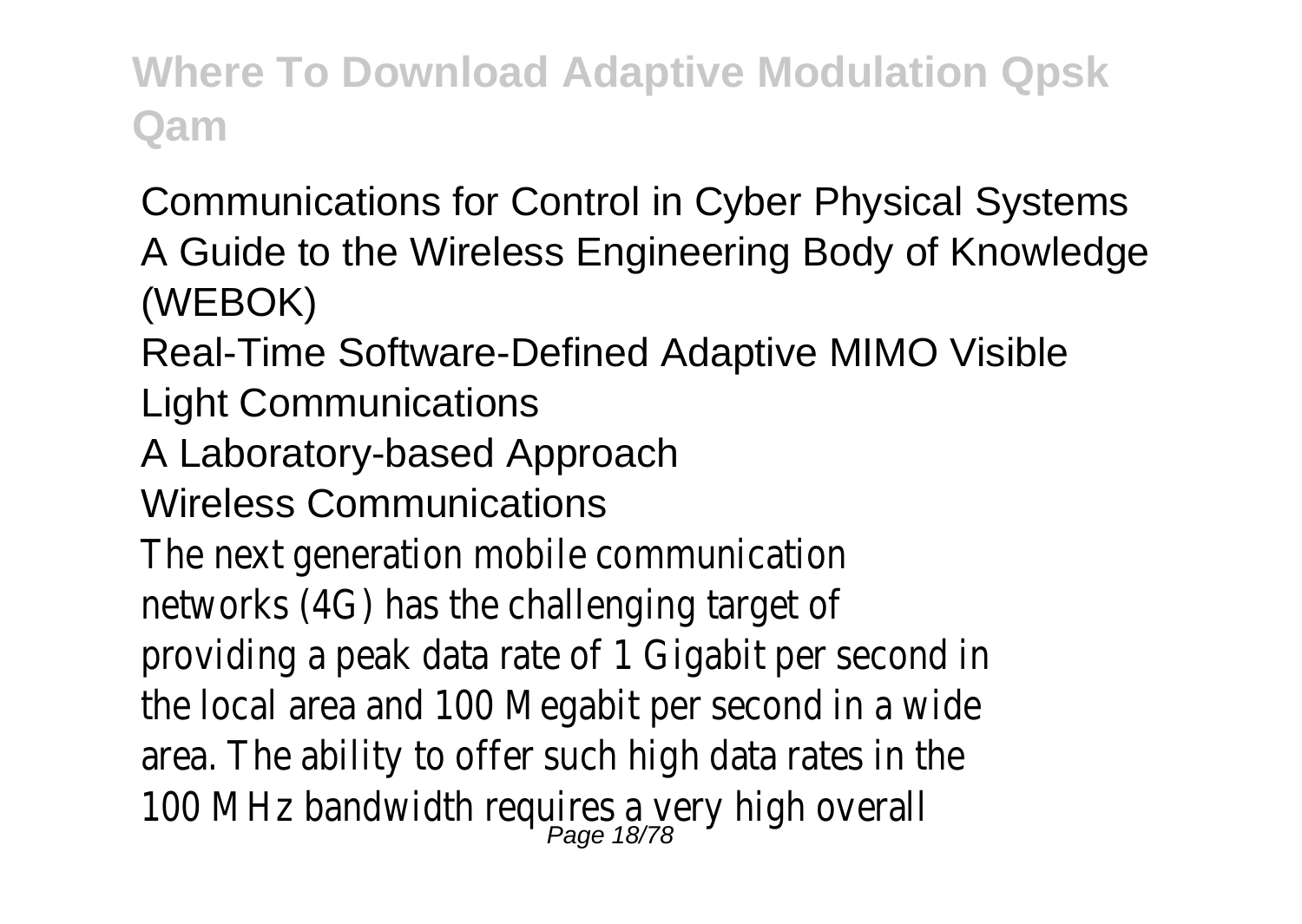Communications for Control in Cyber Physical Systems
A Guide to the Wireless Engineering Body of Knowledge (WEBOK)
Real-Time Software-Defined Adaptive MIMO Visible Light Communications
A Laboratory-based Approach
Wireless Communications

The next generation mobile communication networks (4G) has the challenging target of providing a peak data rate of 1 Gigabit per second in the local area and 100 Megabit per second in a wide area. The ability to offer such high data rates in the 100 MHz bandwidth requires a very high overall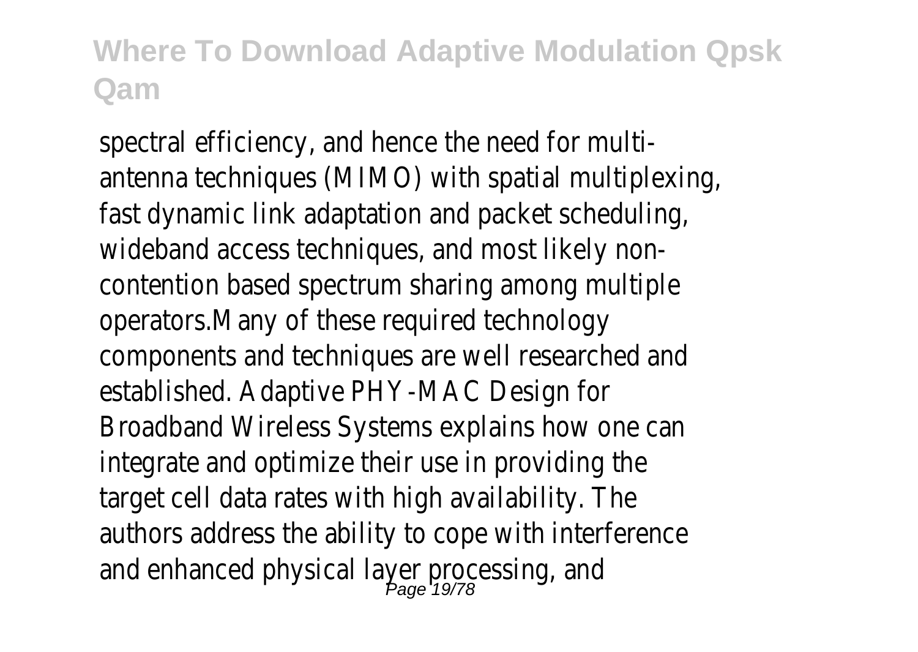spectral efficiency, and hence the need for multi-antenna techniques (MIMO) with spatial multiplexing, fast dynamic link adaptation and packet scheduling, wideband access techniques, and most likely non-contention based spectrum sharing among multiple operators.Many of these required technology components and techniques are well researched and established. Adaptive PHY-MAC Design for Broadband Wireless Systems explains how one can integrate and optimize their use in providing the target cell data rates with high availability. The authors address the ability to cope with interference and enhanced physical layer processing, and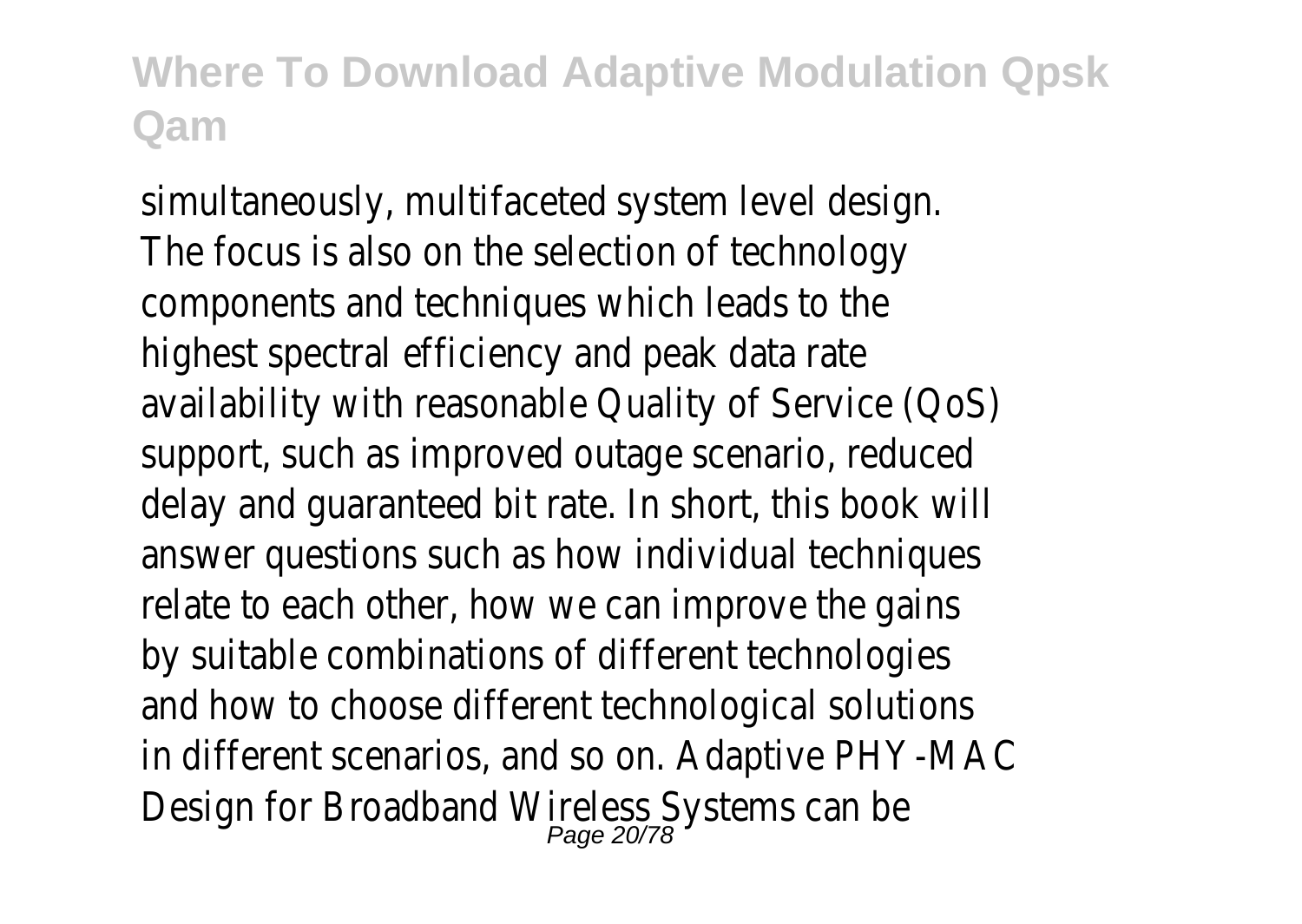simultaneously, multifaceted system level design. The focus is also on the selection of technology components and techniques which leads to the highest spectral efficiency and peak data rate availability with reasonable Quality of Service (QoS) support, such as improved outage scenario, reduced delay and guaranteed bit rate. In short, this book will answer questions such as how individual techniques relate to each other, how we can improve the gains by suitable combinations of different technologies and how to choose different technological solutions in different scenarios, and so on. Adaptive PHY-MAC Design for Broadband Wireless Systems can be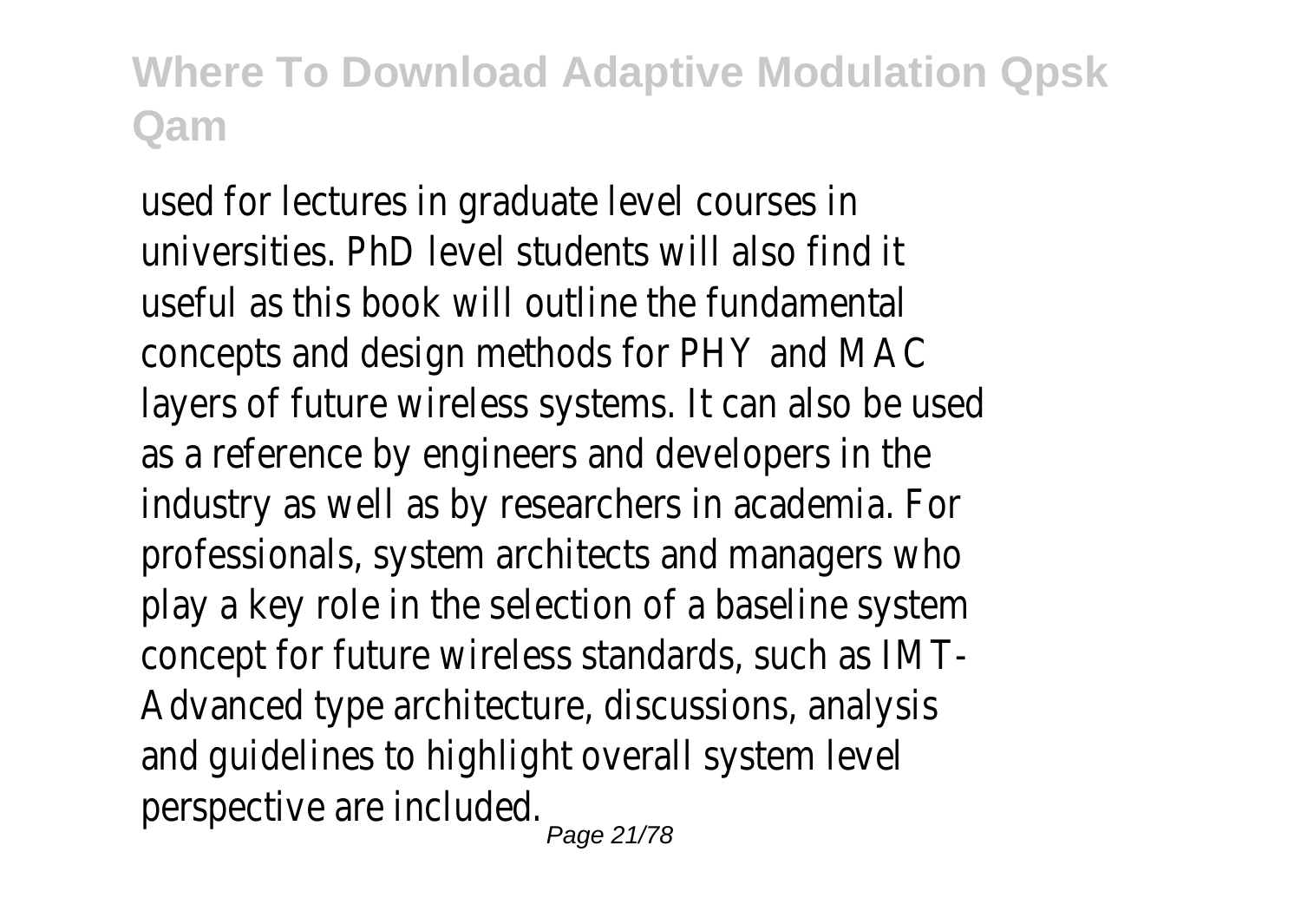used for lectures in graduate level courses in universities. PhD level students will also find it useful as this book will outline the fundamental concepts and design methods for PHY and MAC layers of future wireless systems. It can also be used as a reference by engineers and developers in the industry as well as by researchers in academia. For professionals, system architects and managers who play a key role in the selection of a baseline system concept for future wireless standards, such as IMT-Advanced type architecture, discussions, analysis and guidelines to highlight overall system level perspective are included.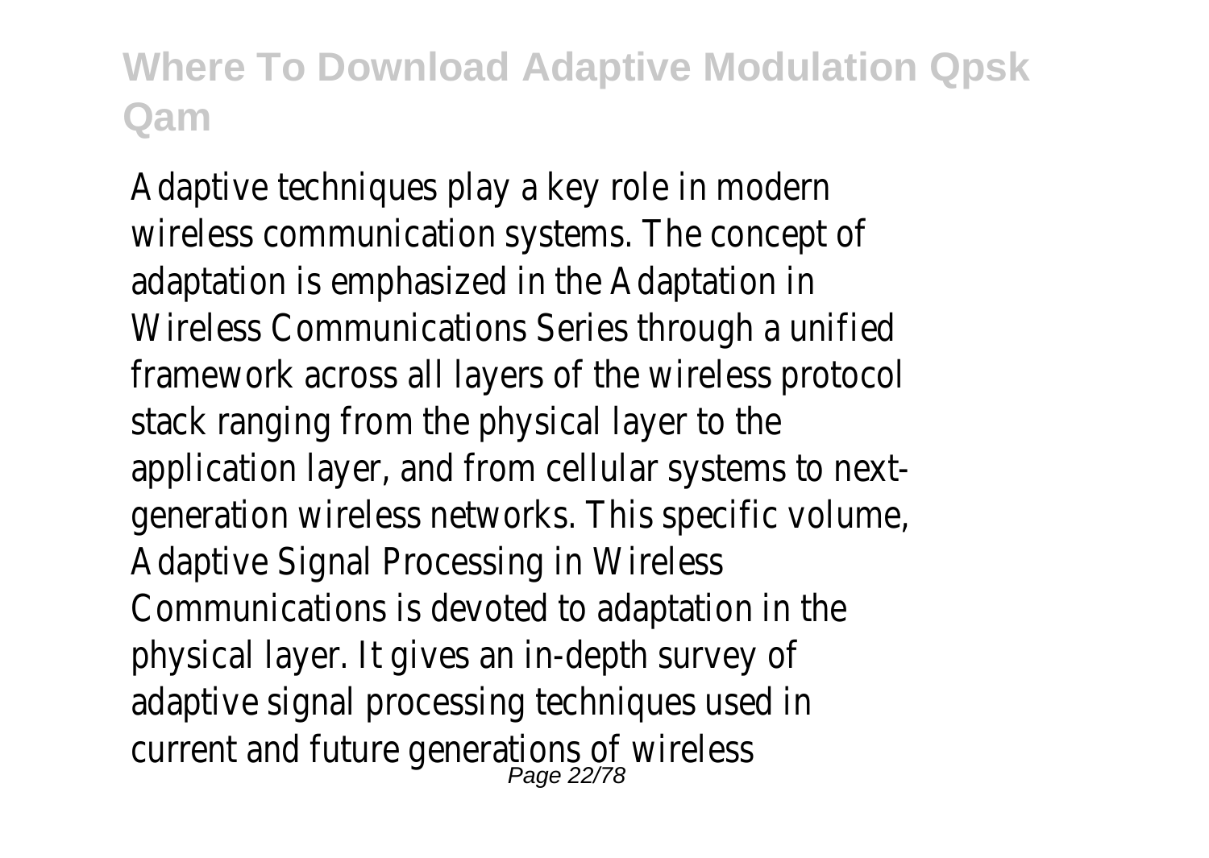Adaptive techniques play a key role in modern wireless communication systems. The concept of adaptation is emphasized in the Adaptation in Wireless Communications Series through a unified framework across all layers of the wireless protocol stack ranging from the physical layer to the application layer, and from cellular systems to next-generation wireless networks. This specific volume, Adaptive Signal Processing in Wireless Communications is devoted to adaptation in the physical layer. It gives an in-depth survey of adaptive signal processing techniques used in current and future generations of wireless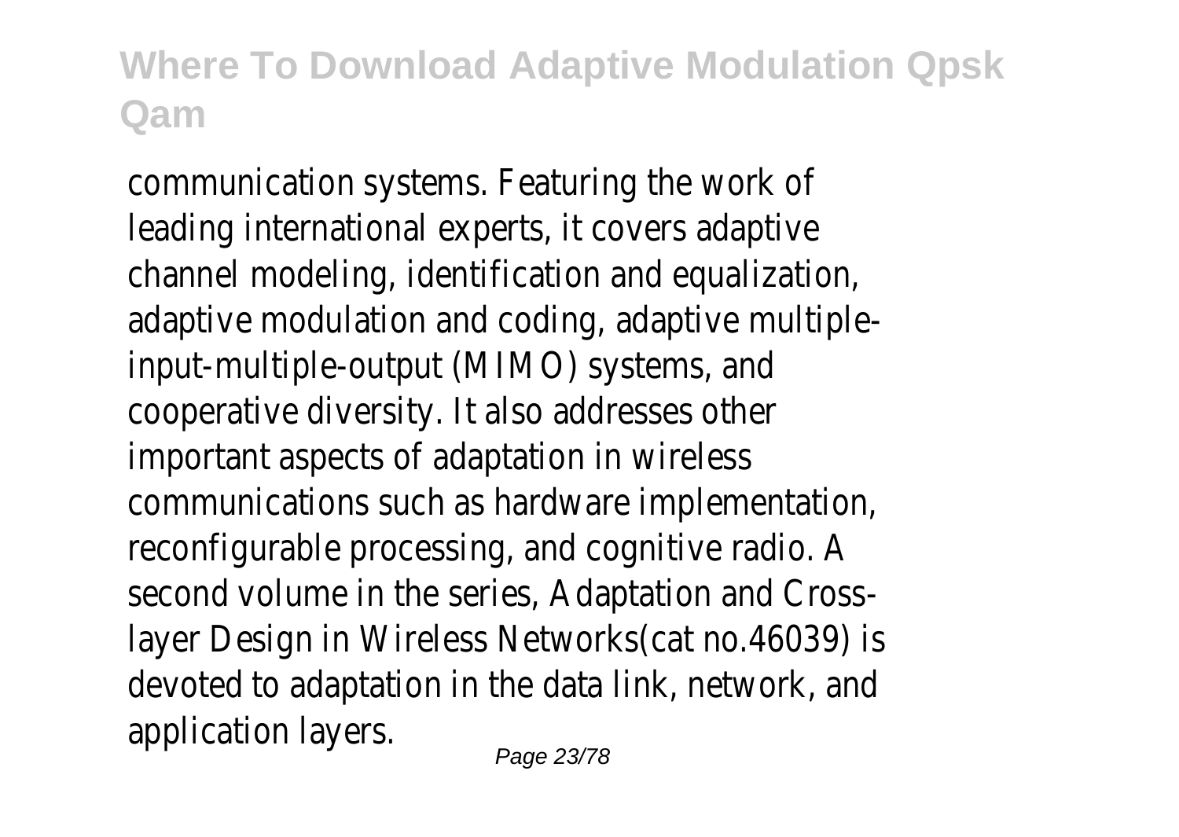communication systems. Featuring the work of leading international experts, it covers adaptive channel modeling, identification and equalization, adaptive modulation and coding, adaptive multiple-input-multiple-output (MIMO) systems, and cooperative diversity. It also addresses other important aspects of adaptation in wireless communications such as hardware implementation, reconfigurable processing, and cognitive radio. A second volume in the series, Adaptation and Cross-layer Design in Wireless Networks(cat no.46039) is devoted to adaptation in the data link, network, and application layers.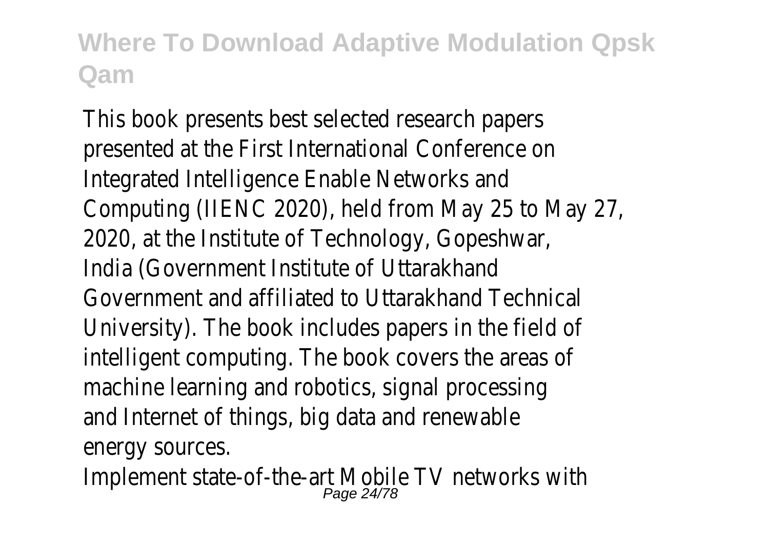This book presents best selected research papers presented at the First International Conference on Integrated Intelligence Enable Networks and Computing (IIENC 2020), held from May 25 to May 27, 2020, at the Institute of Technology, Gopeshwar, India (Government Institute of Uttarakhand Government and affiliated to Uttarakhand Technical University). The book includes papers in the field of intelligent computing. The book covers the areas of machine learning and robotics, signal processing and Internet of things, big data and renewable energy sources.

Implement state-of-the-art Mobile TV networks with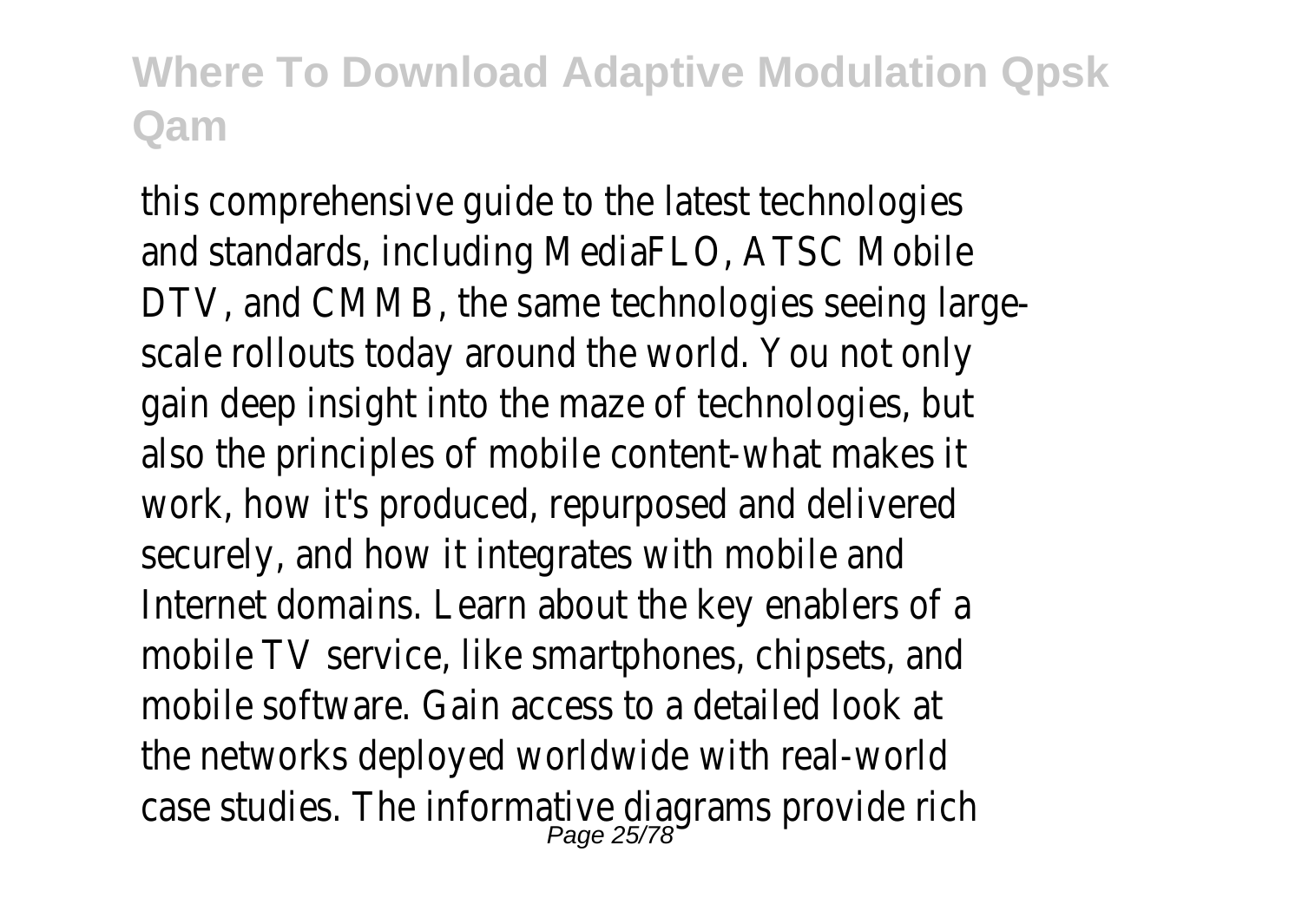this comprehensive guide to the latest technologies and standards, including MediaFLO, ATSC Mobile DTV, and CMMB, the same technologies seeing large-scale rollouts today around the world. You not only gain deep insight into the maze of technologies, but also the principles of mobile content-what makes it work, how it's produced, repurposed and delivered securely, and how it integrates with mobile and Internet domains. Learn about the key enablers of a mobile TV service, like smartphones, chipsets, and mobile software. Gain access to a detailed look at the networks deployed worldwide with real-world case studies. The informative diagrams provide rich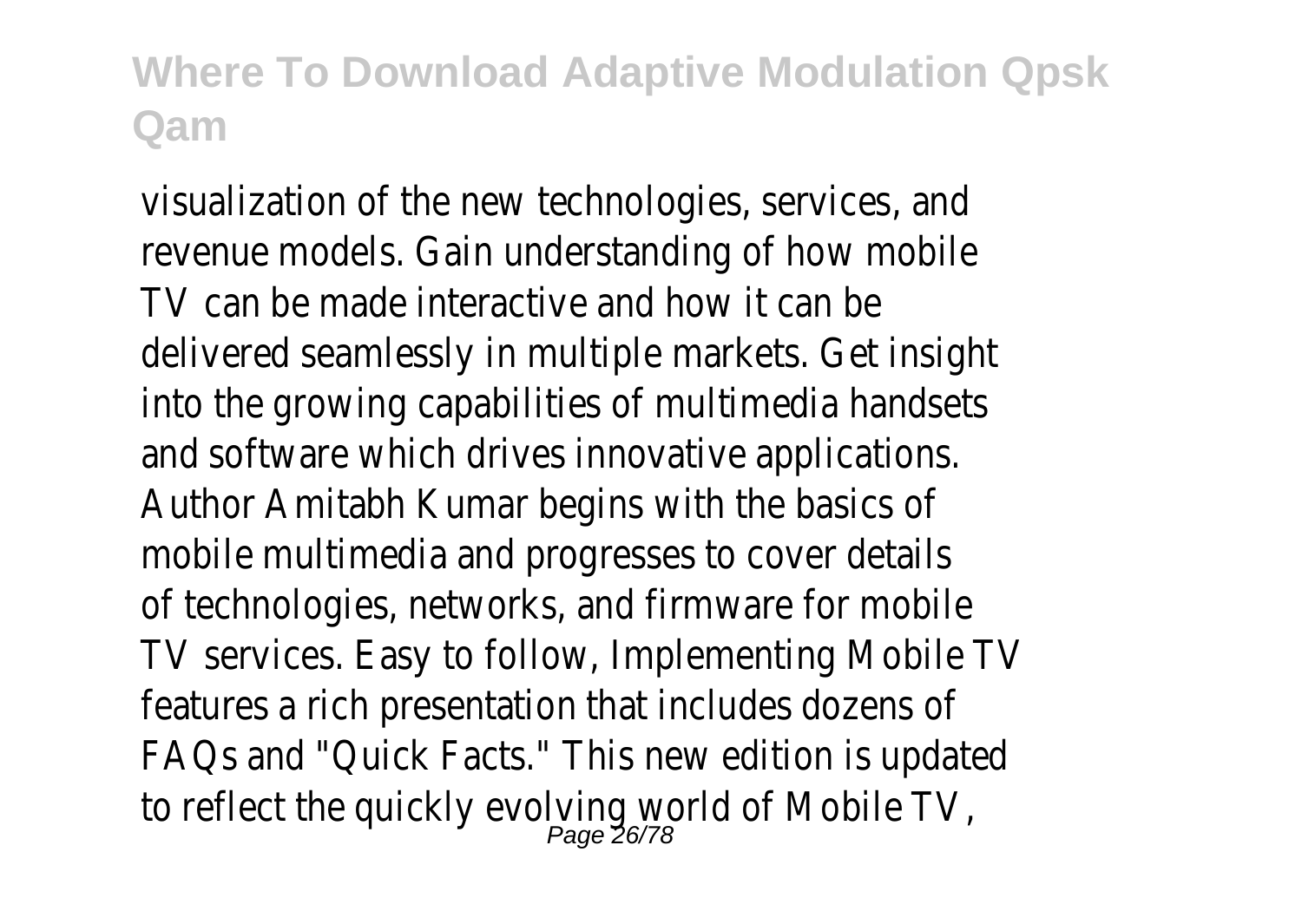visualization of the new technologies, services, and revenue models. Gain understanding of how mobile TV can be made interactive and how it can be delivered seamlessly in multiple markets. Get insight into the growing capabilities of multimedia handsets and software which drives innovative applications. Author Amitabh Kumar begins with the basics of mobile multimedia and progresses to cover details of technologies, networks, and firmware for mobile TV services. Easy to follow, Implementing Mobile TV features a rich presentation that includes dozens of FAQs and "Quick Facts." This new edition is updated to reflect the quickly evolving world of Mobile TV,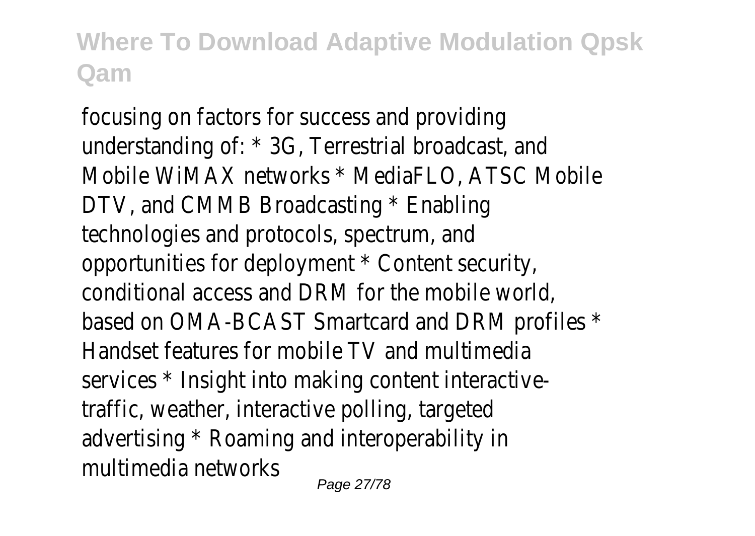focusing on factors for success and providing understanding of: * 3G, Terrestrial broadcast, and Mobile WiMAX networks * MediaFLO, ATSC Mobile DTV, and CMMB Broadcasting * Enabling technologies and protocols, spectrum, and opportunities for deployment * Content security, conditional access and DRM for the mobile world, based on OMA-BCAST Smartcard and DRM profiles * Handset features for mobile TV and multimedia services * Insight into making content interactive-traffic, weather, interactive polling, targeted advertising * Roaming and interoperability in multimedia networks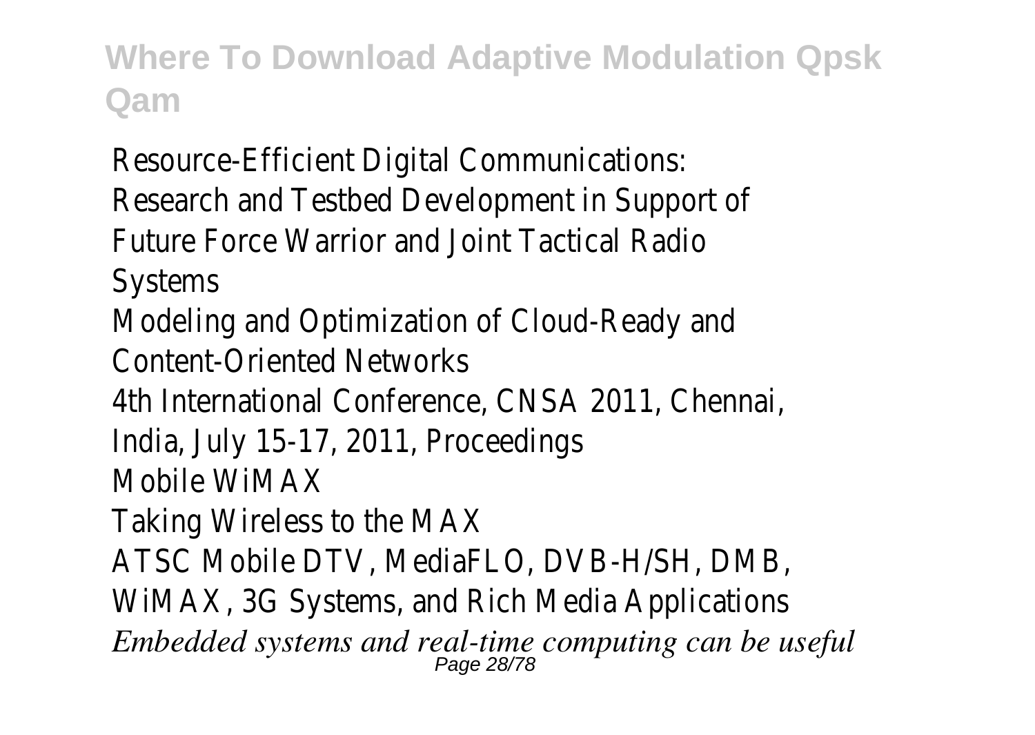Resource-Efficient Digital Communications: Research and Testbed Development in Support of Future Force Warrior and Joint Tactical Radio Systems

Modeling and Optimization of Cloud-Ready and Content-Oriented Networks

4th International Conference, CNSA 2011, Chennai, India, July 15-17, 2011, Proceedings

Mobile WiMAX

Taking Wireless to the MAX

ATSC Mobile DTV, MediaFLO, DVB-H/SH, DMB, WiMAX, 3G Systems, and Rich Media Applications

*Embedded systems and real-time computing can be useful*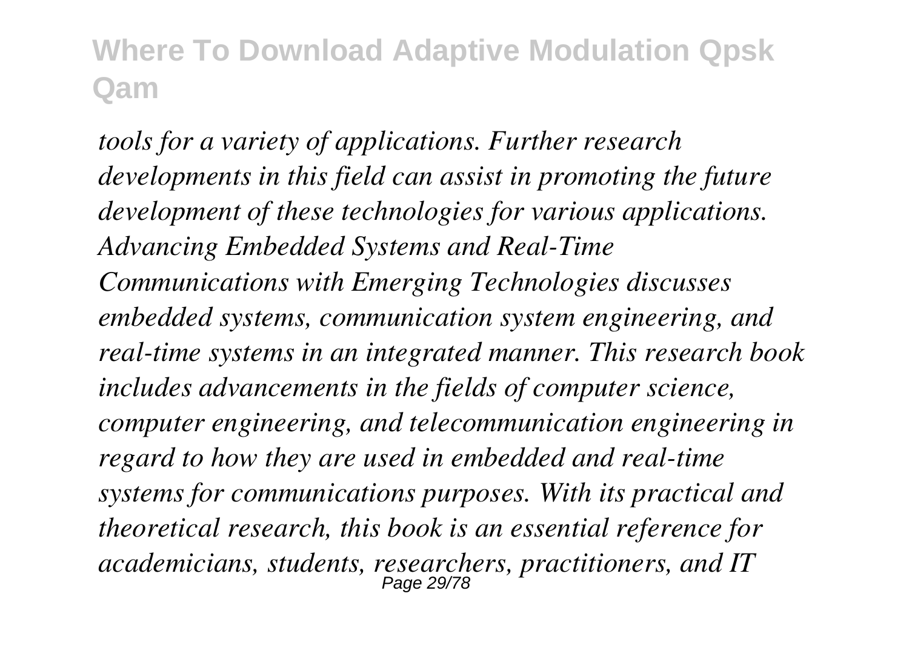*tools for a variety of applications. Further research developments in this field can assist in promoting the future development of these technologies for various applications. Advancing Embedded Systems and Real-Time Communications with Emerging Technologies discusses embedded systems, communication system engineering, and real-time systems in an integrated manner. This research book includes advancements in the fields of computer science, computer engineering, and telecommunication engineering in regard to how they are used in embedded and real-time systems for communications purposes. With its practical and theoretical research, this book is an essential reference for academicians, students, researchers, practitioners, and IT*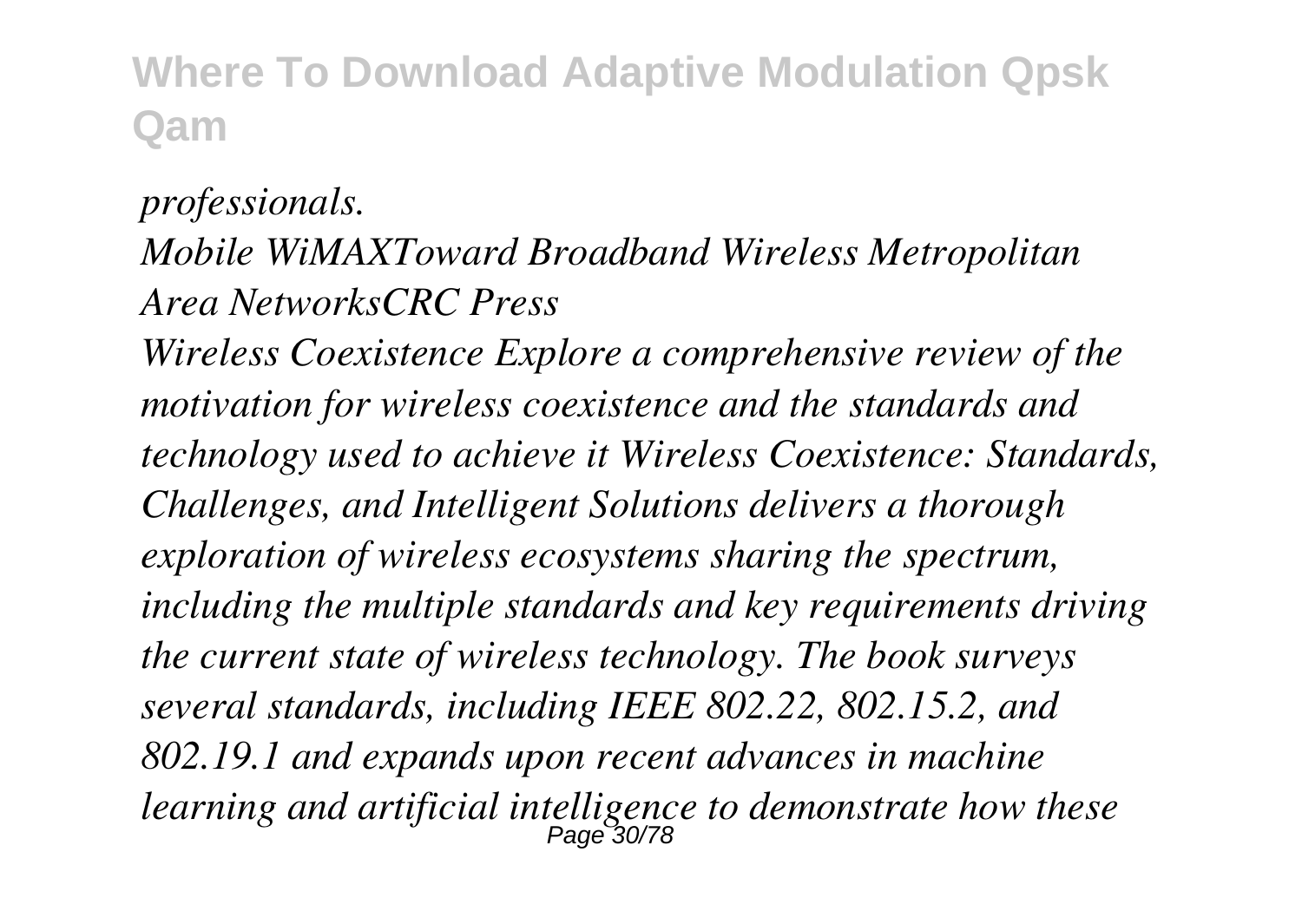*professionals.*

*Mobile WiMAXToward Broadband Wireless Metropolitan Area NetworksCRC Press*

*Wireless Coexistence Explore a comprehensive review of the motivation for wireless coexistence and the standards and technology used to achieve it Wireless Coexistence: Standards, Challenges, and Intelligent Solutions delivers a thorough exploration of wireless ecosystems sharing the spectrum, including the multiple standards and key requirements driving the current state of wireless technology. The book surveys several standards, including IEEE 802.22, 802.15.2, and 802.19.1 and expands upon recent advances in machine learning and artificial intelligence to demonstrate how these*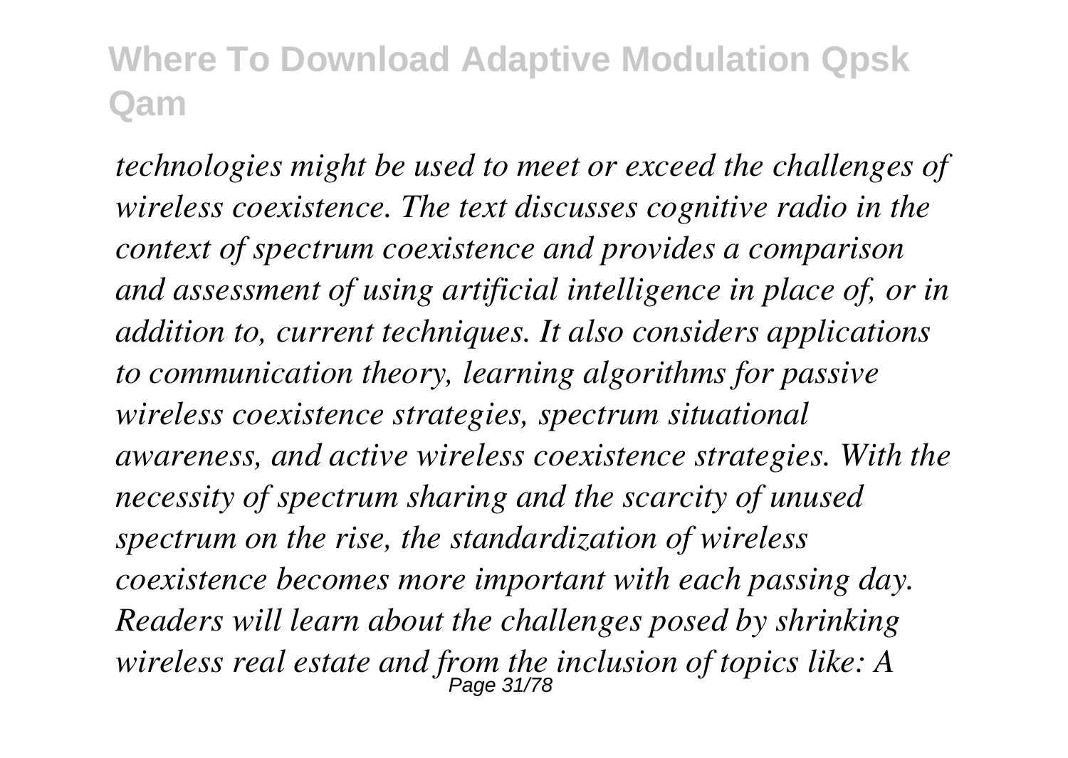*technologies might be used to meet or exceed the challenges of wireless coexistence. The text discusses cognitive radio in the context of spectrum coexistence and provides a comparison and assessment of using artificial intelligence in place of, or in addition to, current techniques. It also considers applications to communication theory, learning algorithms for passive wireless coexistence strategies, spectrum situational awareness, and active wireless coexistence strategies. With the necessity of spectrum sharing and the scarcity of unused spectrum on the rise, the standardization of wireless coexistence becomes more important with each passing day. Readers will learn about the challenges posed by shrinking wireless real estate and from the inclusion of topics like: A*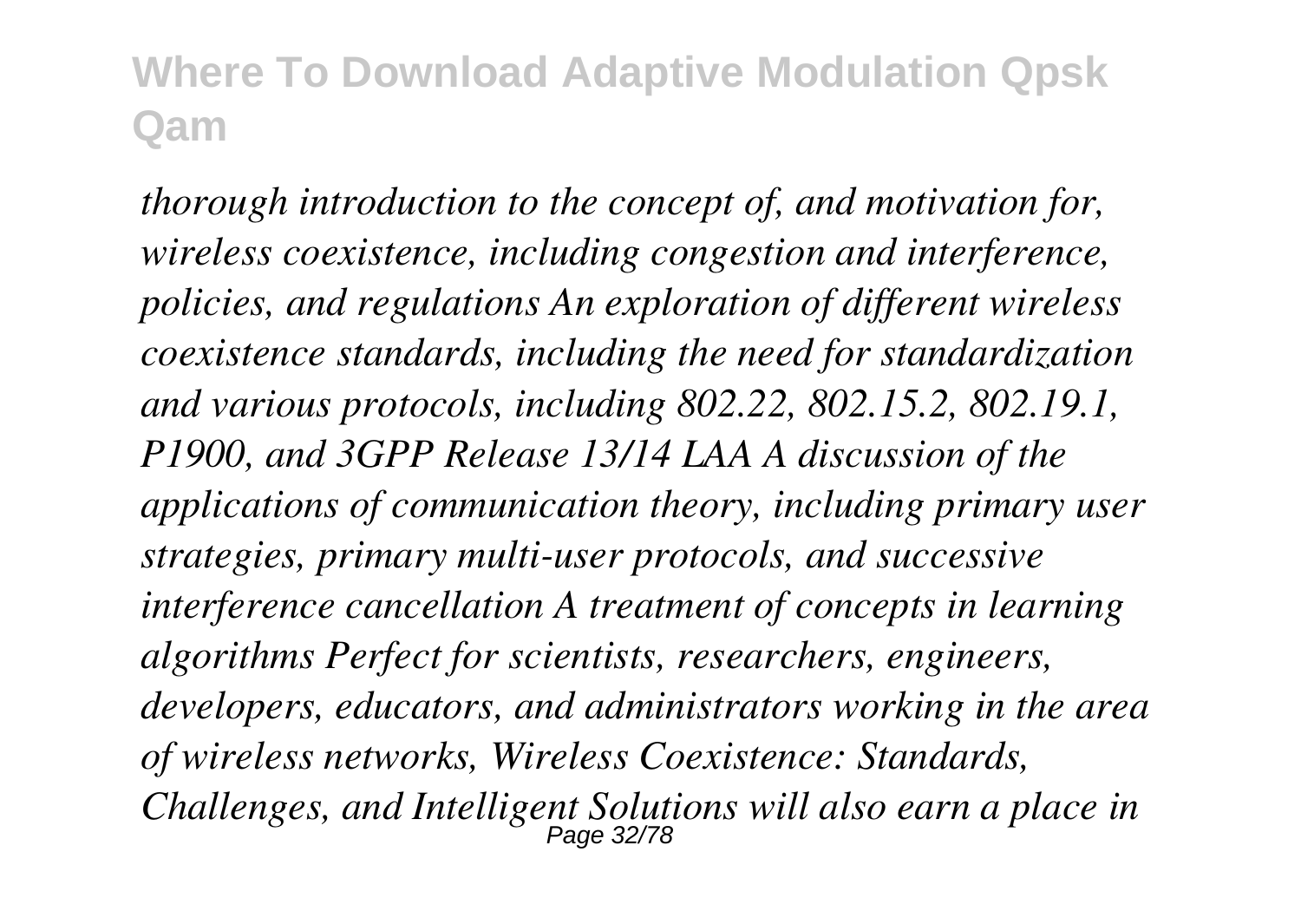*thorough introduction to the concept of, and motivation for, wireless coexistence, including congestion and interference, policies, and regulations An exploration of different wireless coexistence standards, including the need for standardization and various protocols, including 802.22, 802.15.2, 802.19.1, P1900, and 3GPP Release 13/14 LAA A discussion of the applications of communication theory, including primary user strategies, primary multi-user protocols, and successive interference cancellation A treatment of concepts in learning algorithms Perfect for scientists, researchers, engineers, developers, educators, and administrators working in the area of wireless networks, Wireless Coexistence: Standards, Challenges, and Intelligent Solutions will also earn a place in*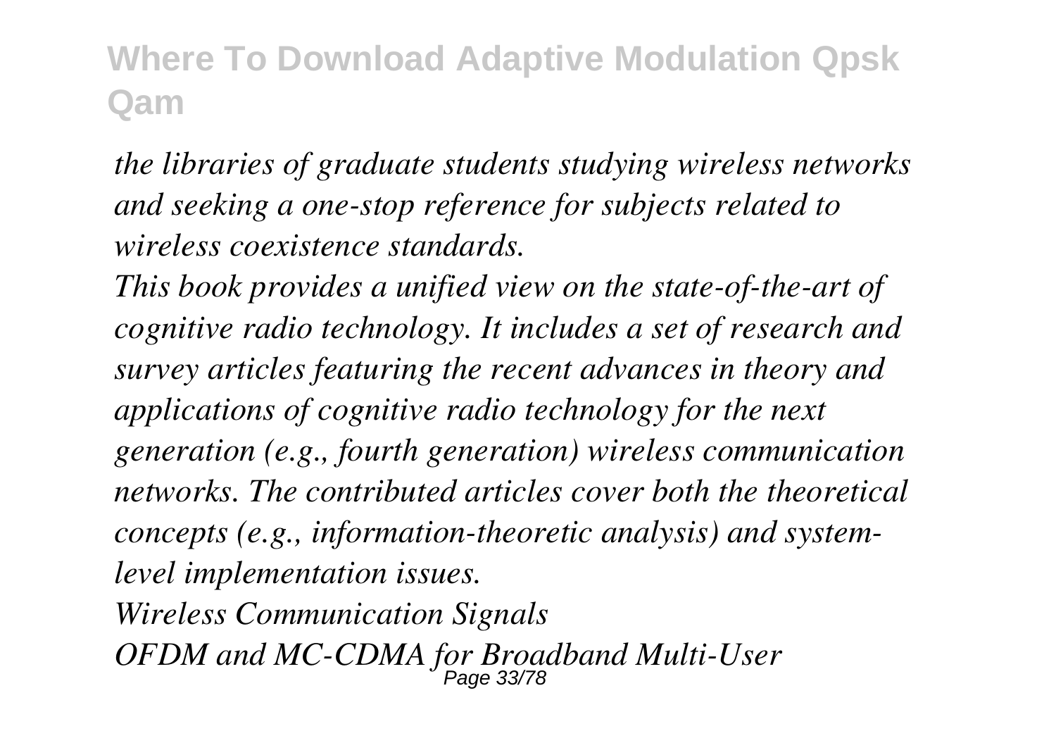*the libraries of graduate students studying wireless networks and seeking a one-stop reference for subjects related to wireless coexistence standards.*

*This book provides a unified view on the state-of-the-art of cognitive radio technology. It includes a set of research and survey articles featuring the recent advances in theory and applications of cognitive radio technology for the next generation (e.g., fourth generation) wireless communication networks. The contributed articles cover both the theoretical concepts (e.g., information-theoretic analysis) and system-level implementation issues.*

*Wireless Communication Signals*

*OFDM and MC-CDMA for Broadband Multi-User*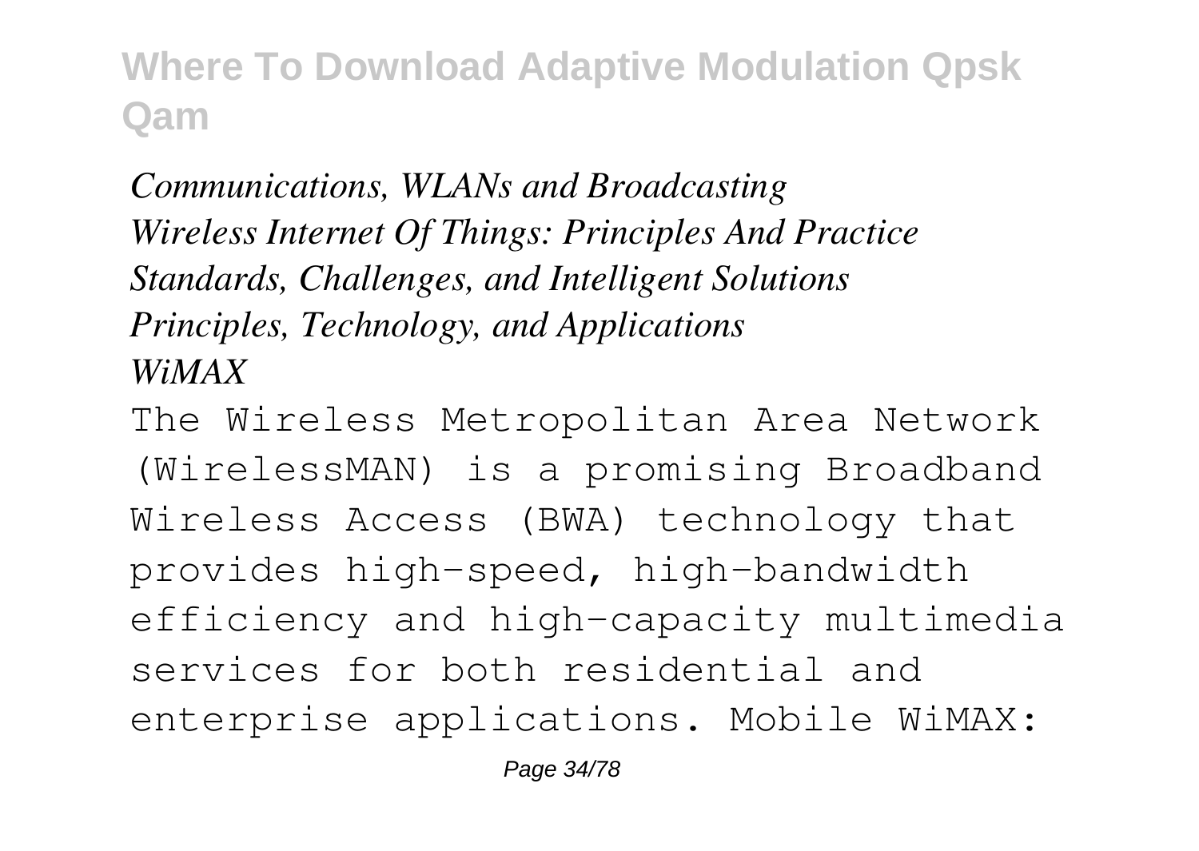*Communications, WLANs and Broadcasting*
*Wireless Internet Of Things: Principles And Practice*
*Standards, Challenges, and Intelligent Solutions*
*Principles, Technology, and Applications*
*WiMAX*

The Wireless Metropolitan Area Network (WirelessMAN) is a promising Broadband Wireless Access (BWA) technology that provides high-speed, high-bandwidth efficiency and high-capacity multimedia services for both residential and enterprise applications. Mobile WiMAX: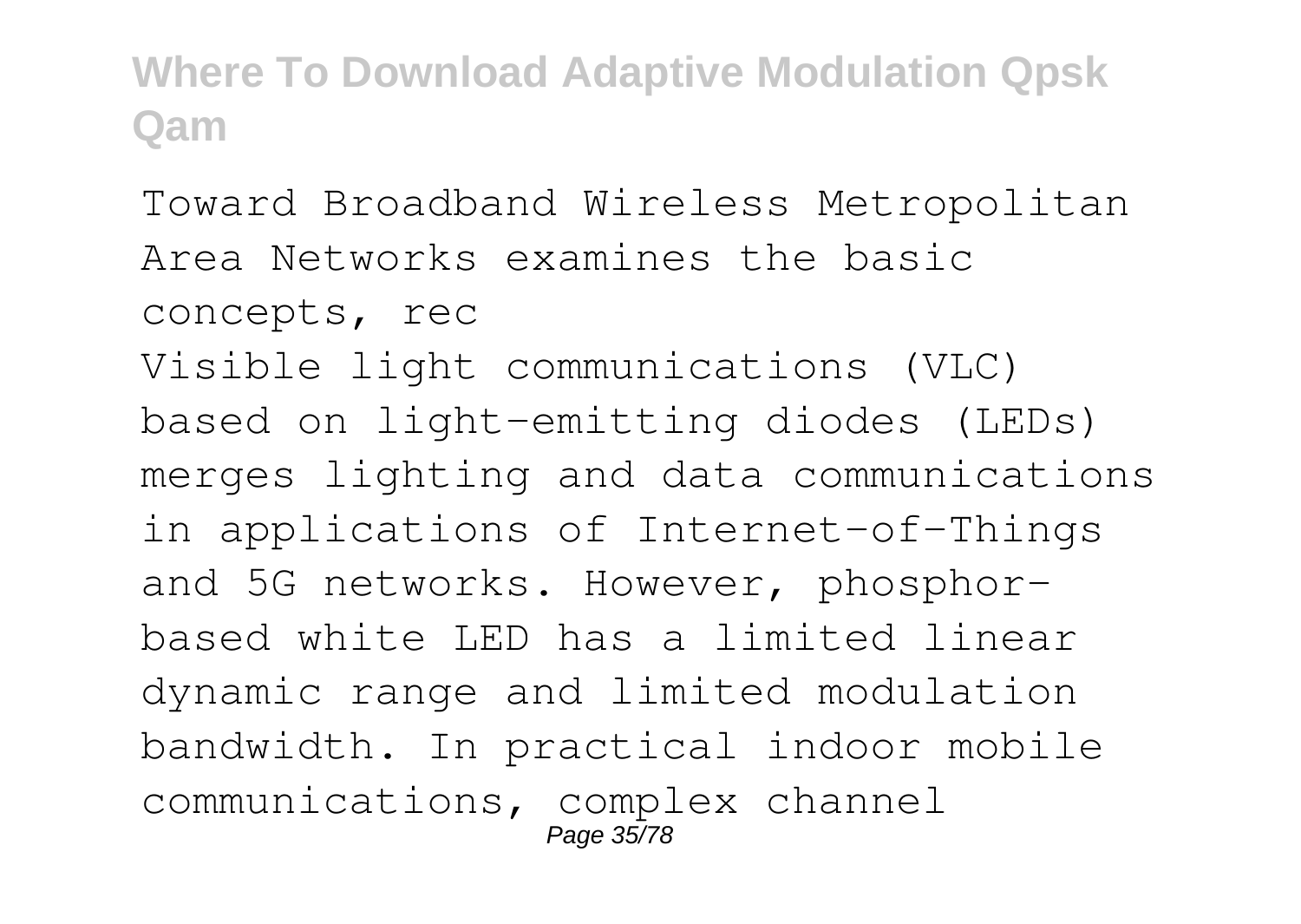Toward Broadband Wireless Metropolitan Area Networks examines the basic concepts, rec

Visible light communications (VLC) based on light-emitting diodes (LEDs) merges lighting and data communications in applications of Internet-of-Things and 5G networks. However, phosphor-based white LED has a limited linear dynamic range and limited modulation bandwidth. In practical indoor mobile communications, complex channel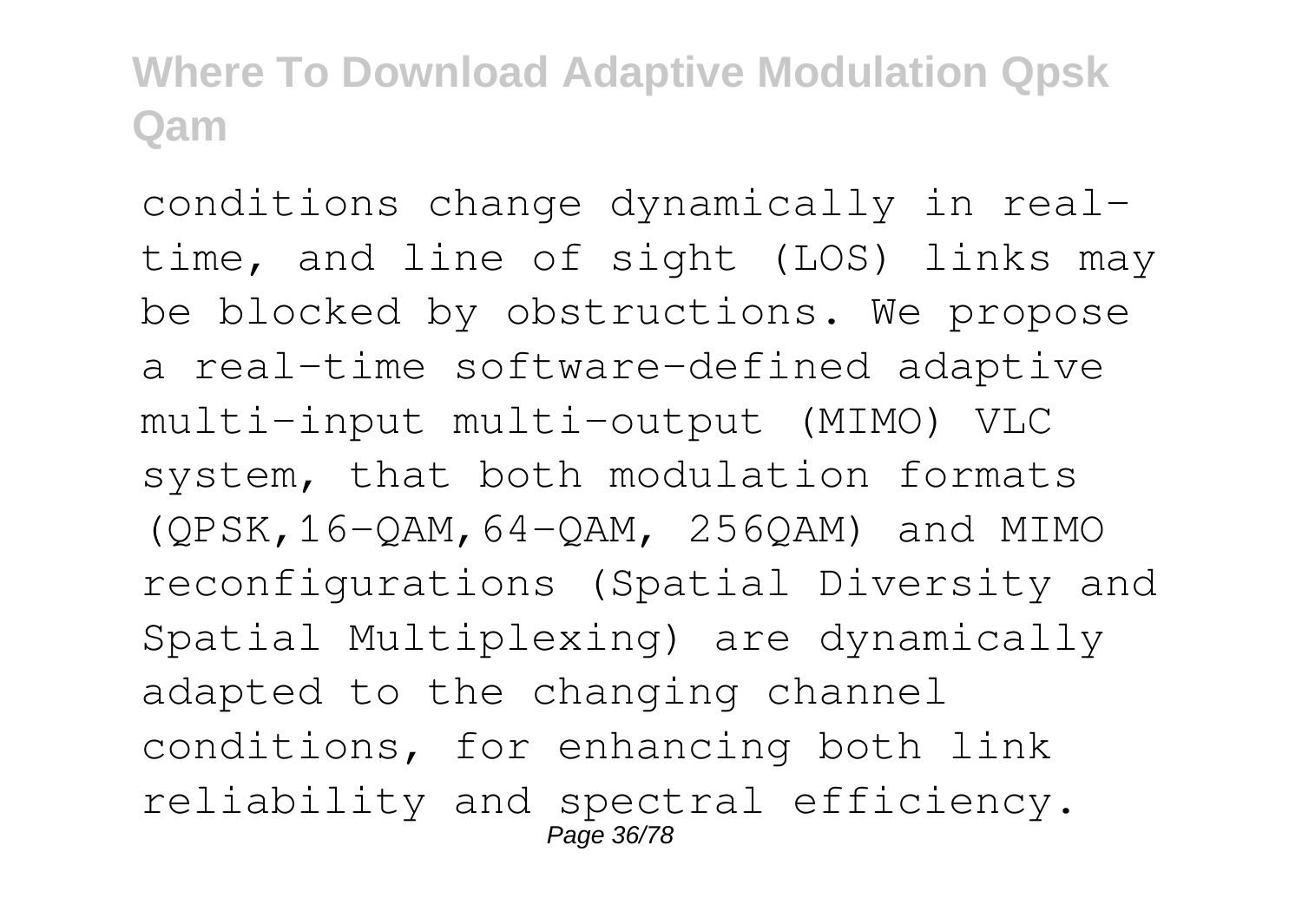conditions change dynamically in real-time, and line of sight (LOS) links may be blocked by obstructions. We propose a real-time software-defined adaptive multi-input multi-output (MIMO) VLC system, that both modulation formats (QPSK,16-QAM,64-QAM, 256QAM) and MIMO reconfigurations (Spatial Diversity and Spatial Multiplexing) are dynamically adapted to the changing channel conditions, for enhancing both link reliability and spectral efficiency.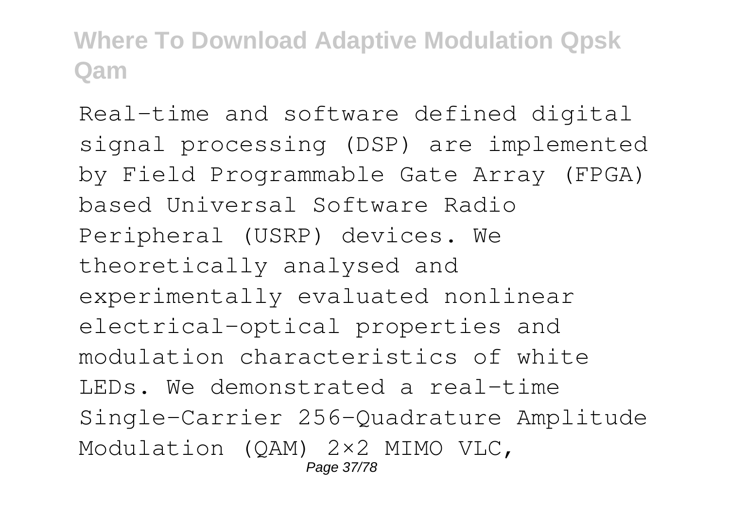Real-time and software defined digital signal processing (DSP) are implemented by Field Programmable Gate Array (FPGA) based Universal Software Radio Peripheral (USRP) devices. We theoretically analysed and experimentally evaluated nonlinear electrical-optical properties and modulation characteristics of white LEDs. We demonstrated a real-time Single-Carrier 256-Quadrature Amplitude Modulation (QAM) 2×2 MIMO VLC,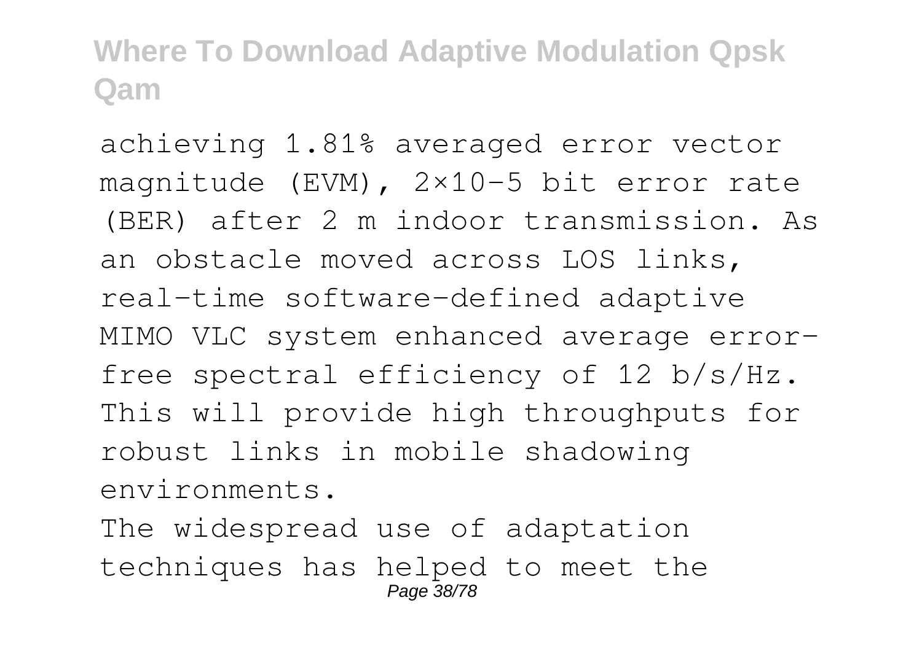achieving 1.81% averaged error vector magnitude (EVM), $2\times10^{-5}$ bit error rate (BER) after 2 m indoor transmission. As an obstacle moved across LOS links, real-time software-defined adaptive MIMO VLC system enhanced average error-free spectral efficiency of 12 b/s/Hz. This will provide high throughputs for robust links in mobile shadowing environments.

The widespread use of adaptation techniques has helped to meet the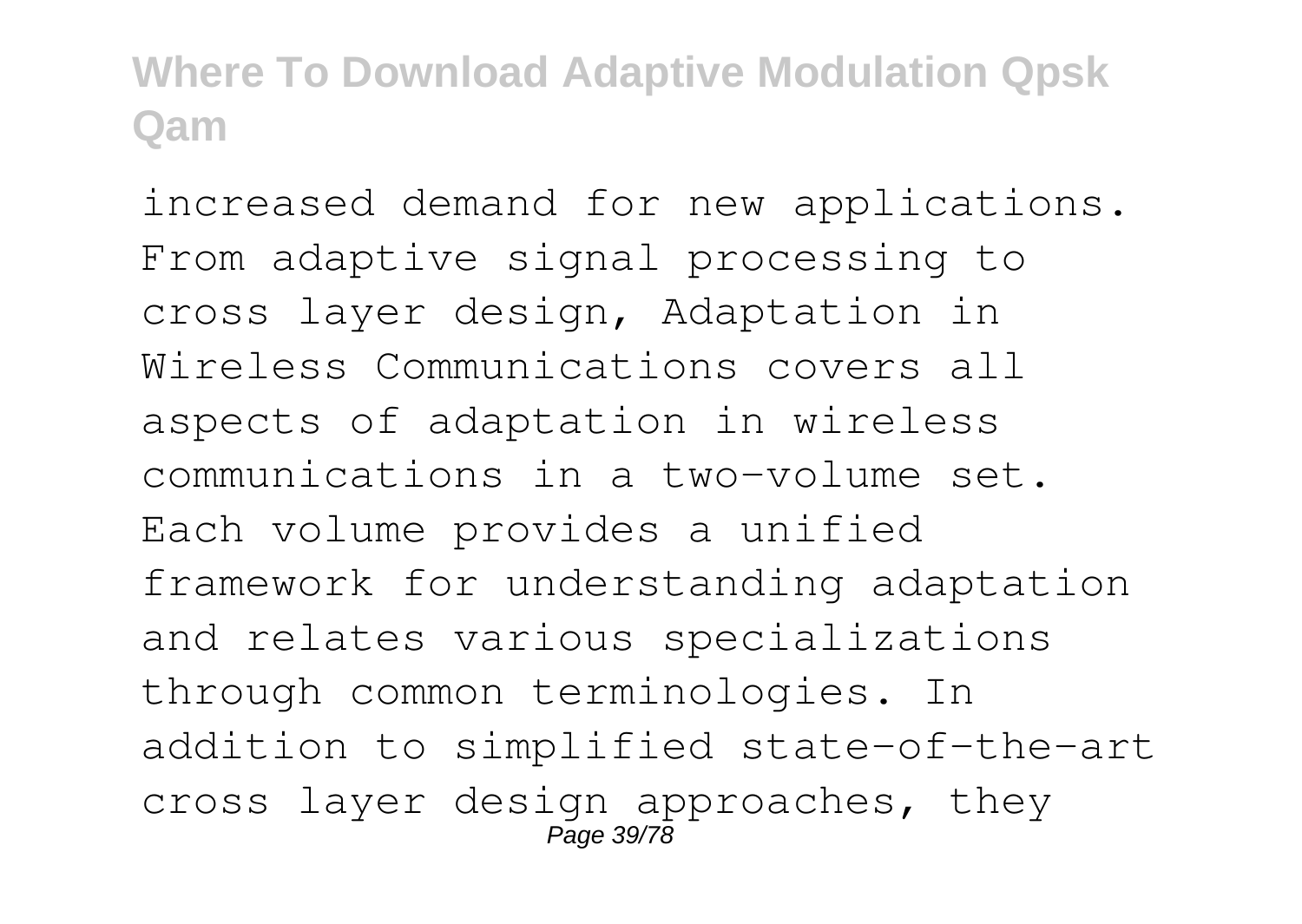increased demand for new applications. From adaptive signal processing to cross layer design, Adaptation in Wireless Communications covers all aspects of adaptation in wireless communications in a two-volume set. Each volume provides a unified framework for understanding adaptation and relates various specializations through common terminologies. In addition to simplified state-of-the-art cross layer design approaches, they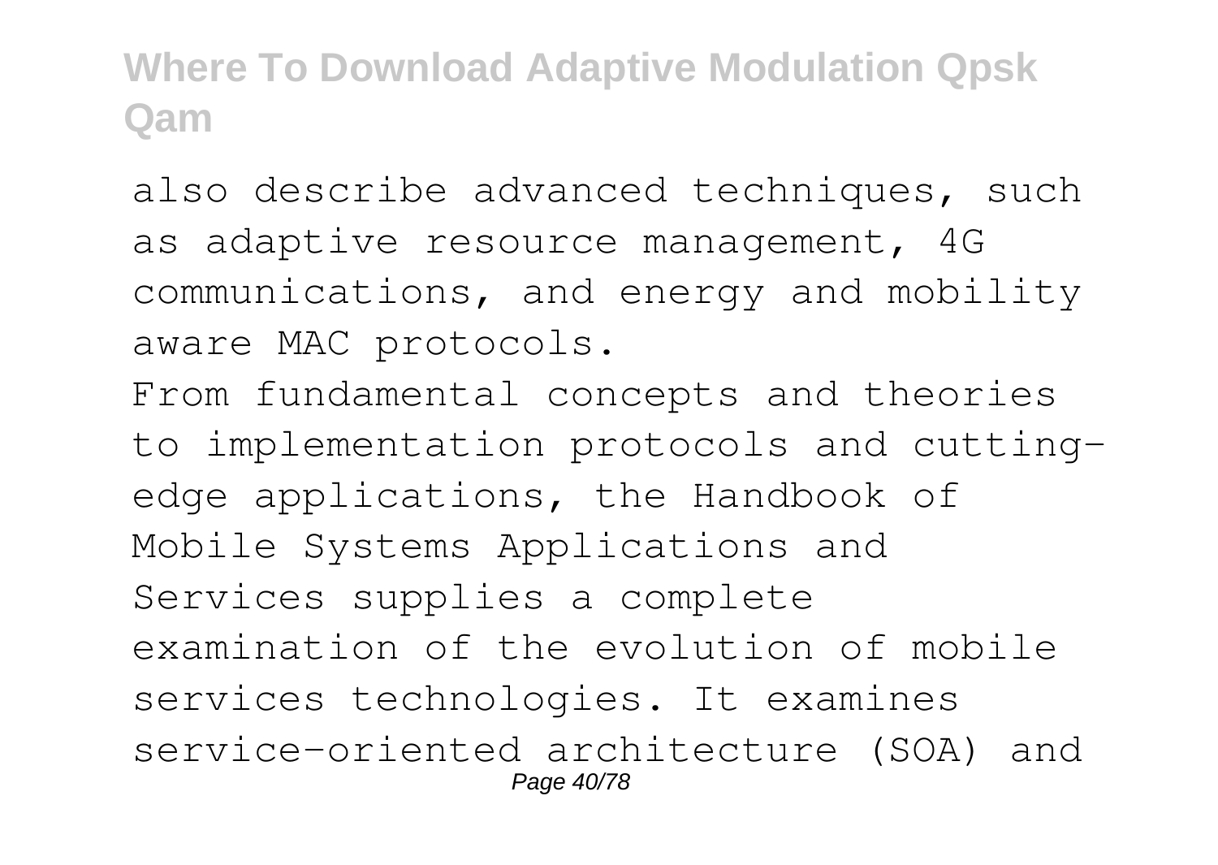also describe advanced techniques, such as adaptive resource management, 4G communications, and energy and mobility aware MAC protocols.

From fundamental concepts and theories to implementation protocols and cutting-edge applications, the Handbook of Mobile Systems Applications and Services supplies a complete examination of the evolution of mobile services technologies. It examines service-oriented architecture (SOA) and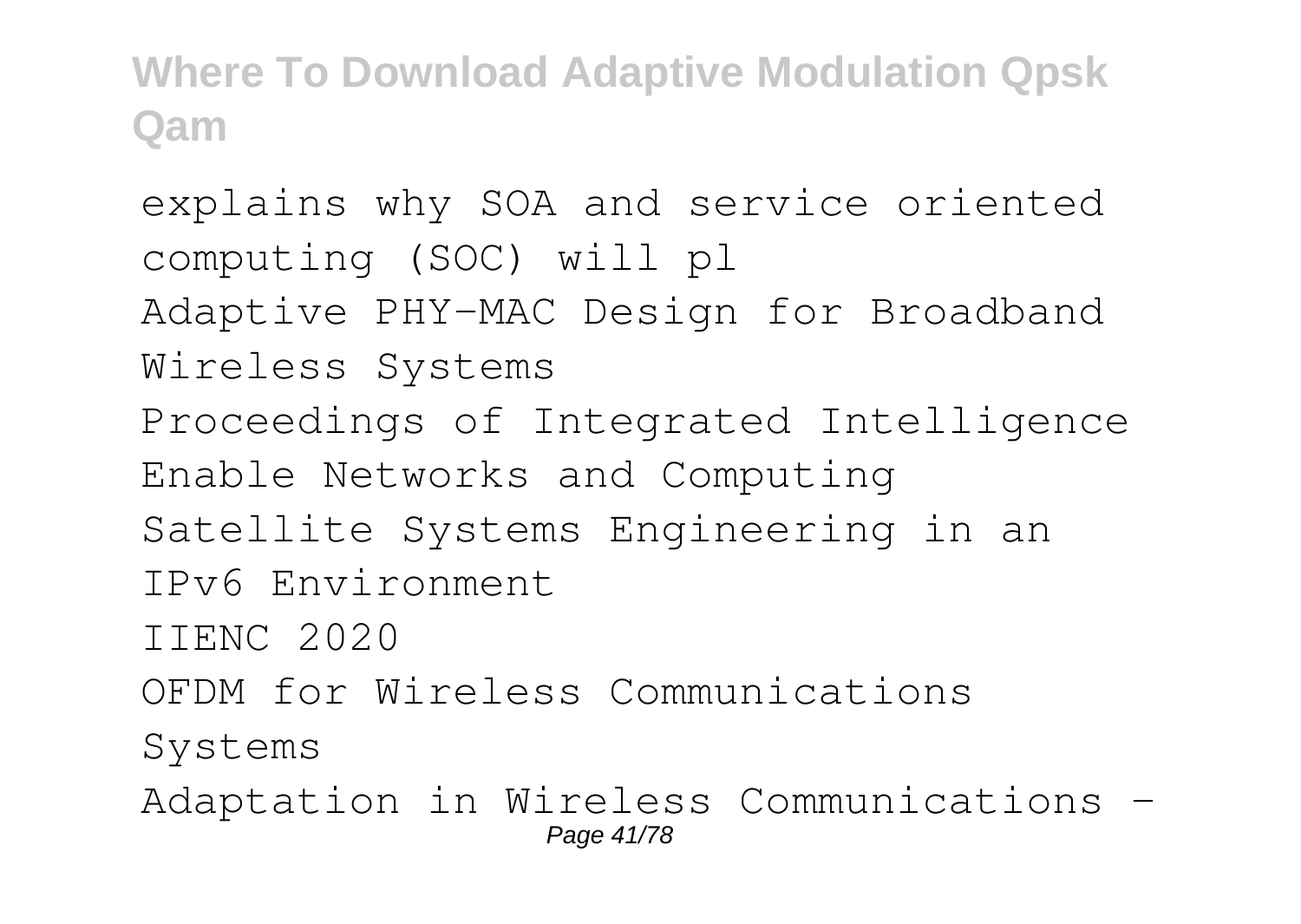explains why SOA and service oriented computing (SOC) will pl

Adaptive PHY-MAC Design for Broadband Wireless Systems

Proceedings of Integrated Intelligence Enable Networks and Computing

Satellite Systems Engineering in an IPv6 Environment

IIENC 2020

OFDM for Wireless Communications Systems

Adaptation in Wireless Communications -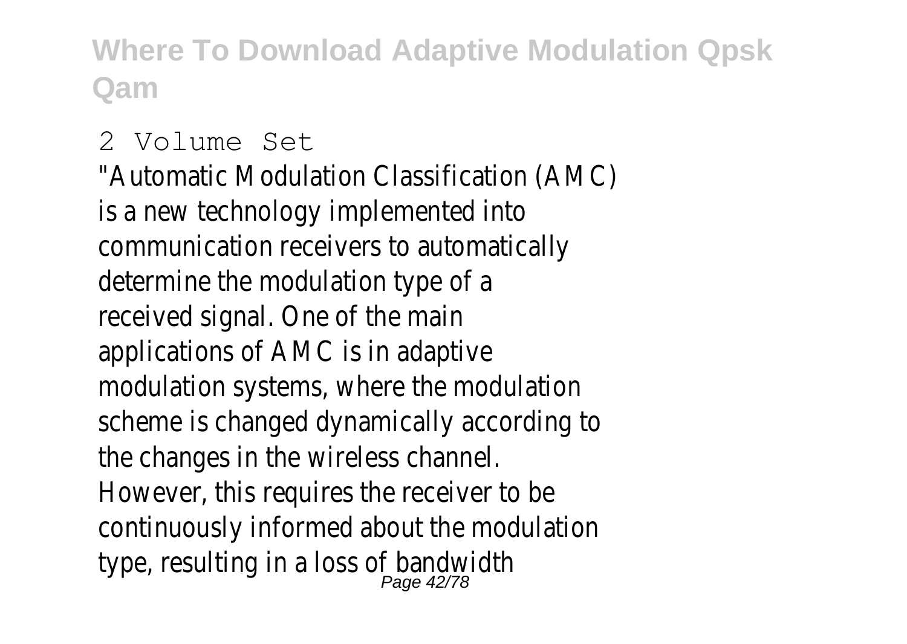2 Volume Set

"Automatic Modulation Classification (AMC) is a new technology implemented into communication receivers to automatically determine the modulation type of a received signal. One of the main applications of AMC is in adaptive modulation systems, where the modulation scheme is changed dynamically according to the changes in the wireless channel. However, this requires the receiver to be continuously informed about the modulation type, resulting in a loss of bandwidth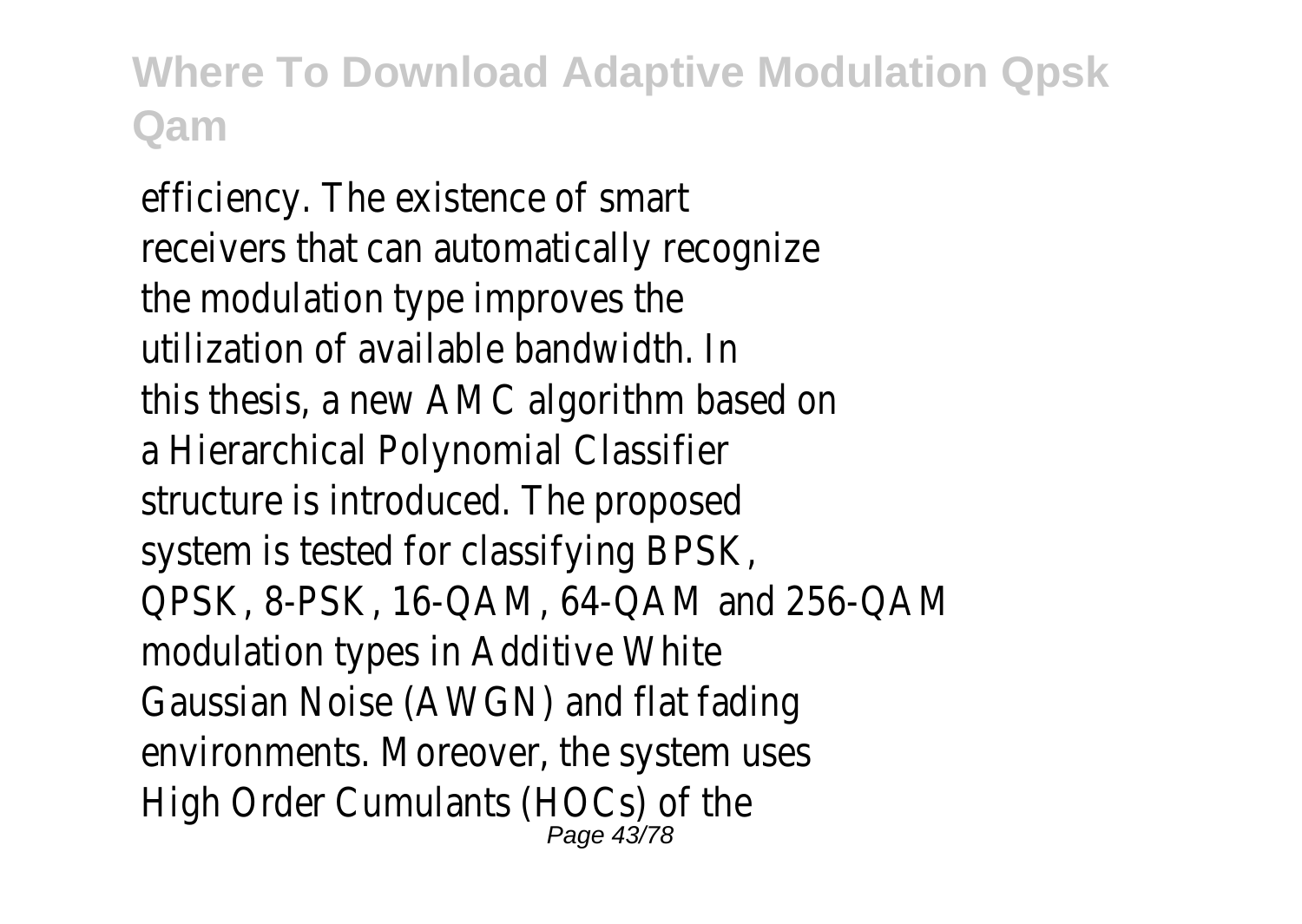efficiency. The existence of smart receivers that can automatically recognize the modulation type improves the utilization of available bandwidth. In this thesis, a new AMC algorithm based on a Hierarchical Polynomial Classifier structure is introduced. The proposed system is tested for classifying BPSK, QPSK, 8-PSK, 16-QAM, 64-QAM and 256-QAM modulation types in Additive White Gaussian Noise (AWGN) and flat fading environments. Moreover, the system uses High Order Cumulants (HOCs) of the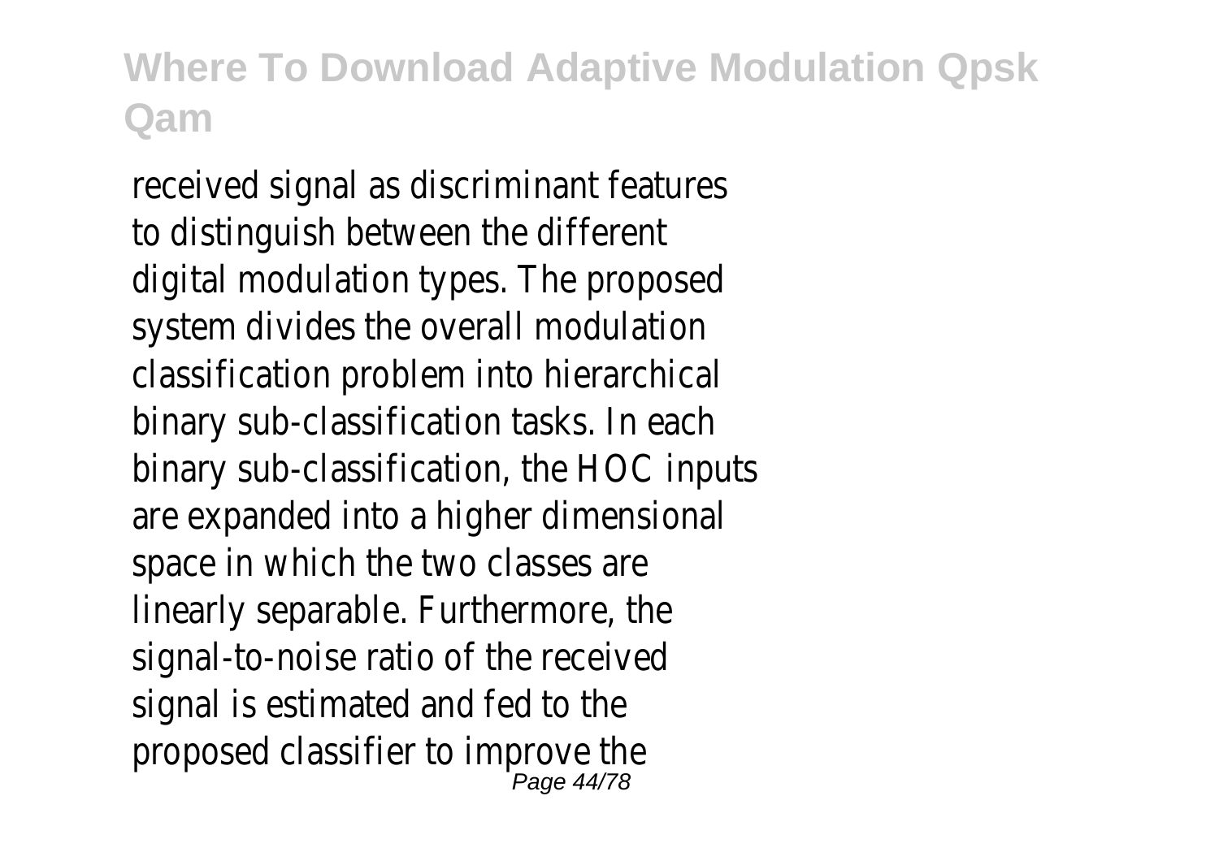received signal as discriminant features to distinguish between the different digital modulation types. The proposed system divides the overall modulation classification problem into hierarchical binary sub-classification tasks. In each binary sub-classification, the HOC inputs are expanded into a higher dimensional space in which the two classes are linearly separable. Furthermore, the signal-to-noise ratio of the received signal is estimated and fed to the proposed classifier to improve the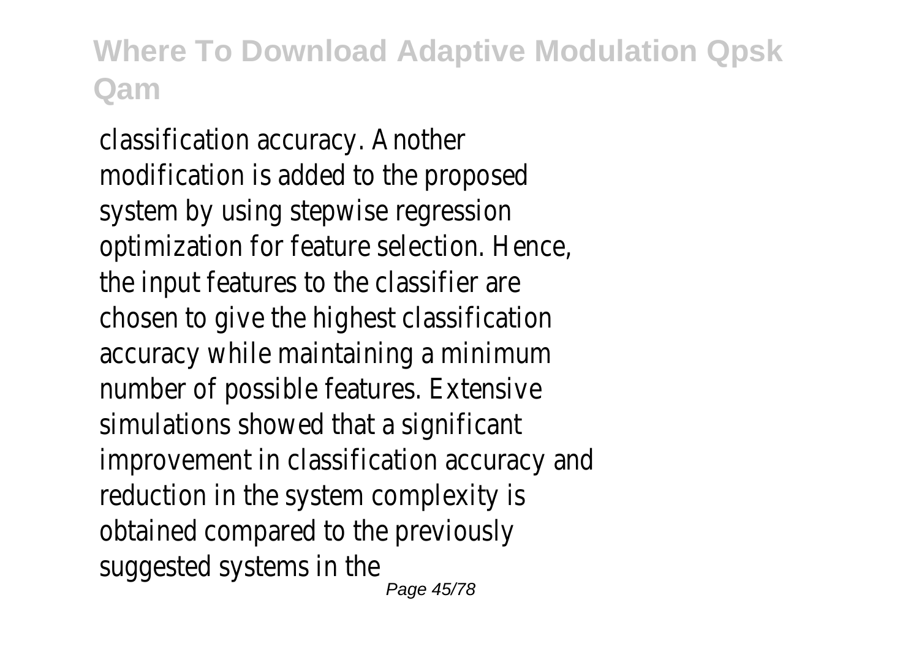classification accuracy. Another modification is added to the proposed system by using stepwise regression optimization for feature selection. Hence, the input features to the classifier are chosen to give the highest classification accuracy while maintaining a minimum number of possible features. Extensive simulations showed that a significant improvement in classification accuracy and reduction in the system complexity is obtained compared to the previously suggested systems in the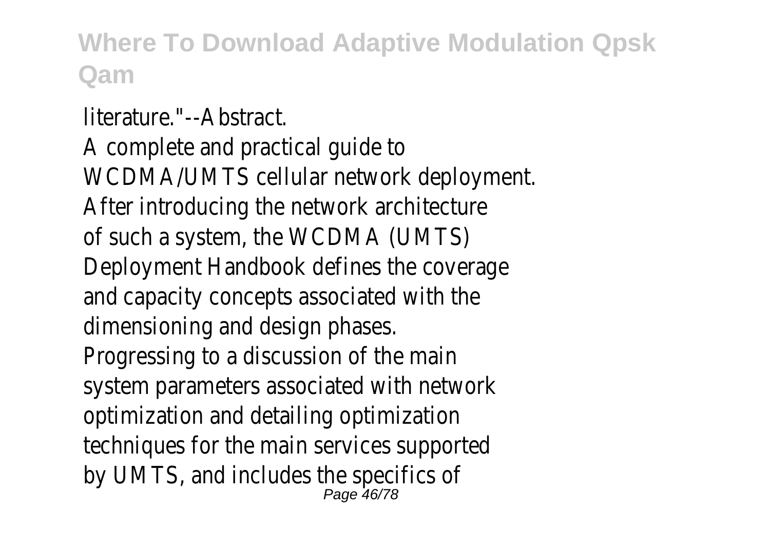literature."--Abstract.

A complete and practical guide to WCDMA/UMTS cellular network deployment. After introducing the network architecture of such a system, the WCDMA (UMTS) Deployment Handbook defines the coverage and capacity concepts associated with the dimensioning and design phases. Progressing to a discussion of the main system parameters associated with network optimization and detailing optimization techniques for the main services supported by UMTS, and includes the specifics of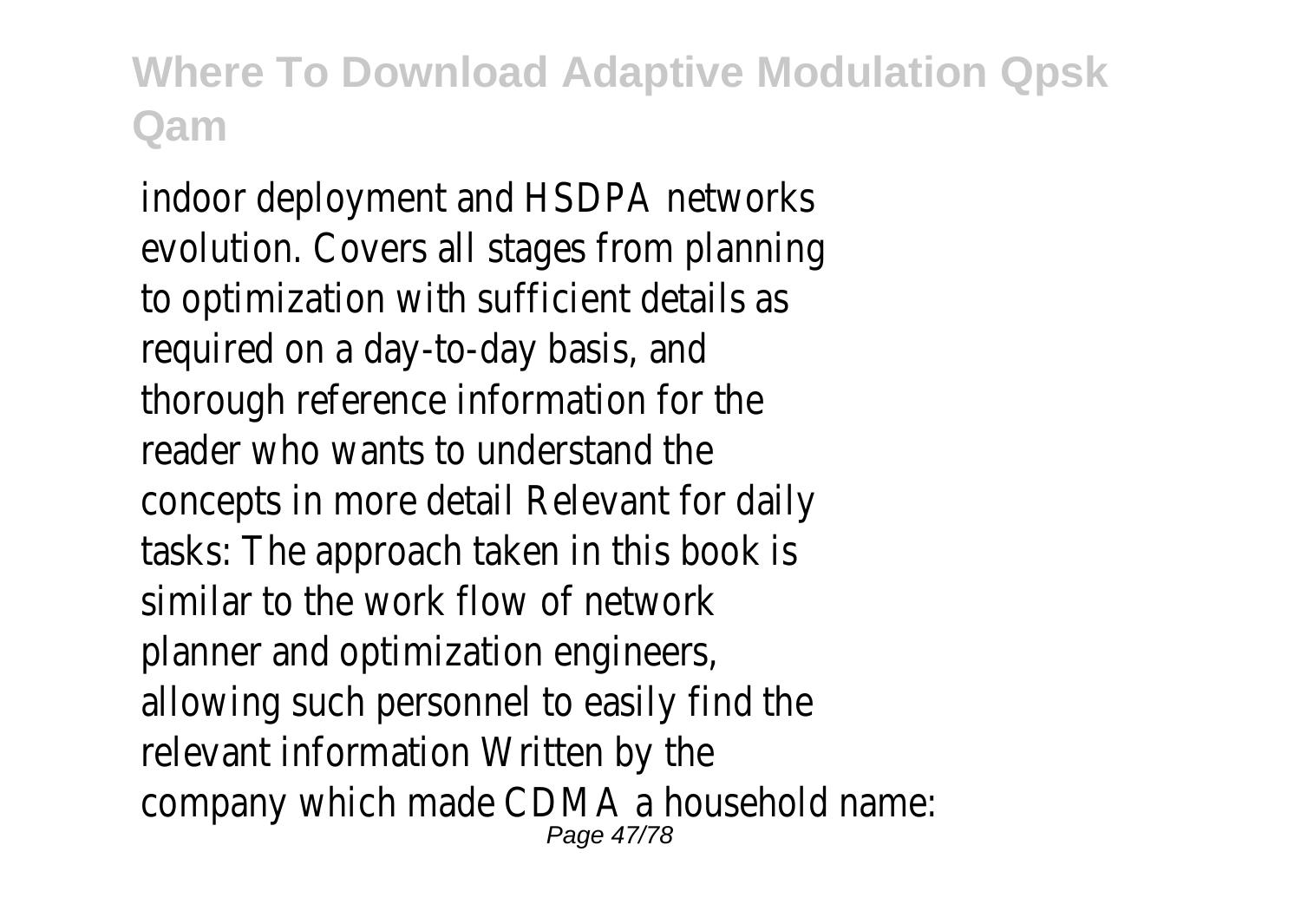indoor deployment and HSDPA networks evolution. Covers all stages from planning to optimization with sufficient details as required on a day-to-day basis, and thorough reference information for the reader who wants to understand the concepts in more detail Relevant for daily tasks: The approach taken in this book is similar to the work flow of network planner and optimization engineers, allowing such personnel to easily find the relevant information Written by the company which made CDMA a household name: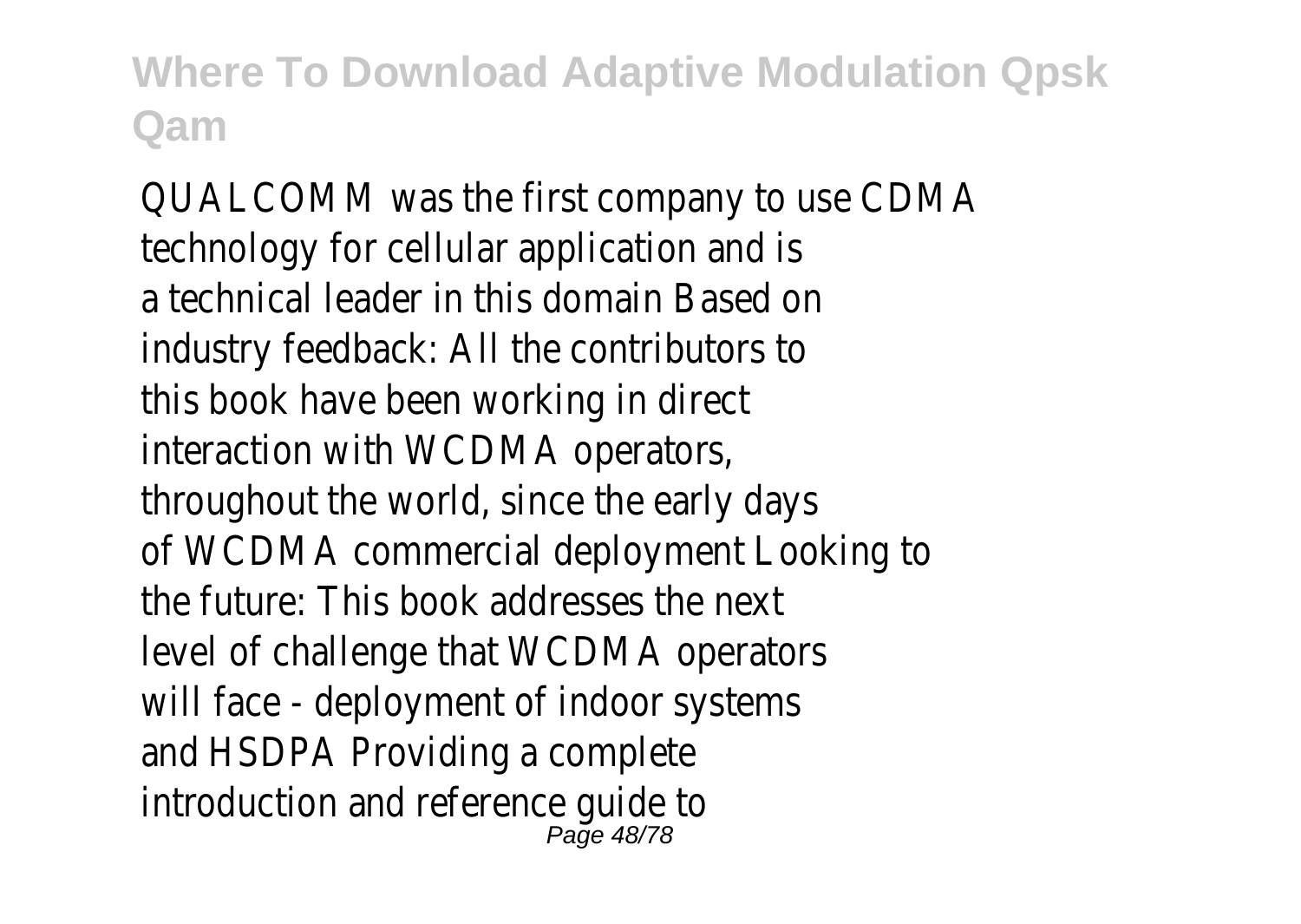QUALCOMM was the first company to use CDMA technology for cellular application and is a technical leader in this domain Based on industry feedback: All the contributors to this book have been working in direct interaction with WCDMA operators, throughout the world, since the early days of WCDMA commercial deployment Looking to the future: This book addresses the next level of challenge that WCDMA operators will face - deployment of indoor systems and HSDPA Providing a complete introduction and reference guide to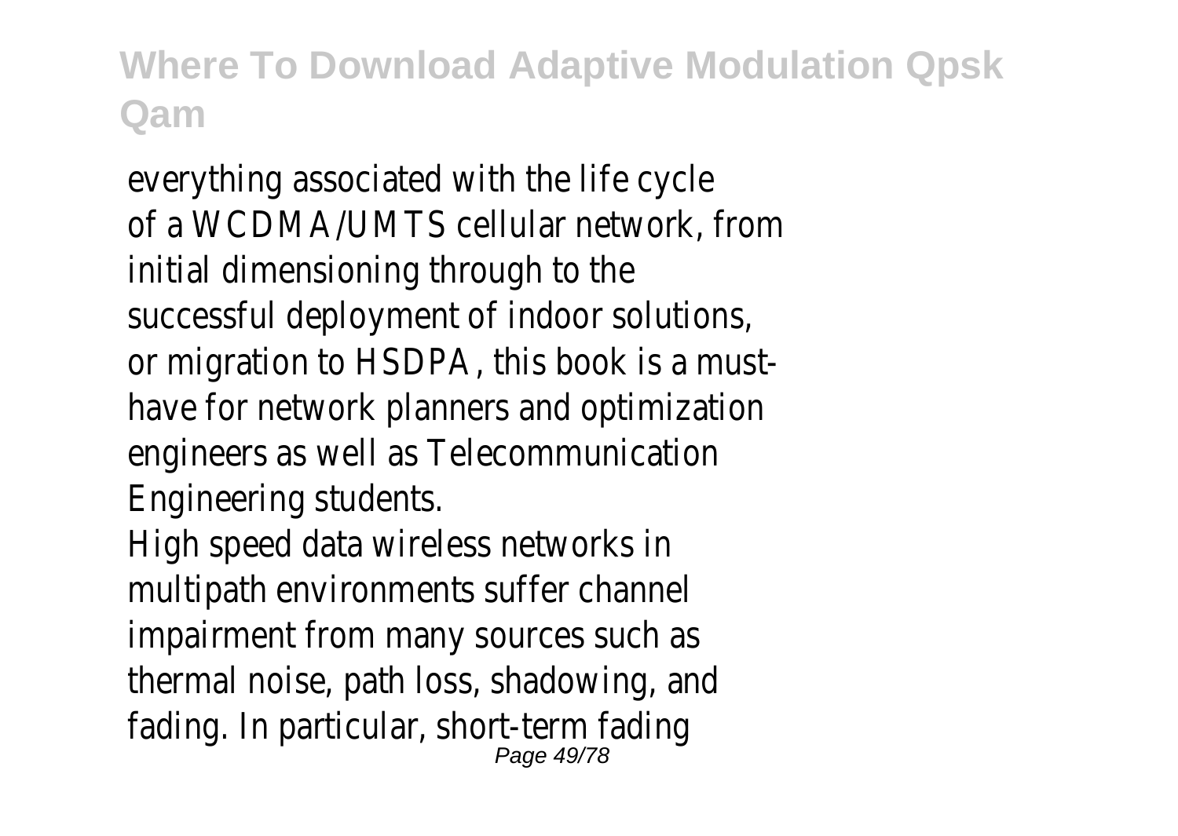everything associated with the life cycle of a WCDMA/UMTS cellular network, from initial dimensioning through to the successful deployment of indoor solutions, or migration to HSDPA, this book is a must-have for network planners and optimization engineers as well as Telecommunication Engineering students.

High speed data wireless networks in multipath environments suffer channel impairment from many sources such as thermal noise, path loss, shadowing, and fading. In particular, short-term fading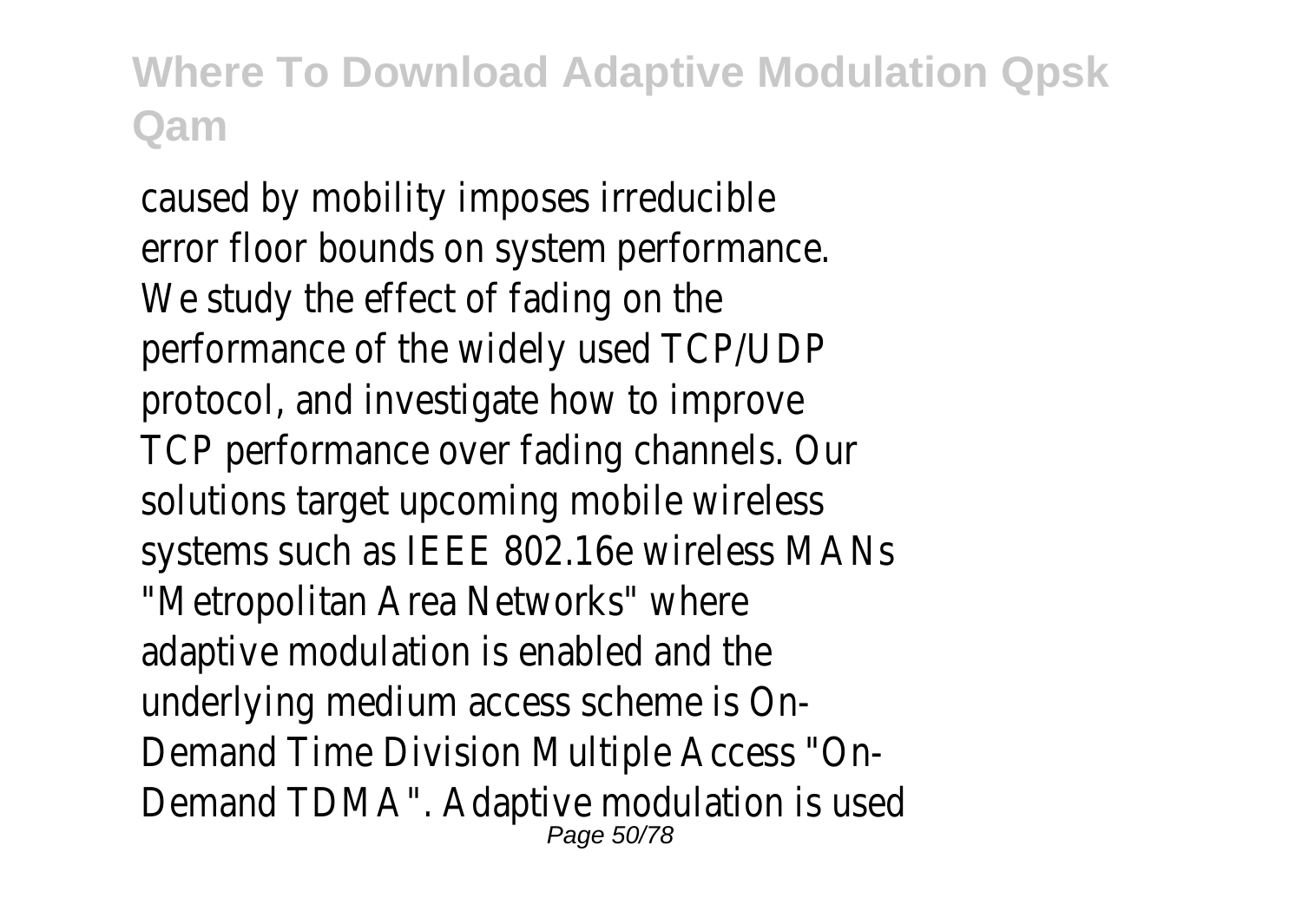caused by mobility imposes irreducible error floor bounds on system performance. We study the effect of fading on the performance of the widely used TCP/UDP protocol, and investigate how to improve TCP performance over fading channels. Our solutions target upcoming mobile wireless systems such as IEEE 802.16e wireless MANs "Metropolitan Area Networks" where adaptive modulation is enabled and the underlying medium access scheme is On-Demand Time Division Multiple Access "On-Demand TDMA". Adaptive modulation is used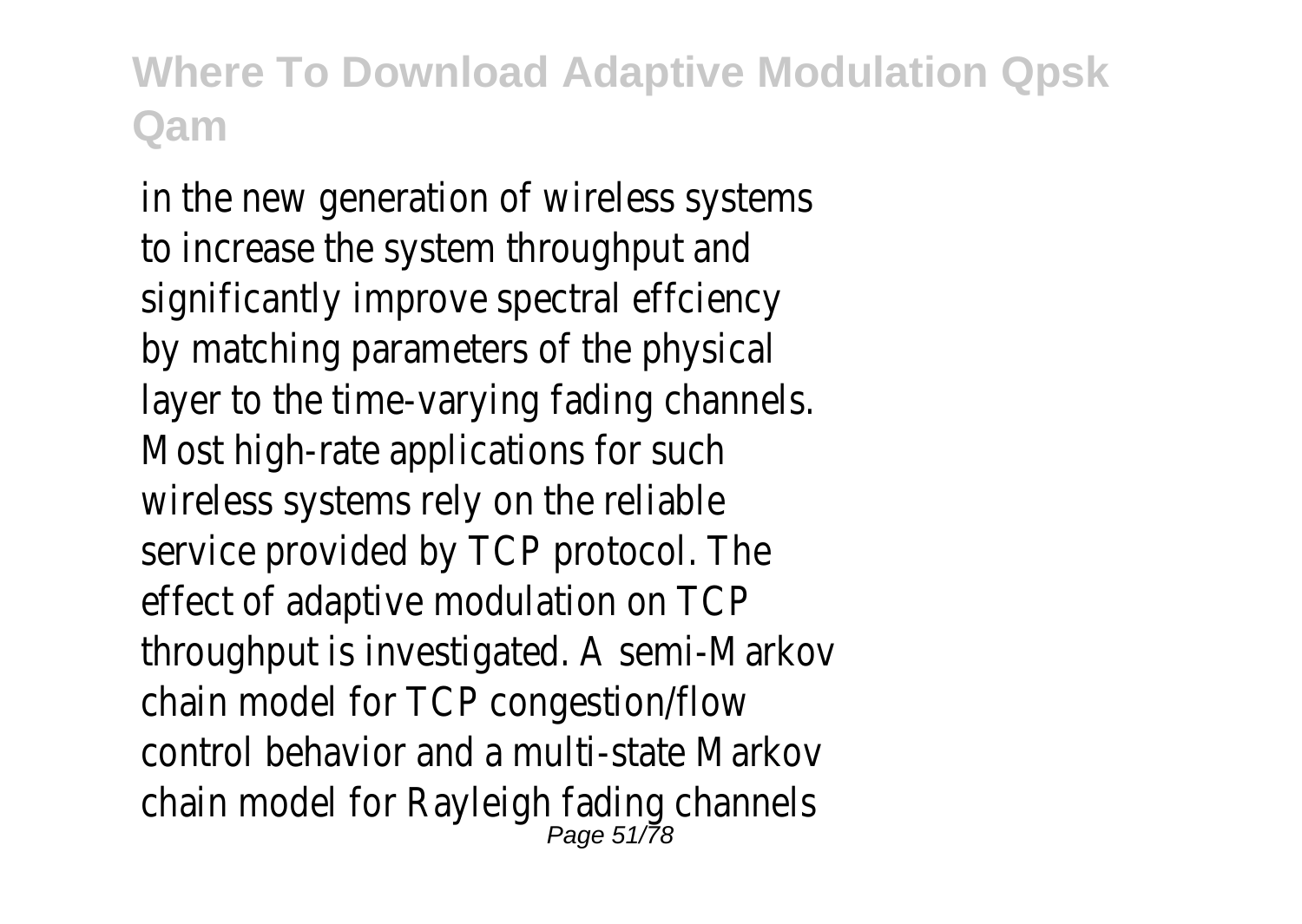in the new generation of wireless systems to increase the system throughput and significantly improve spectral effciency by matching parameters of the physical layer to the time-varying fading channels. Most high-rate applications for such wireless systems rely on the reliable service provided by TCP protocol. The effect of adaptive modulation on TCP throughput is investigated. A semi-Markov chain model for TCP congestion/flow control behavior and a multi-state Markov chain model for Rayleigh fading channels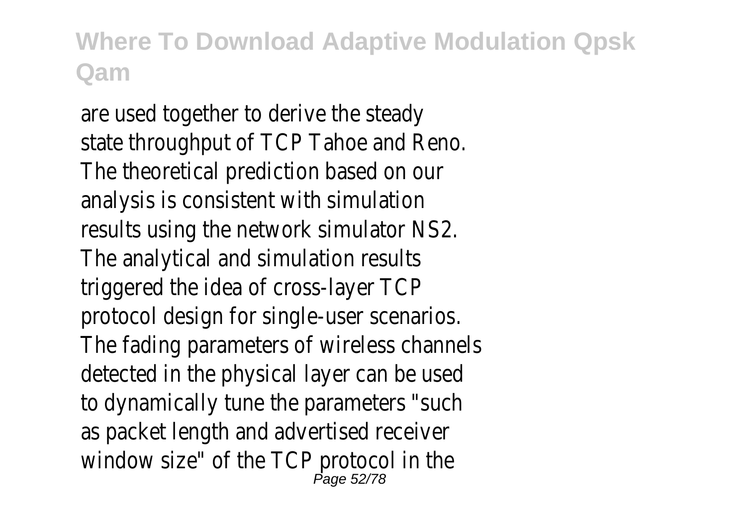are used together to derive the steady state throughput of TCP Tahoe and Reno. The theoretical prediction based on our analysis is consistent with simulation results using the network simulator NS2. The analytical and simulation results triggered the idea of cross-layer TCP protocol design for single-user scenarios. The fading parameters of wireless channels detected in the physical layer can be used to dynamically tune the parameters "such as packet length and advertised receiver window size" of the TCP protocol in the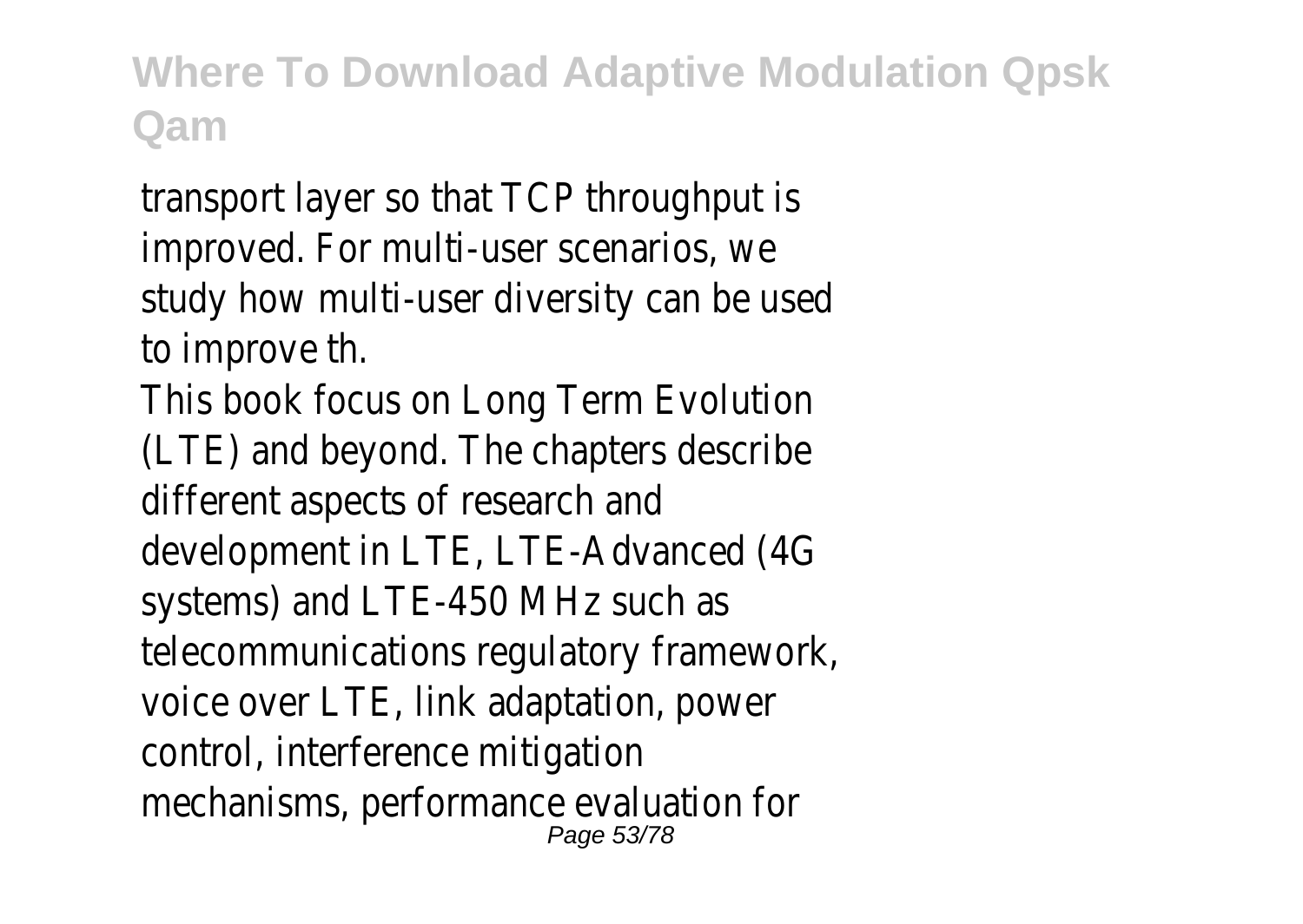transport layer so that TCP throughput is improved. For multi-user scenarios, we study how multi-user diversity can be used to improve th.

This book focus on Long Term Evolution (LTE) and beyond. The chapters describe different aspects of research and development in LTE, LTE-Advanced (4G systems) and LTE-450 MHz such as telecommunications regulatory framework, voice over LTE, link adaptation, power control, interference mitigation mechanisms, performance evaluation for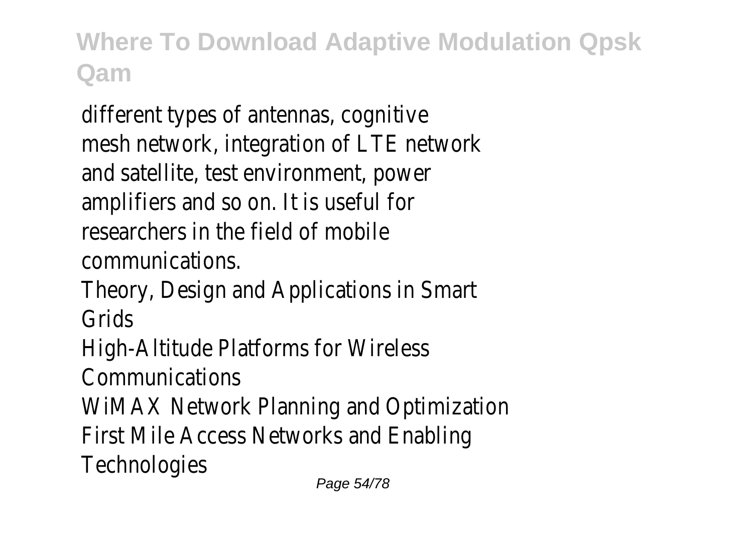different types of antennas, cognitive mesh network, integration of LTE network and satellite, test environment, power amplifiers and so on. It is useful for researchers in the field of mobile communications.

Theory, Design and Applications in Smart Grids

High-Altitude Platforms for Wireless Communications

WiMAX Network Planning and Optimization

First Mile Access Networks and Enabling Technologies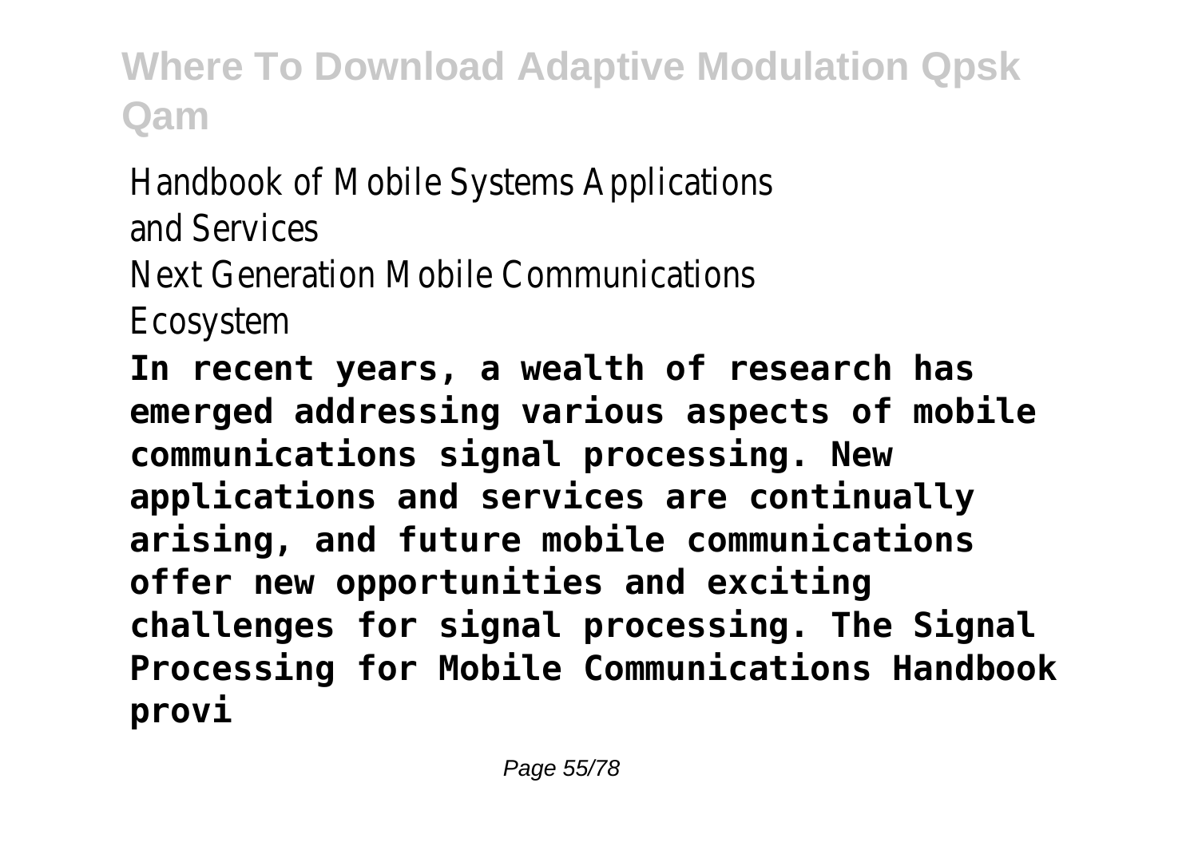Handbook of Mobile Systems Applications and Services

Next Generation Mobile Communications Ecosystem

**In recent years, a wealth of research has emerged addressing various aspects of mobile communications signal processing. New applications and services are continually arising, and future mobile communications offer new opportunities and exciting challenges for signal processing. The Signal Processing for Mobile Communications Handbook provi**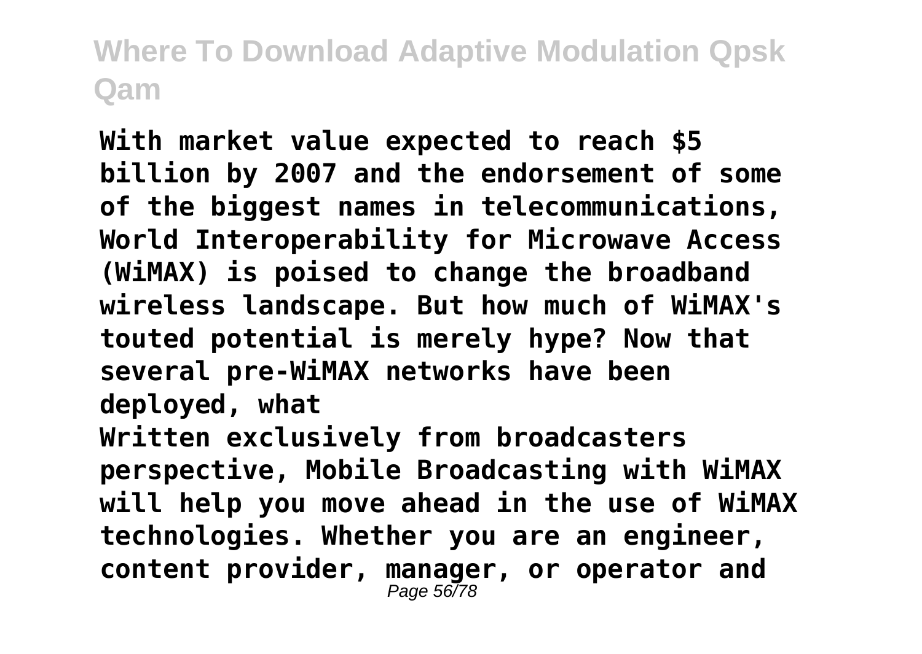**With market value expected to reach $5 billion by 2007 and the endorsement of some of the biggest names in telecommunications, World Interoperability for Microwave Access (WiMAX) is poised to change the broadband wireless landscape. But how much of WiMAX's touted potential is merely hype? Now that several pre-WiMAX networks have been deployed, what**

**Written exclusively from broadcasters perspective, Mobile Broadcasting with WiMAX will help you move ahead in the use of WiMAX technologies. Whether you are an engineer, content provider, manager, or operator and**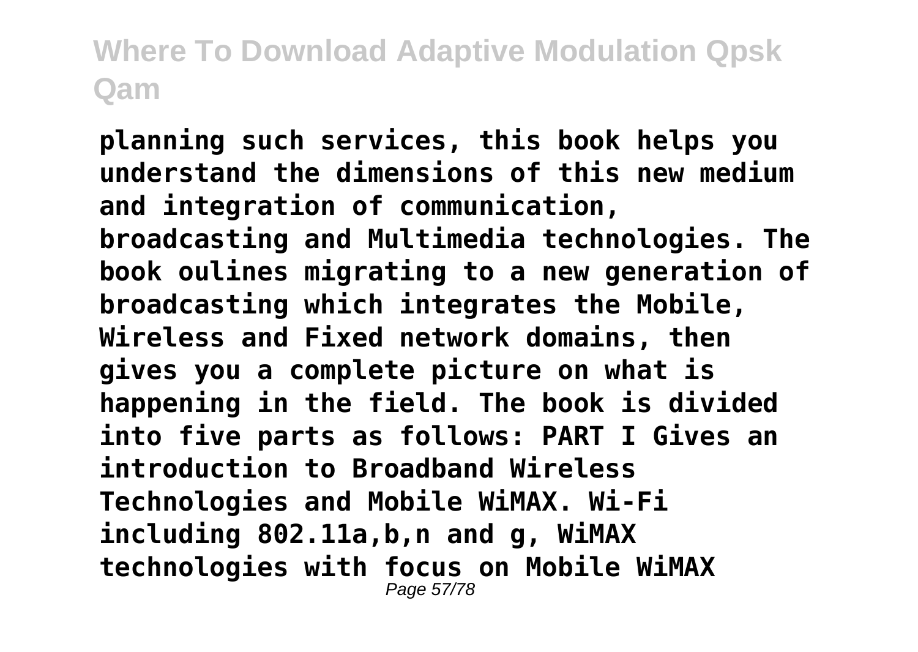**planning such services, this book helps you understand the dimensions of this new medium and integration of communication, broadcasting and Multimedia technologies. The book oulines migrating to a new generation of broadcasting which integrates the Mobile, Wireless and Fixed network domains, then gives you a complete picture on what is happening in the field. The book is divided into five parts as follows: PART I Gives an introduction to Broadband Wireless Technologies and Mobile WiMAX. Wi-Fi including 802.11a,b,n and g, WiMAX technologies with focus on Mobile WiMAX**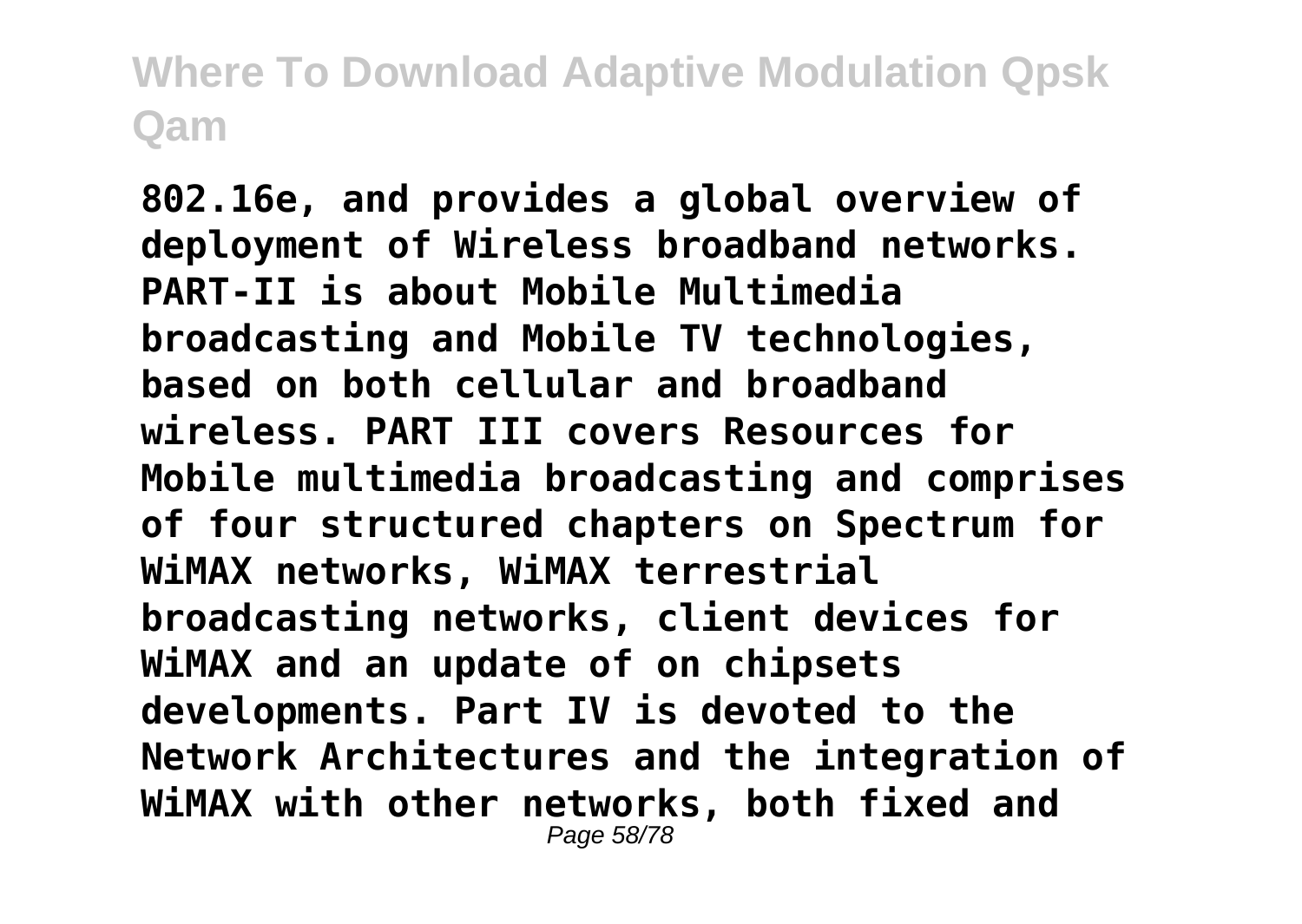**802.16e, and provides a global overview of deployment of Wireless broadband networks. PART-II is about Mobile Multimedia broadcasting and Mobile TV technologies, based on both cellular and broadband wireless. PART III covers Resources for Mobile multimedia broadcasting and comprises of four structured chapters on Spectrum for WiMAX networks, WiMAX terrestrial broadcasting networks, client devices for WiMAX and an update of on chipsets developments. Part IV is devoted to the Network Architectures and the integration of WiMAX with other networks, both fixed and**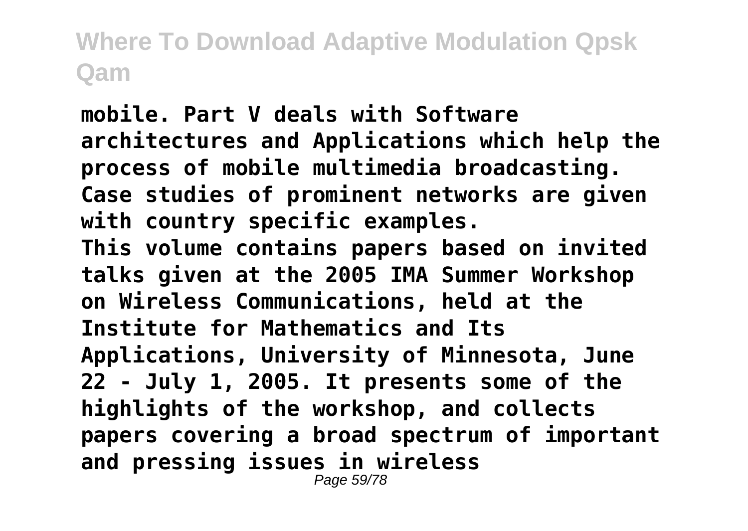**mobile. Part V deals with Software architectures and Applications which help the process of mobile multimedia broadcasting. Case studies of prominent networks are given with country specific examples.**

**This volume contains papers based on invited talks given at the 2005 IMA Summer Workshop on Wireless Communications, held at the Institute for Mathematics and Its Applications, University of Minnesota, June 22 - July 1, 2005. It presents some of the highlights of the workshop, and collects papers covering a broad spectrum of important and pressing issues in wireless**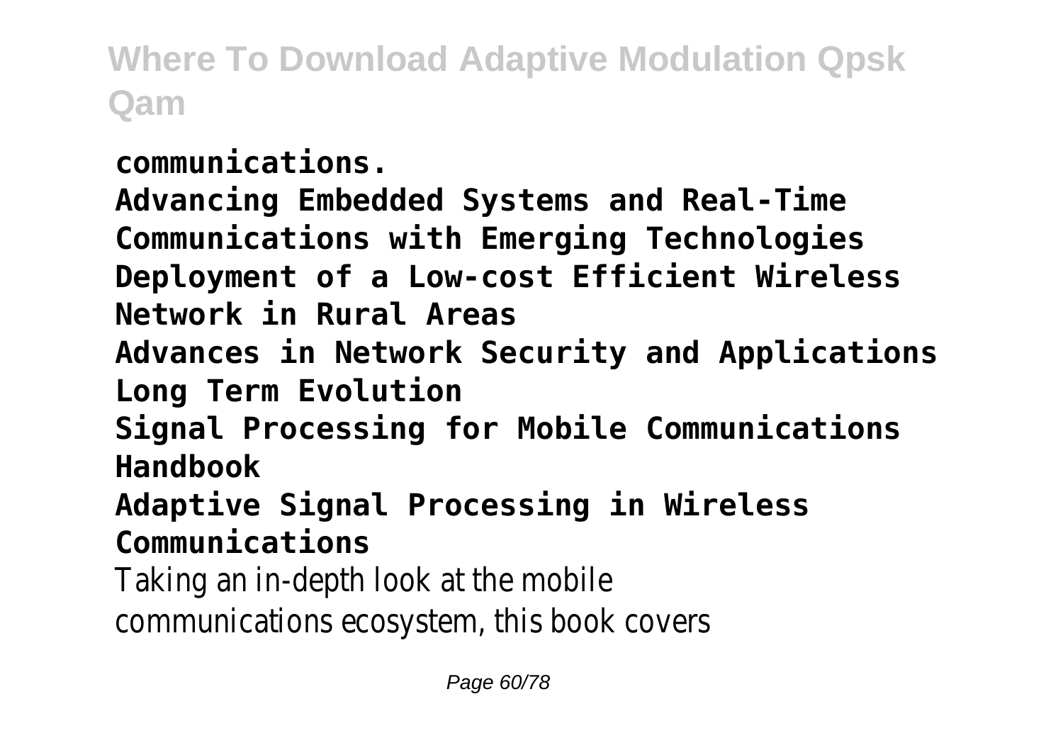**communications.**

**Advancing Embedded Systems and Real-Time Communications with Emerging Technologies**

**Deployment of a Low-cost Efficient Wireless Network in Rural Areas**

**Advances in Network Security and Applications**

**Long Term Evolution**

**Signal Processing for Mobile Communications Handbook**

**Adaptive Signal Processing in Wireless Communications**

Taking an in-depth look at the mobile communications ecosystem, this book covers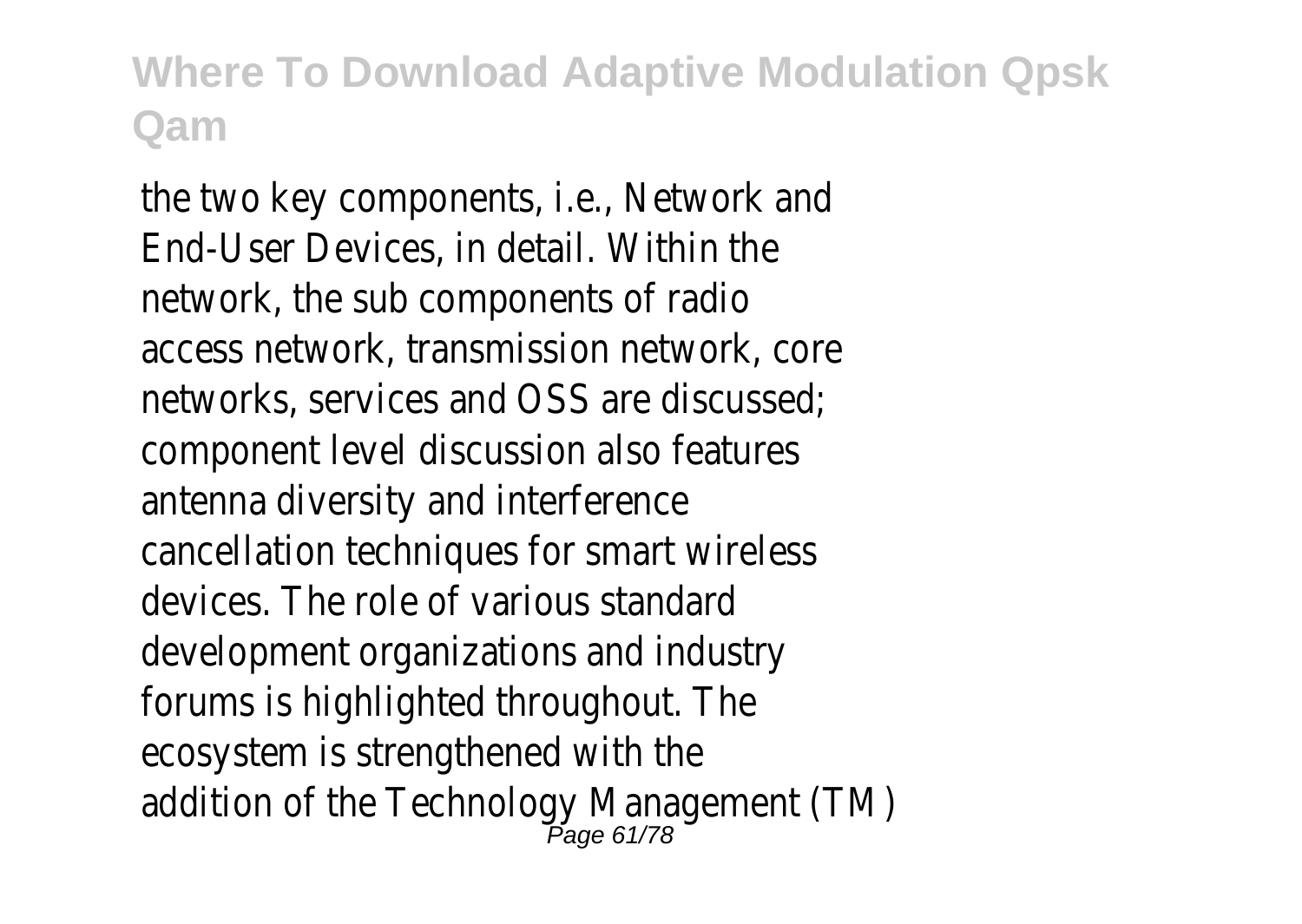the two key components, i.e., Network and End-User Devices, in detail. Within the network, the sub components of radio access network, transmission network, core networks, services and OSS are discussed; component level discussion also features antenna diversity and interference cancellation techniques for smart wireless devices. The role of various standard development organizations and industry forums is highlighted throughout. The ecosystem is strengthened with the addition of the Technology Management (TM)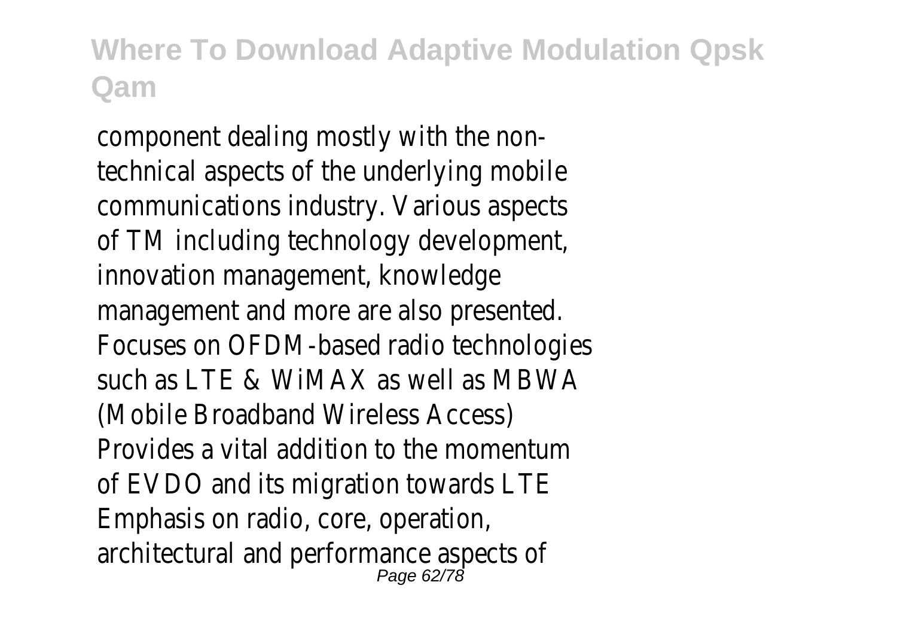component dealing mostly with the non-technical aspects of the underlying mobile communications industry. Various aspects of TM including technology development, innovation management, knowledge management and more are also presented. Focuses on OFDM-based radio technologies such as LTE & WiMAX as well as MBWA (Mobile Broadband Wireless Access) Provides a vital addition to the momentum of EVDO and its migration towards LTE Emphasis on radio, core, operation, architectural and performance aspects of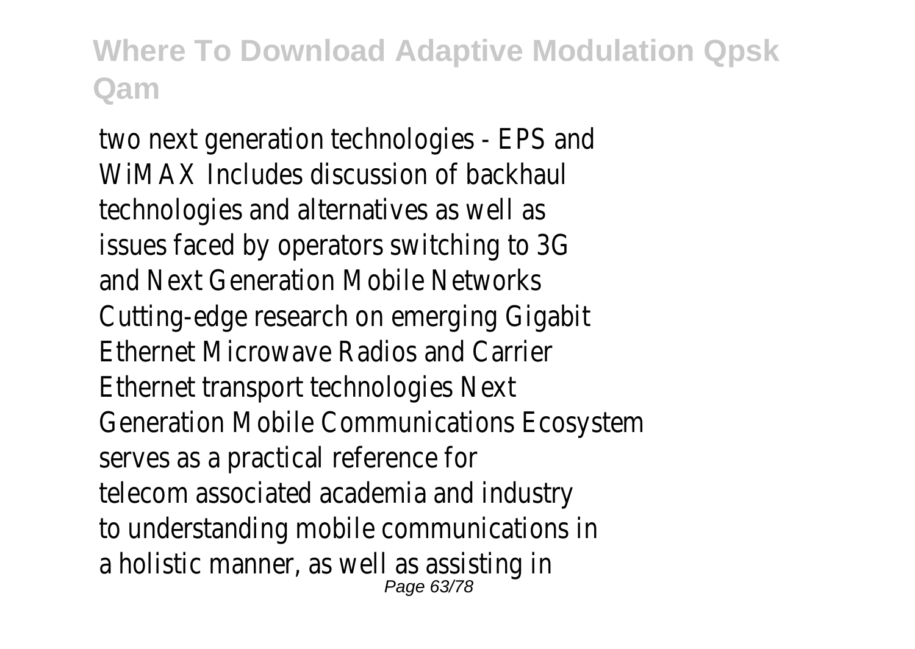two next generation technologies - EPS and WiMAX Includes discussion of backhaul technologies and alternatives as well as issues faced by operators switching to 3G and Next Generation Mobile Networks Cutting-edge research on emerging Gigabit Ethernet Microwave Radios and Carrier Ethernet transport technologies Next Generation Mobile Communications Ecosystem serves as a practical reference for telecom associated academia and industry to understanding mobile communications in a holistic manner, as well as assisting in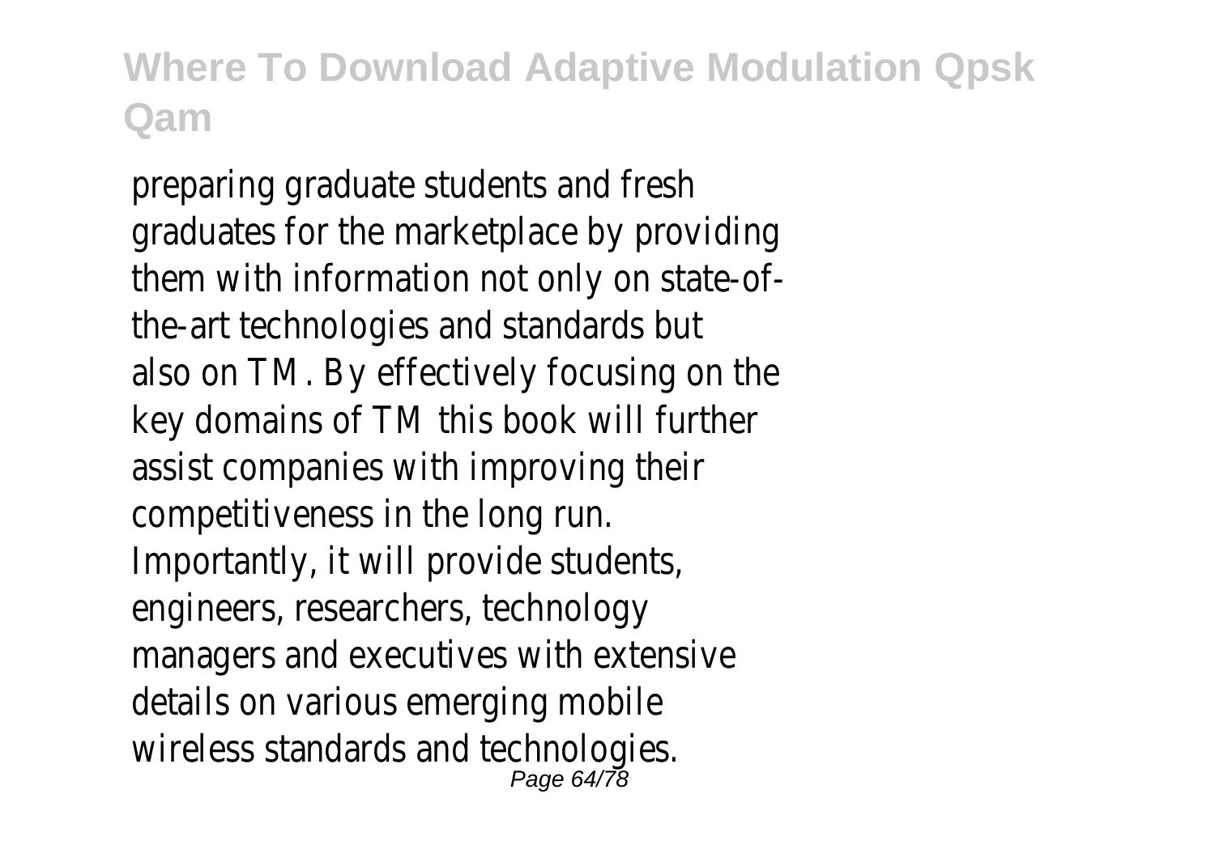preparing graduate students and fresh graduates for the marketplace by providing them with information not only on state-of-the-art technologies and standards but also on TM. By effectively focusing on the key domains of TM this book will further assist companies with improving their competitiveness in the long run. Importantly, it will provide students, engineers, researchers, technology managers and executives with extensive details on various emerging mobile wireless standards and technologies.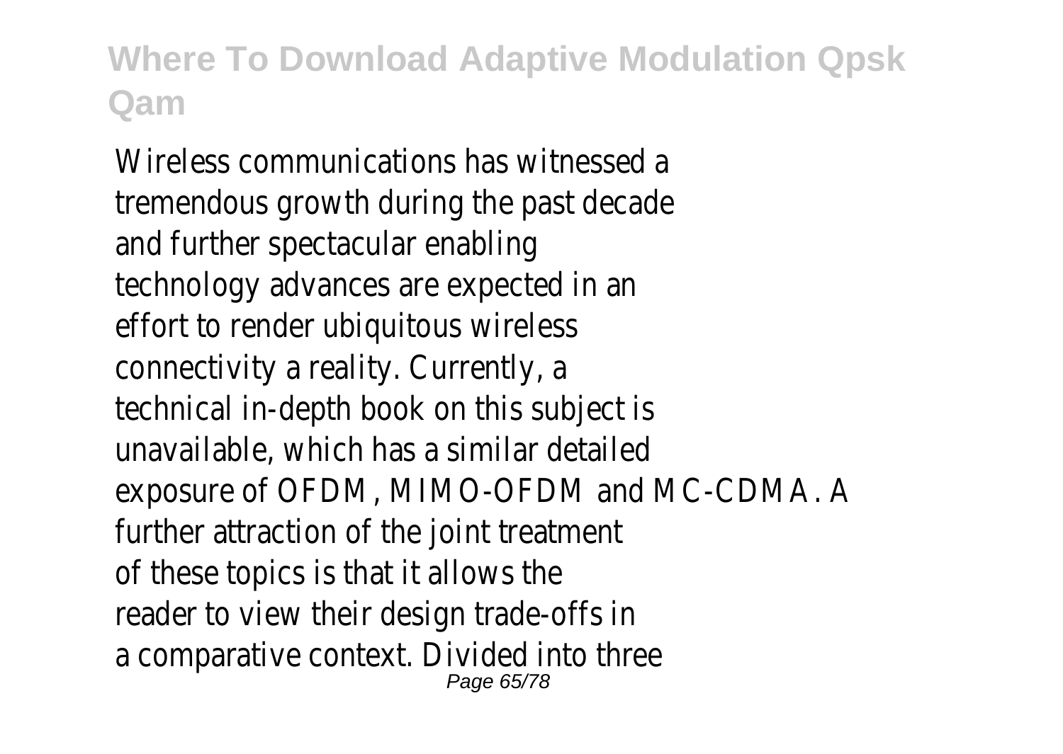Wireless communications has witnessed a tremendous growth during the past decade and further spectacular enabling technology advances are expected in an effort to render ubiquitous wireless connectivity a reality. Currently, a technical in-depth book on this subject is unavailable, which has a similar detailed exposure of OFDM, MIMO-OFDM and MC-CDMA. A further attraction of the joint treatment of these topics is that it allows the reader to view their design trade-offs in a comparative context. Divided into three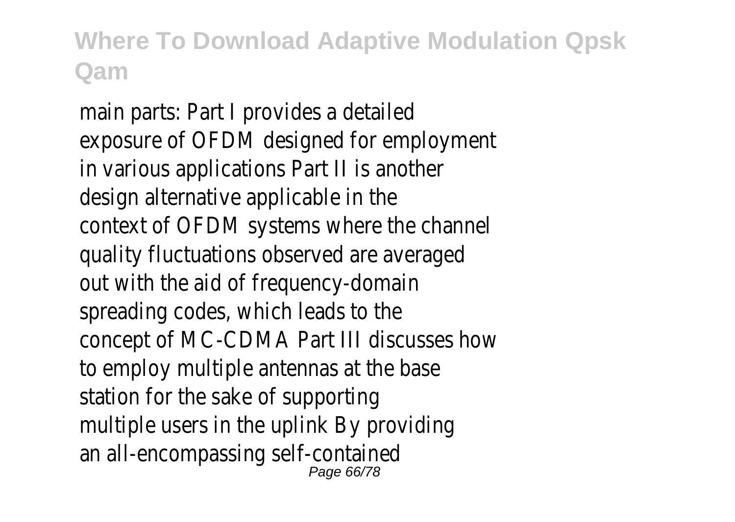main parts: Part I provides a detailed exposure of OFDM designed for employment in various applications Part II is another design alternative applicable in the context of OFDM systems where the channel quality fluctuations observed are averaged out with the aid of frequency-domain spreading codes, which leads to the concept of MC-CDMA Part III discusses how to employ multiple antennas at the base station for the sake of supporting multiple users in the uplink By providing an all-encompassing self-contained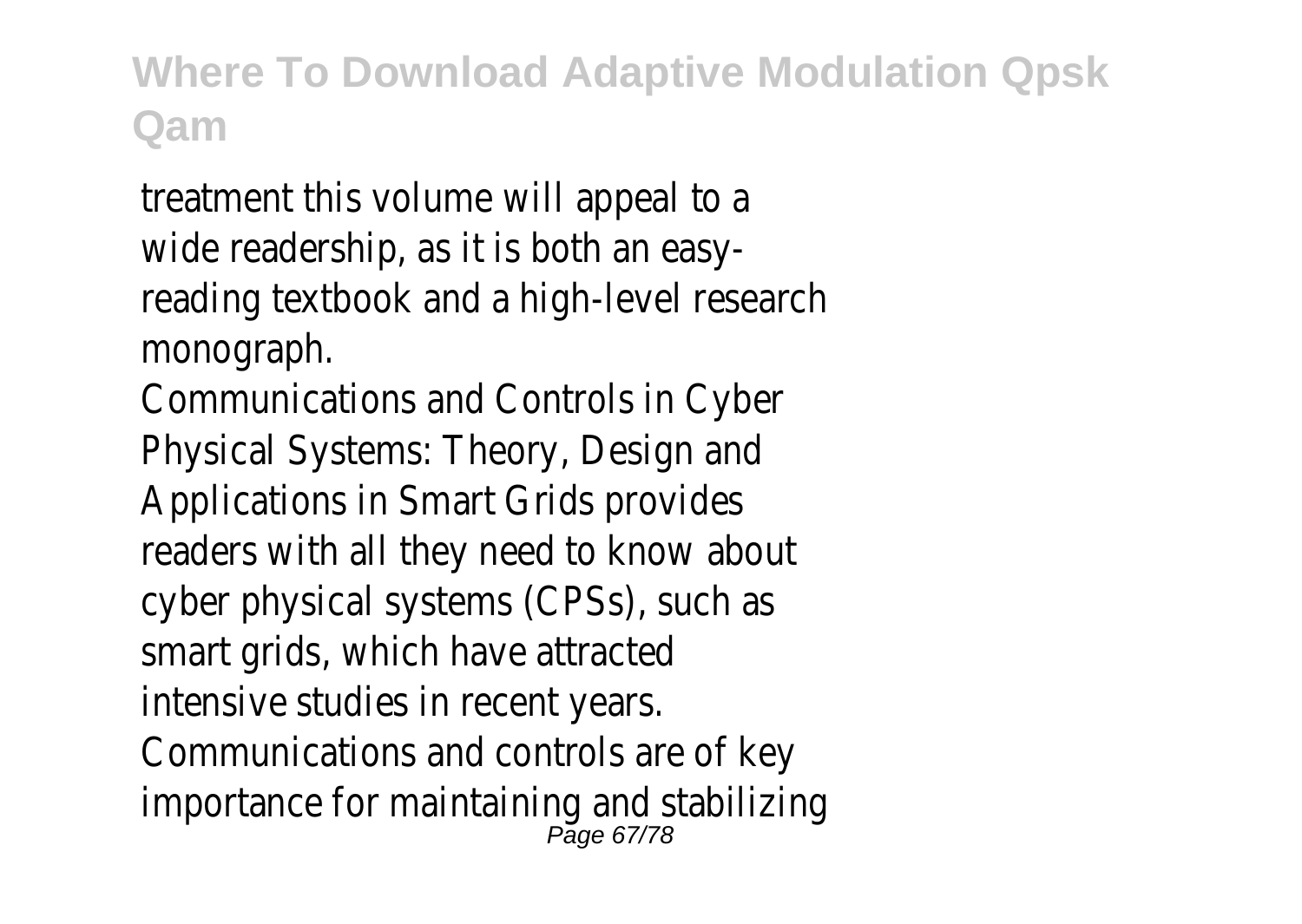treatment this volume will appeal to a wide readership, as it is both an easy-reading textbook and a high-level research monograph.

Communications and Controls in Cyber Physical Systems: Theory, Design and Applications in Smart Grids provides readers with all they need to know about cyber physical systems (CPSs), such as smart grids, which have attracted intensive studies in recent years. Communications and controls are of key importance for maintaining and stabilizing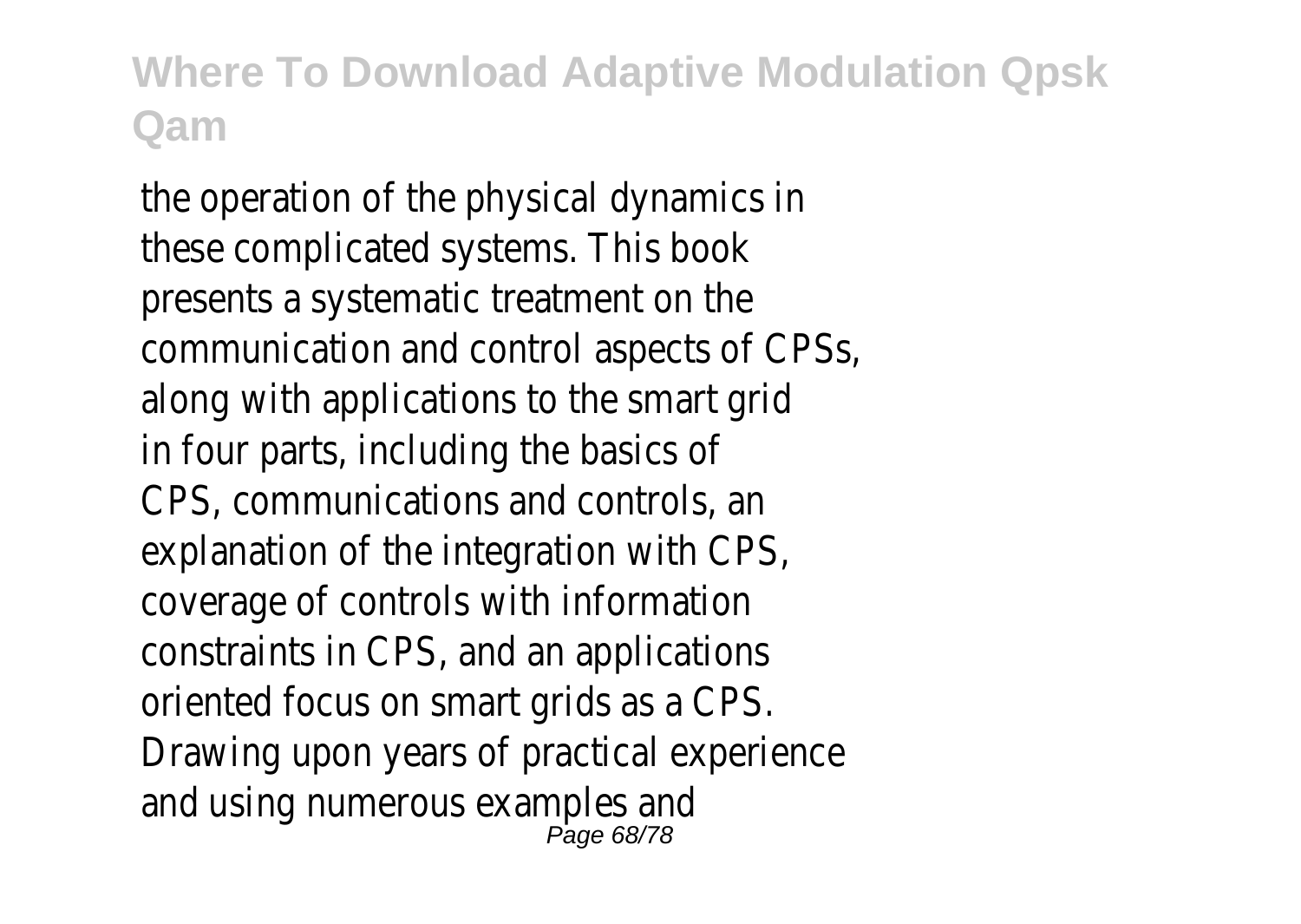the operation of the physical dynamics in these complicated systems. This book presents a systematic treatment on the communication and control aspects of CPSs, along with applications to the smart grid in four parts, including the basics of CPS, communications and controls, an explanation of the integration with CPS, coverage of controls with information constraints in CPS, and an applications oriented focus on smart grids as a CPS. Drawing upon years of practical experience and using numerous examples and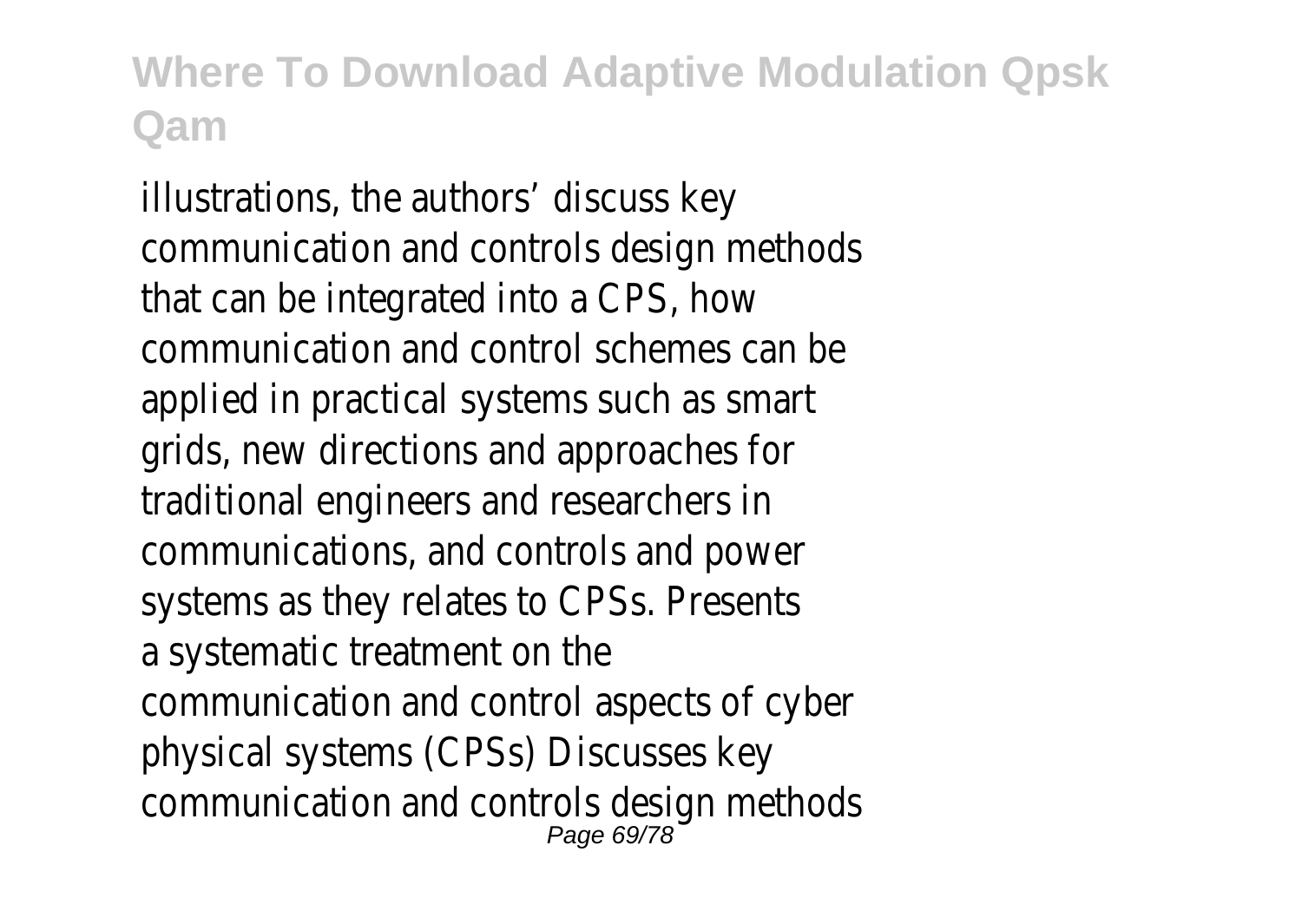illustrations, the authors' discuss key communication and controls design methods that can be integrated into a CPS, how communication and control schemes can be applied in practical systems such as smart grids, new directions and approaches for traditional engineers and researchers in communications, and controls and power systems as they relates to CPSs. Presents a systematic treatment on the communication and control aspects of cyber physical systems (CPSs) Discusses key communication and controls design methods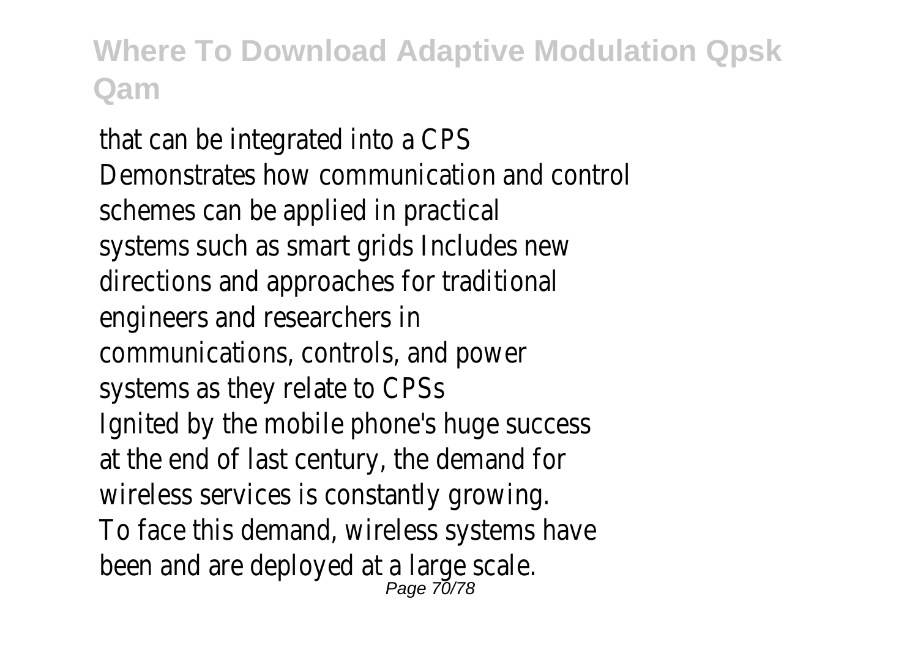that can be integrated into a CPS Demonstrates how communication and control schemes can be applied in practical systems such as smart grids Includes new directions and approaches for traditional engineers and researchers in communications, controls, and power systems as they relate to CPSs

Ignited by the mobile phone's huge success at the end of last century, the demand for wireless services is constantly growing. To face this demand, wireless systems have been and are deployed at a large scale.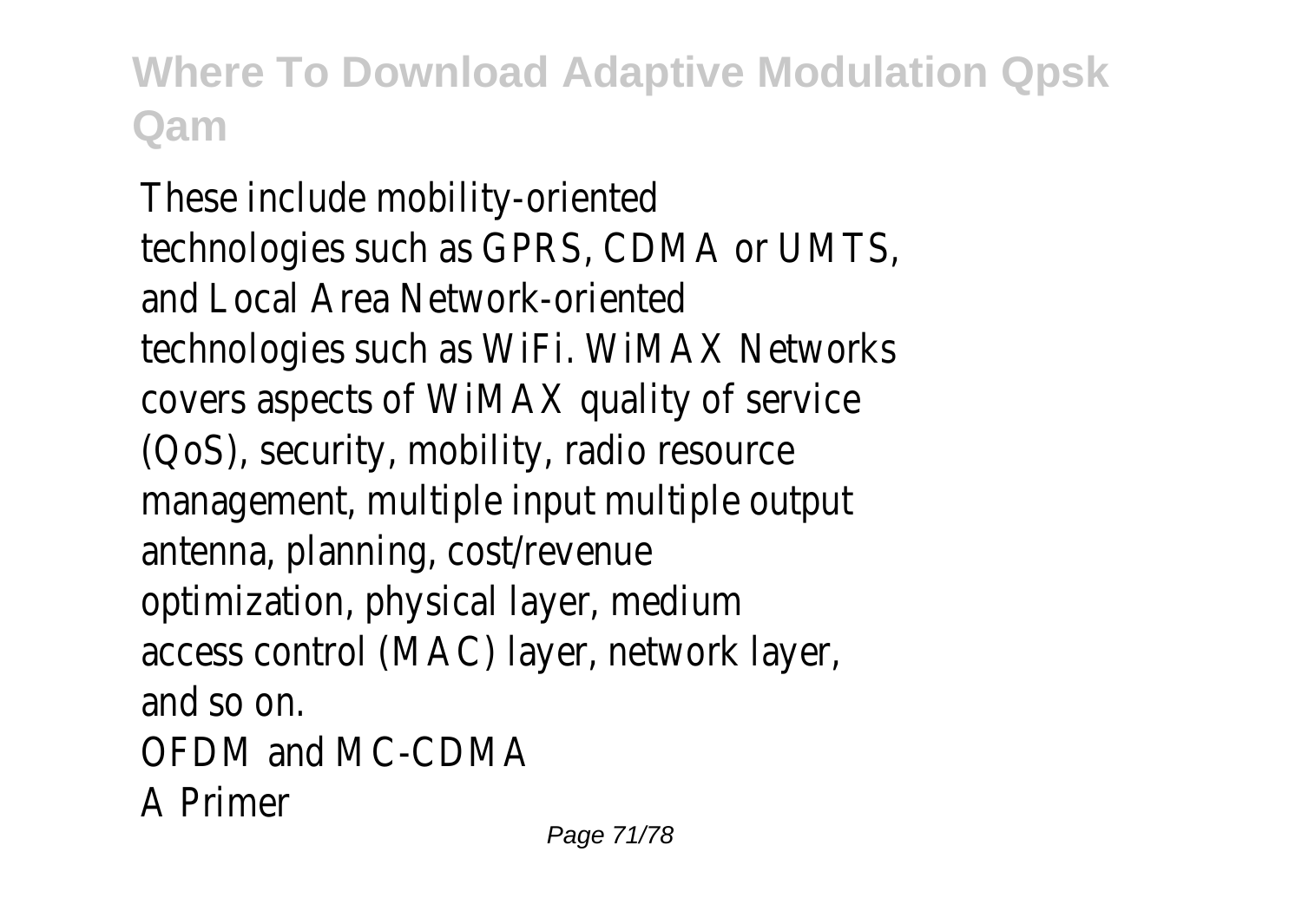These include mobility-oriented technologies such as GPRS, CDMA or UMTS, and Local Area Network-oriented technologies such as WiFi. WiMAX Networks covers aspects of WiMAX quality of service (QoS), security, mobility, radio resource management, multiple input multiple output antenna, planning, cost/revenue optimization, physical layer, medium access control (MAC) layer, network layer, and so on.

OFDM and MC-CDMA

A Primer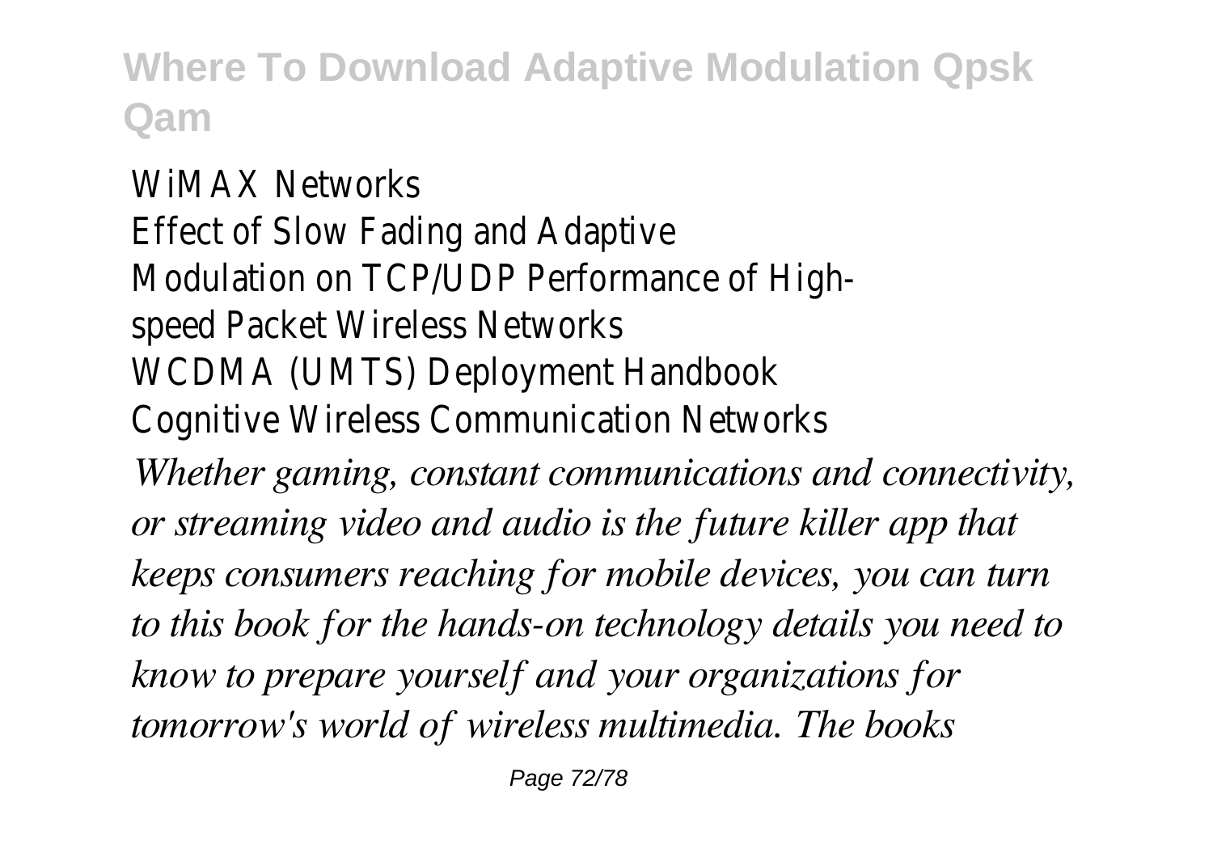WiMAX Networks
Effect of Slow Fading and Adaptive Modulation on TCP/UDP Performance of High-speed Packet Wireless Networks
WCDMA (UMTS) Deployment Handbook
Cognitive Wireless Communication Networks

*Whether gaming, constant communications and connectivity, or streaming video and audio is the future killer app that keeps consumers reaching for mobile devices, you can turn to this book for the hands-on technology details you need to know to prepare yourself and your organizations for tomorrow's world of wireless multimedia. The books*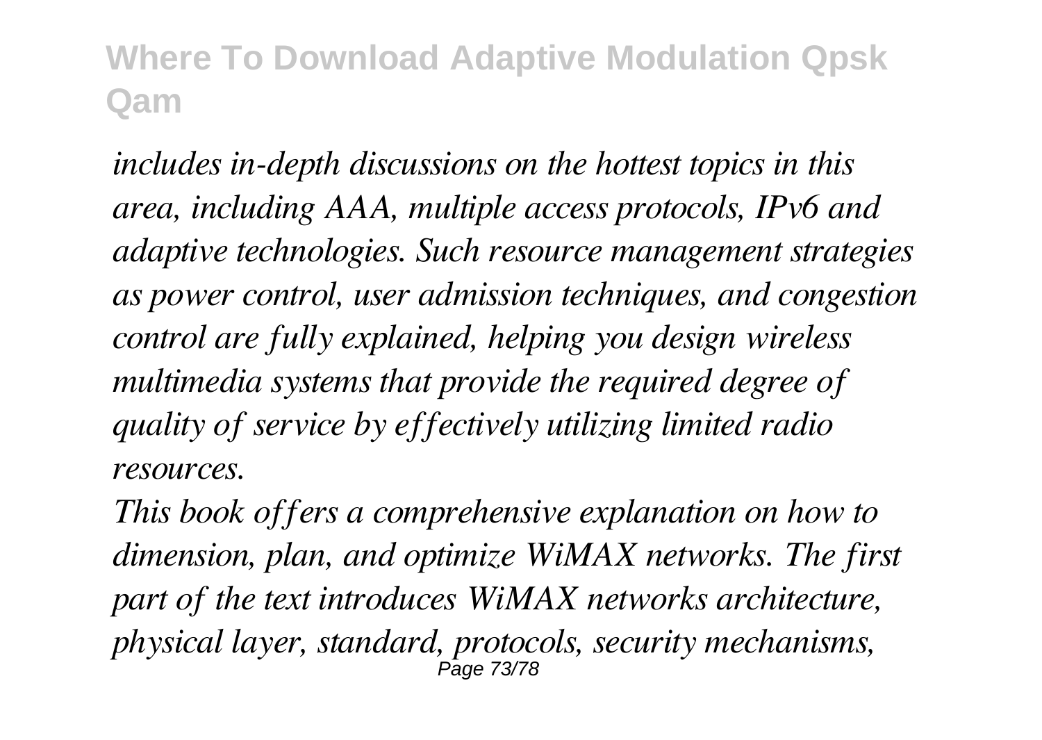*includes in-depth discussions on the hottest topics in this area, including AAA, multiple access protocols, IPv6 and adaptive technologies. Such resource management strategies as power control, user admission techniques, and congestion control are fully explained, helping you design wireless multimedia systems that provide the required degree of quality of service by effectively utilizing limited radio resources.*

*This book offers a comprehensive explanation on how to dimension, plan, and optimize WiMAX networks. The first part of the text introduces WiMAX networks architecture, physical layer, standard, protocols, security mechanisms,*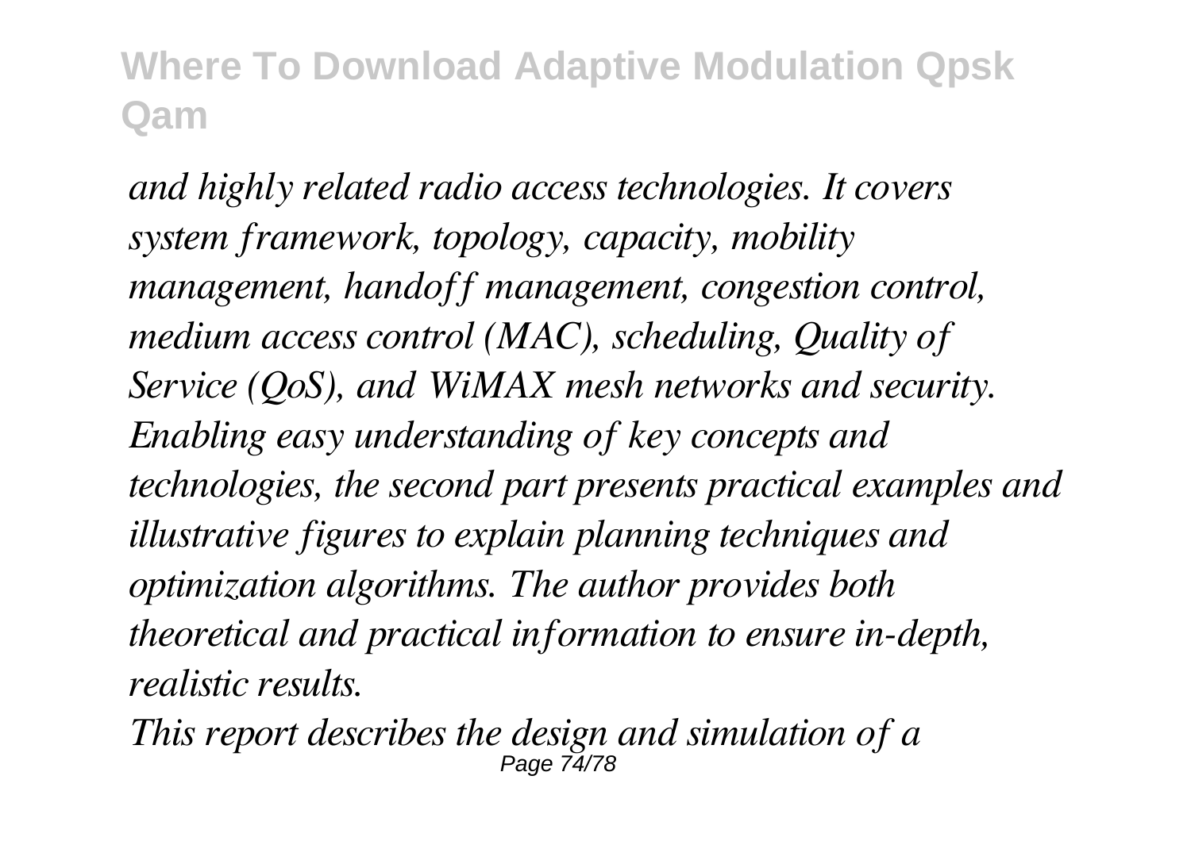*and highly related radio access technologies. It covers system framework, topology, capacity, mobility management, handoff management, congestion control, medium access control (MAC), scheduling, Quality of Service (QoS), and WiMAX mesh networks and security. Enabling easy understanding of key concepts and technologies, the second part presents practical examples and illustrative figures to explain planning techniques and optimization algorithms. The author provides both theoretical and practical information to ensure in-depth, realistic results.*

*This report describes the design and simulation of a*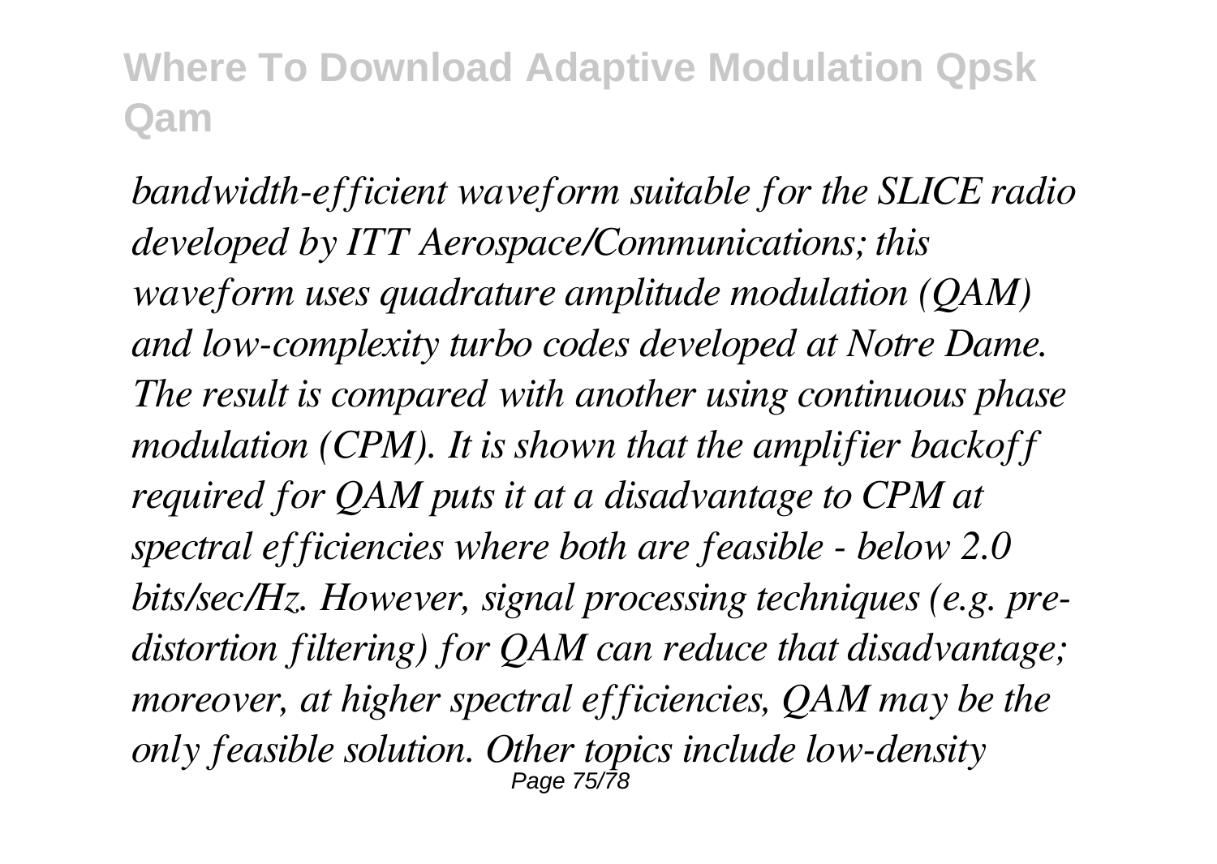*bandwidth-efficient waveform suitable for the SLICE radio developed by ITT Aerospace/Communications; this waveform uses quadrature amplitude modulation (QAM) and low-complexity turbo codes developed at Notre Dame. The result is compared with another using continuous phase modulation (CPM). It is shown that the amplifier backoff required for QAM puts it at a disadvantage to CPM at spectral efficiencies where both are feasible - below 2.0 bits/sec/Hz. However, signal processing techniques (e.g. pre-distortion filtering) for QAM can reduce that disadvantage; moreover, at higher spectral efficiencies, QAM may be the only feasible solution. Other topics include low-density*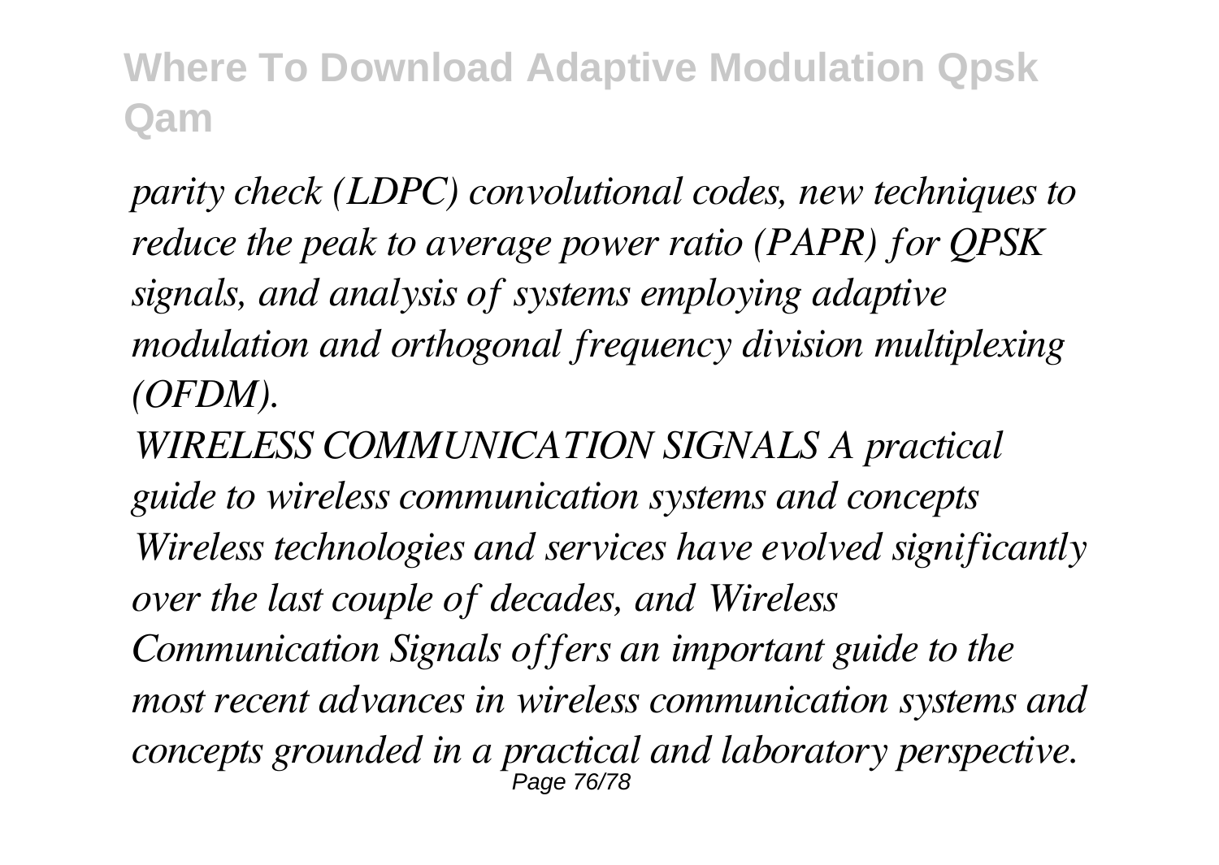*parity check (LDPC) convolutional codes, new techniques to reduce the peak to average power ratio (PAPR) for QPSK signals, and analysis of systems employing adaptive modulation and orthogonal frequency division multiplexing (OFDM).*

*WIRELESS COMMUNICATION SIGNALS A practical guide to wireless communication systems and concepts Wireless technologies and services have evolved significantly over the last couple of decades, and Wireless Communication Signals offers an important guide to the most recent advances in wireless communication systems and concepts grounded in a practical and laboratory perspective.*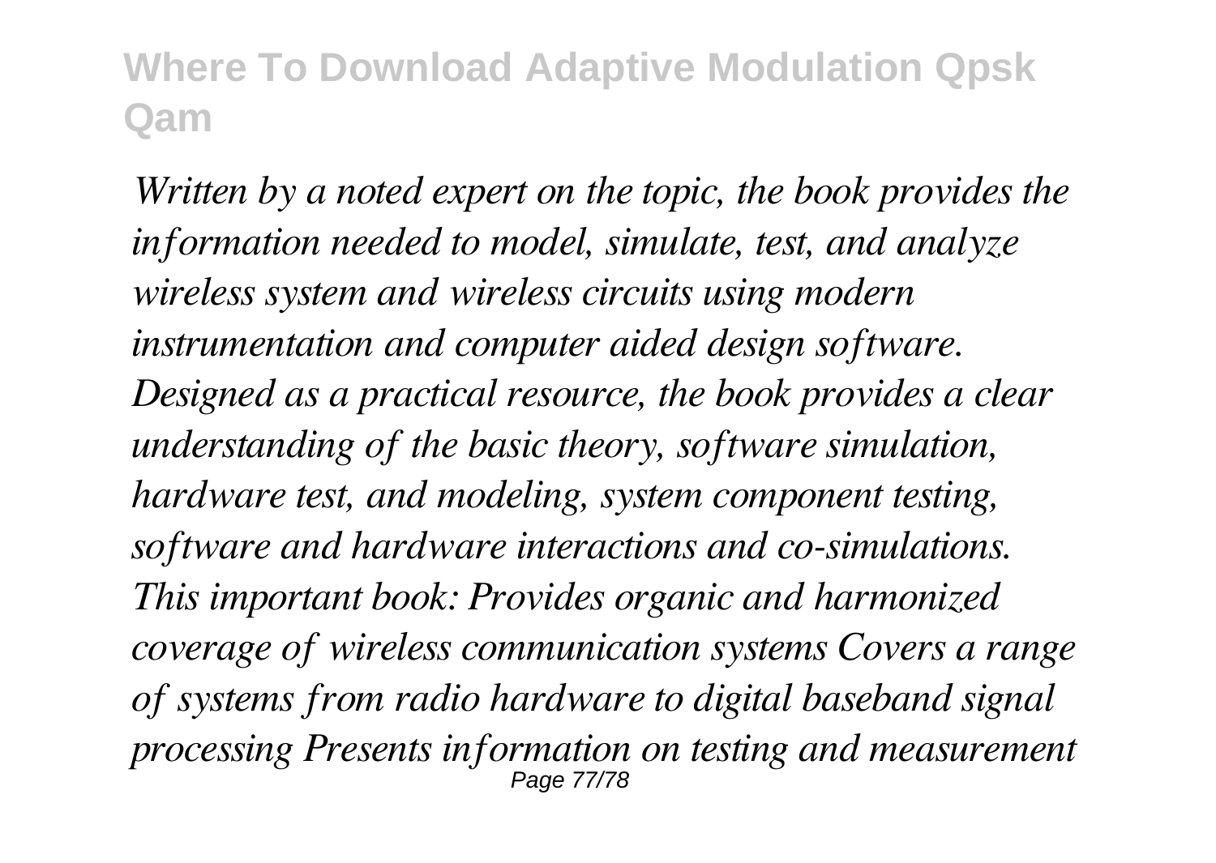*Written by a noted expert on the topic, the book provides the information needed to model, simulate, test, and analyze wireless system and wireless circuits using modern instrumentation and computer aided design software. Designed as a practical resource, the book provides a clear understanding of the basic theory, software simulation, hardware test, and modeling, system component testing, software and hardware interactions and co-simulations. This important book: Provides organic and harmonized coverage of wireless communication systems Covers a range of systems from radio hardware to digital baseband signal processing Presents information on testing and measurement*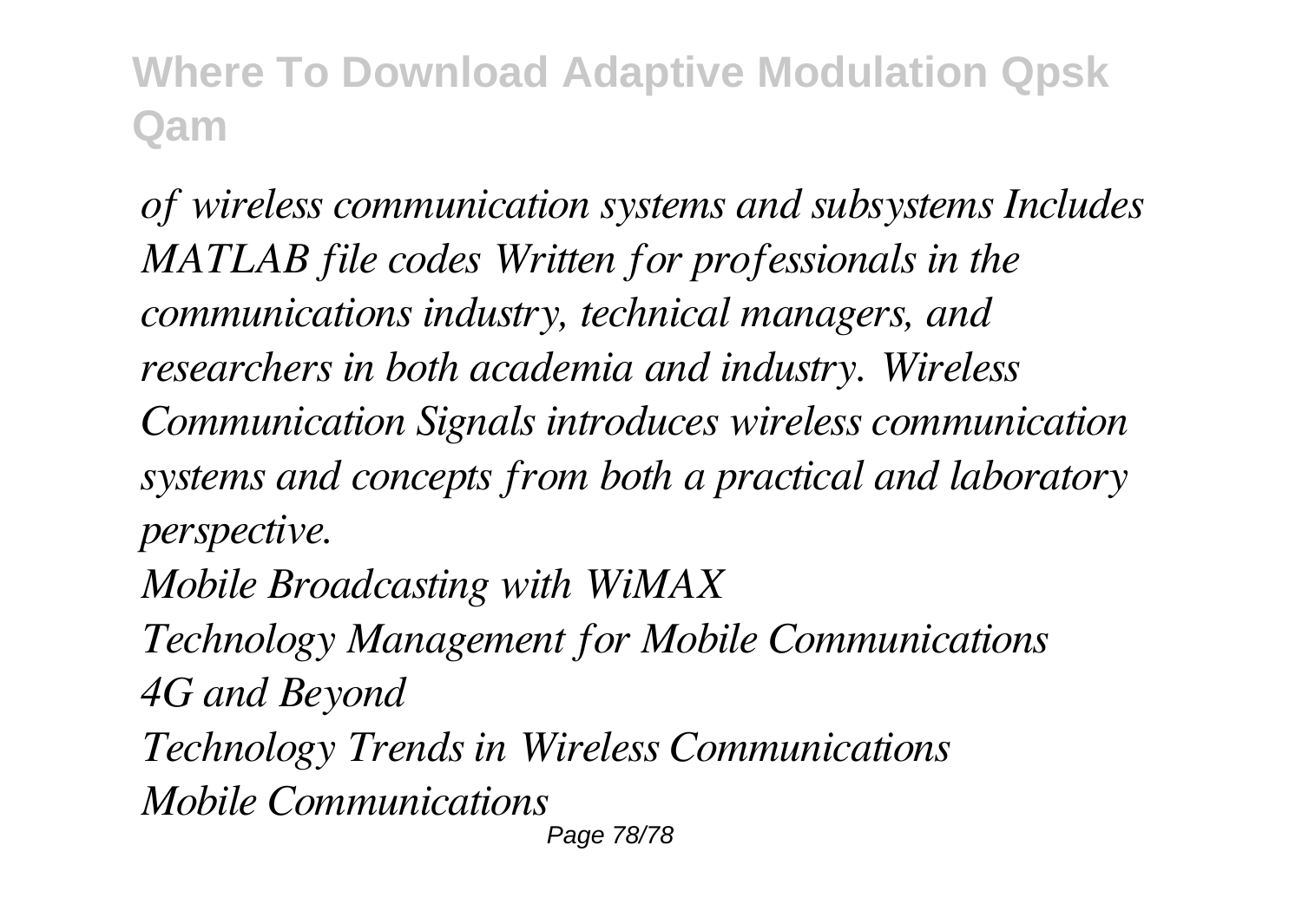*of wireless communication systems and subsystems Includes MATLAB file codes Written for professionals in the communications industry, technical managers, and researchers in both academia and industry. Wireless Communication Signals introduces wireless communication systems and concepts from both a practical and laboratory perspective.*

*Mobile Broadcasting with WiMAX*

*Technology Management for Mobile Communications*

*4G and Beyond*

*Technology Trends in Wireless Communications*

*Mobile Communications*